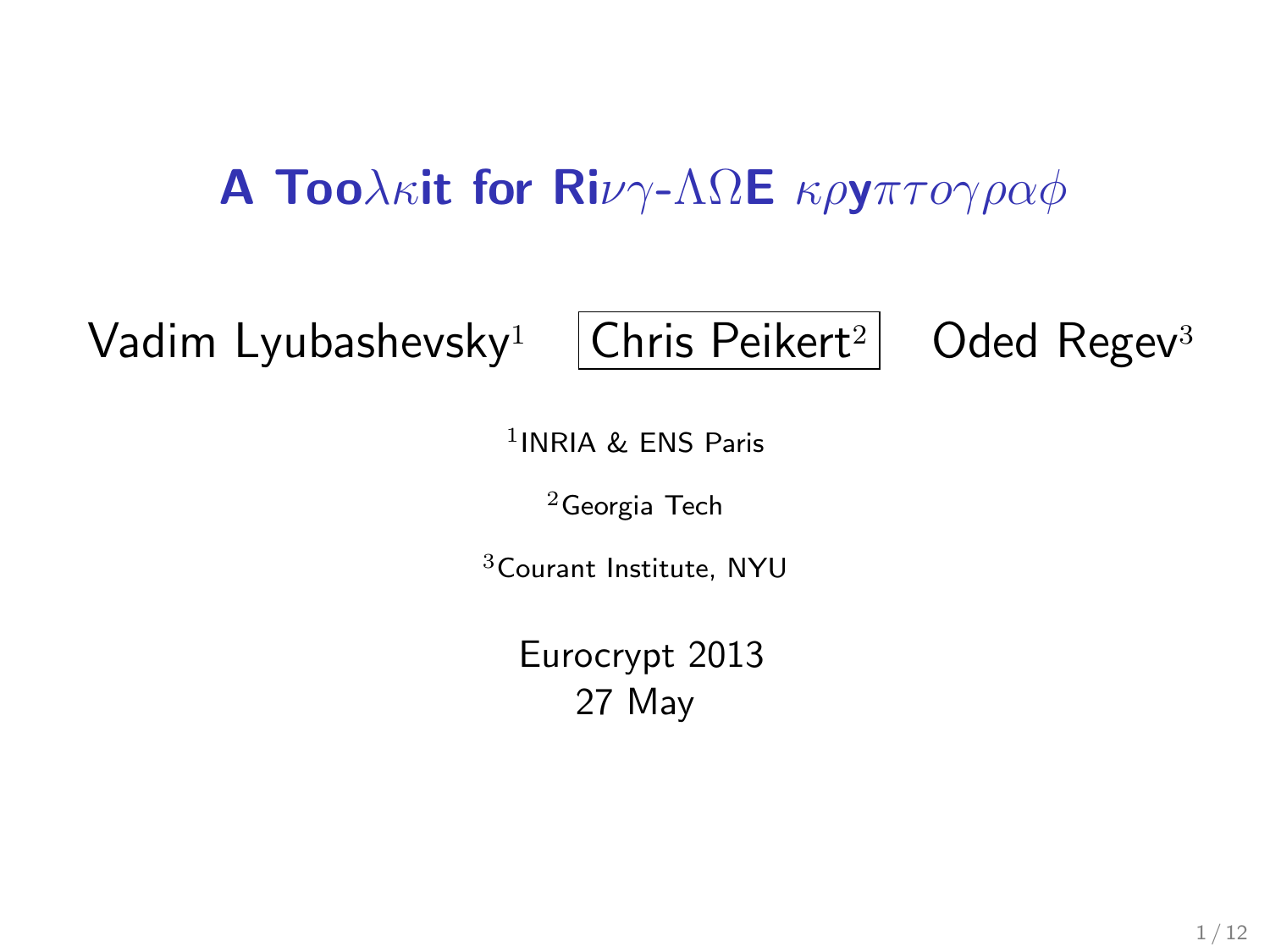# A Too$\lambda\kappa$it for Ri$\nu\gamma$-$\Lambda\Omega$E $\kappa\rho$y$\pi\tau o\gamma\rho\alpha\phi$

Vadim Lyubashevsky[1] Chris Peikert[2] Oded Regev[3]

[1]INRIA & ENS Paris

[2]Georgia Tech

[3]Courant Institute, NYU

Eurocrypt 2013
27 May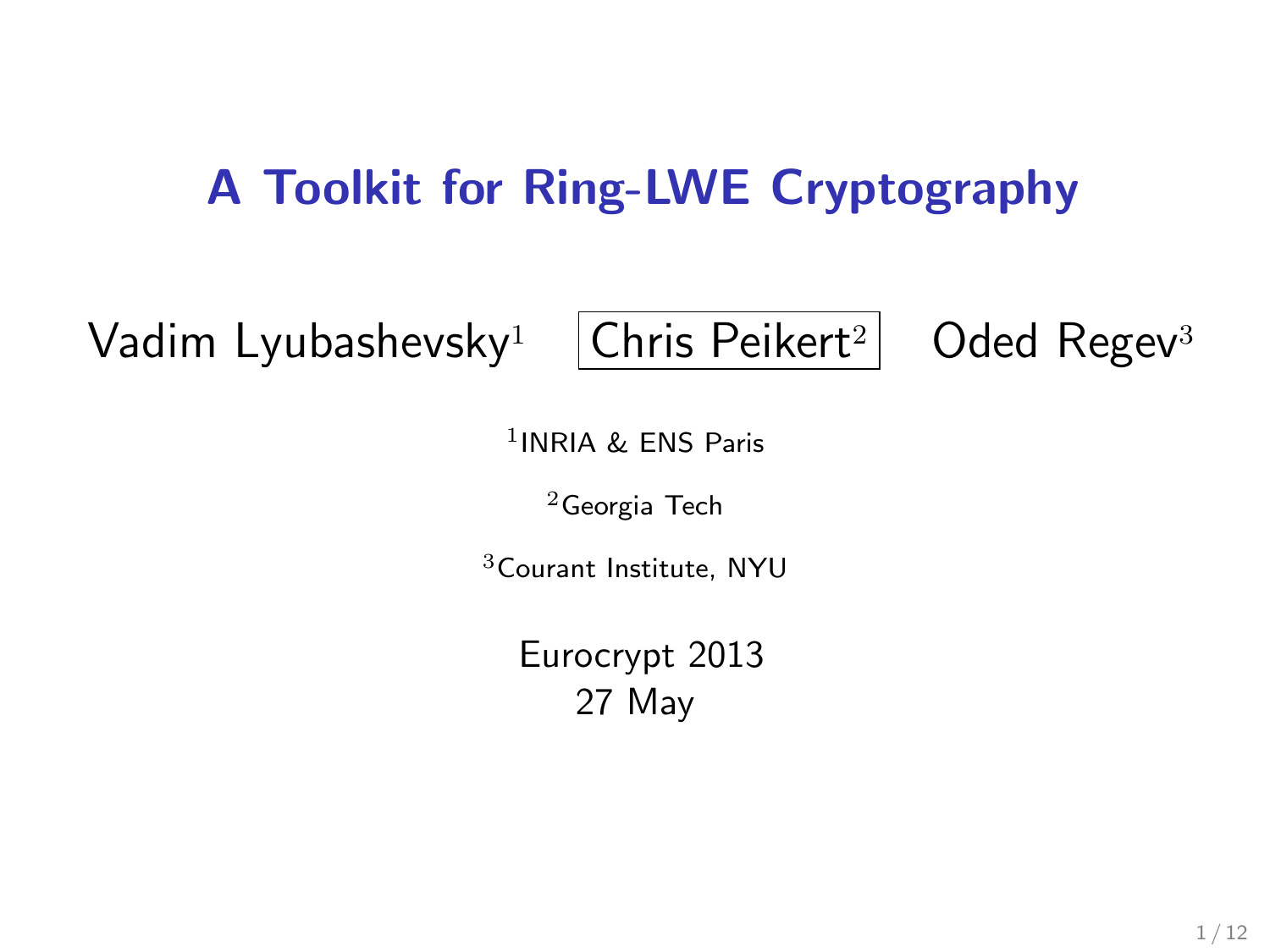# A Toolkit for Ring-LWE Cryptography

Vadim Lyubashevsky[1] Chris Peikert[2] Oded Regev[3]

[1]INRIA & ENS Paris

[2]Georgia Tech

[3]Courant Institute, NYU

Eurocrypt 2013
27 May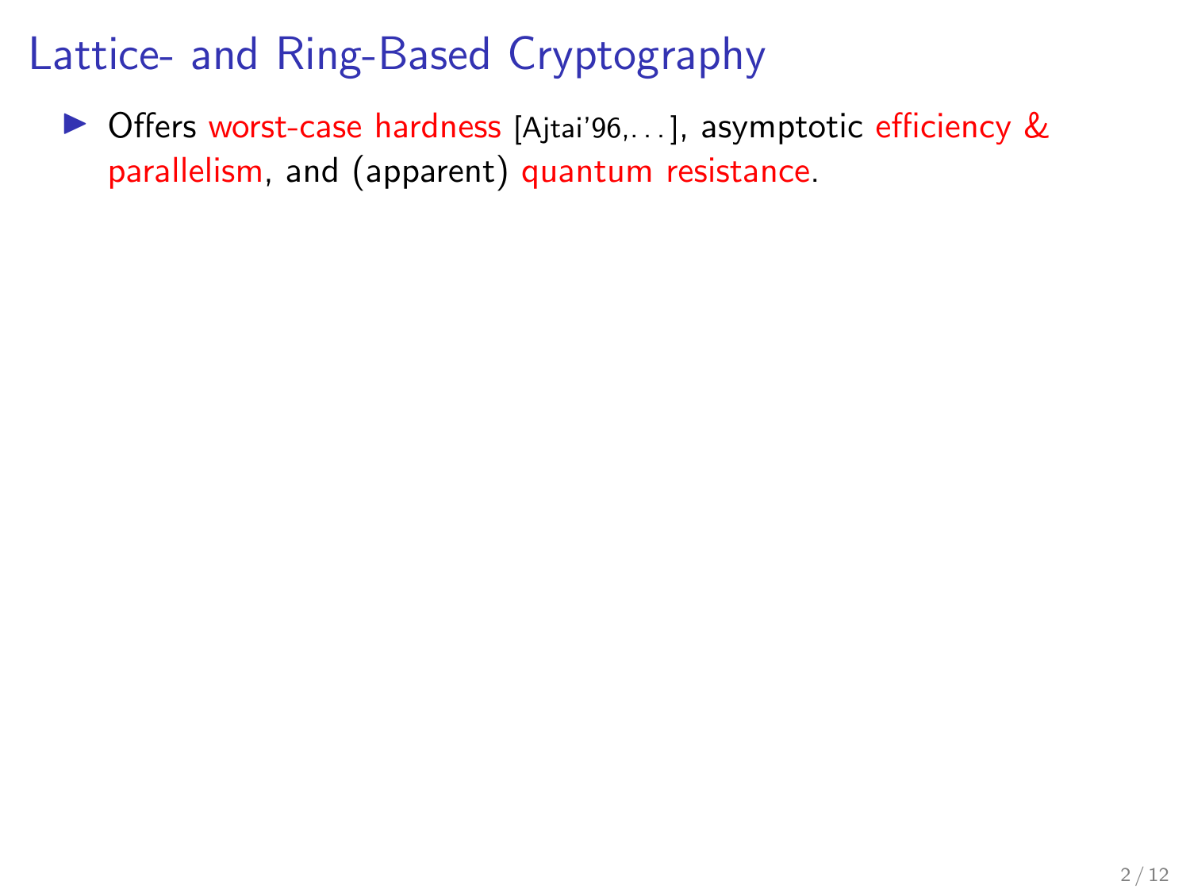# Lattice- and Ring-Based Cryptography

- Offers worst-case hardness [Ajtai'96,...], asymptotic efficiency & parallelism, and (apparent) quantum resistance.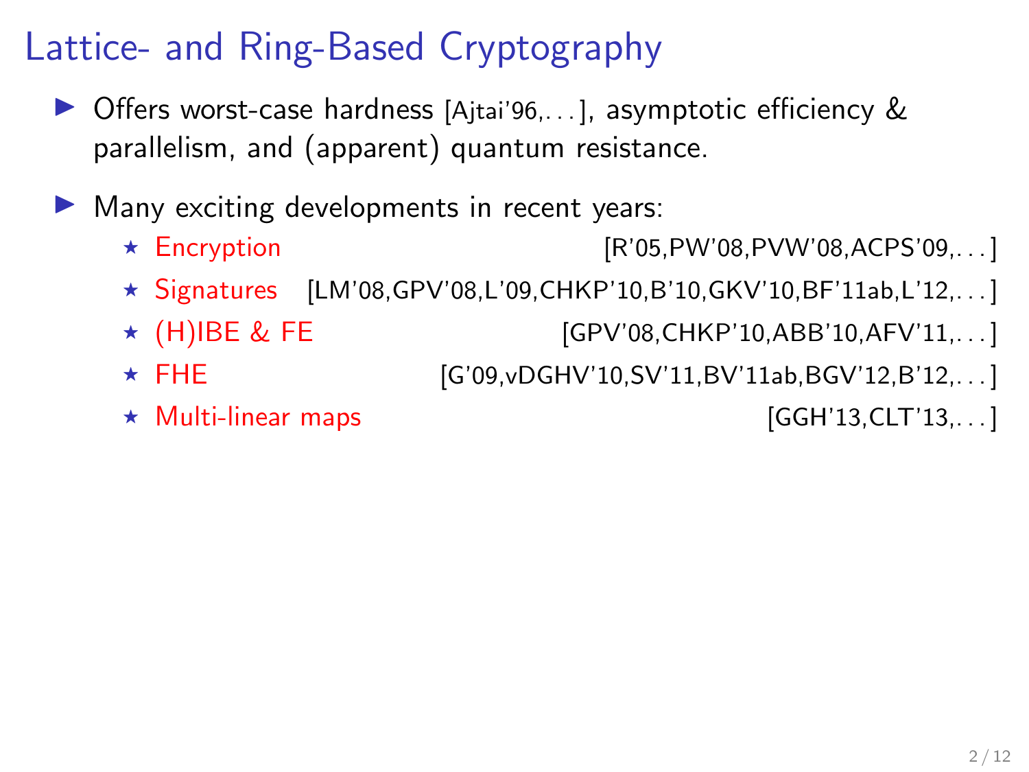# Lattice- and Ring-Based Cryptography

- Offers worst-case hardness [Ajtai'96,...], asymptotic efficiency & parallelism, and (apparent) quantum resistance.
- Many exciting developments in recent years:
  - ⋆ Encryption [R'05,PW'08,PVW'08,ACPS'09,...]
  - ⋆ Signatures [LM'08,GPV'08,L'09,CHKP'10,B'10,GKV'10,BF'11ab,L'12,...]
  - ⋆ (H)IBE & FE [GPV'08,CHKP'10,ABB'10,AFV'11,...]
  - ⋆ FHE [G'09,vDGHV'10,SV'11,BV'11ab,BGV'12,B'12,...]
  - ⋆ Multi-linear maps [GGH'13,CLT'13,...]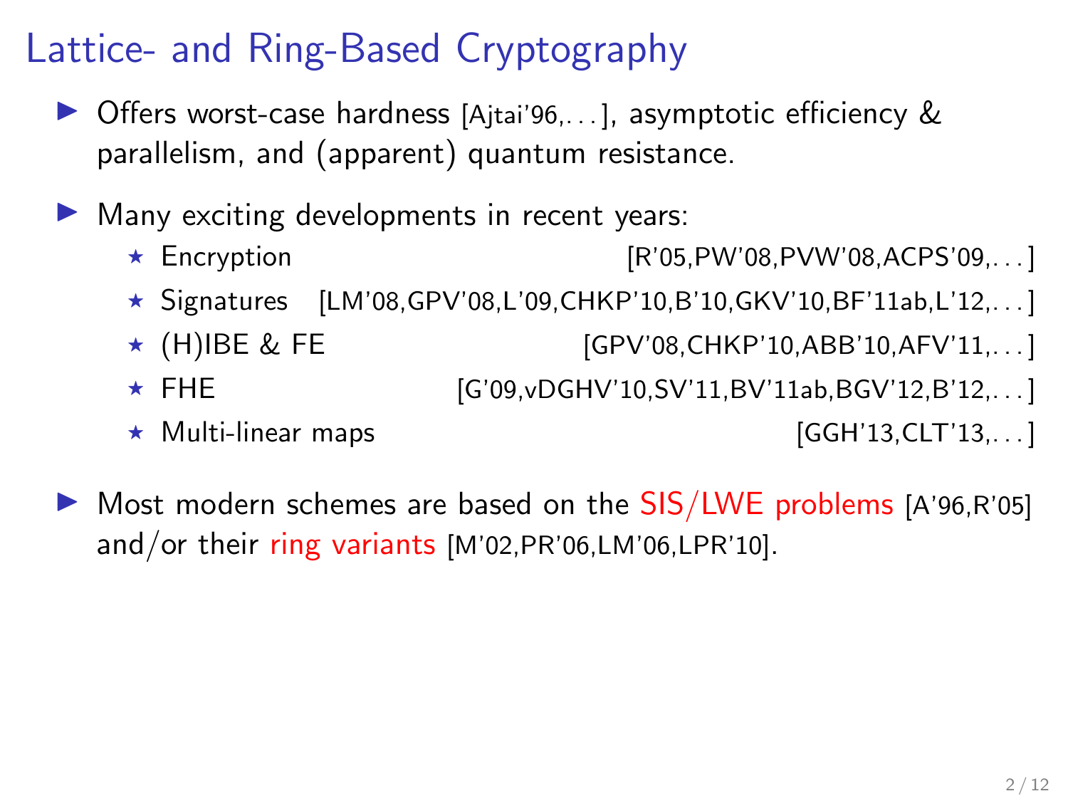# Lattice- and Ring-Based Cryptography

- Offers worst-case hardness [Ajtai'96,...], asymptotic efficiency & parallelism, and (apparent) quantum resistance.
- Many exciting developments in recent years:
  - Encryption [R'05,PW'08,PVW'08,ACPS'09,...]
  - Signatures [LM'08,GPV'08,L'09,CHKP'10,B'10,GKV'10,BF'11ab,L'12,...]
  - (H)IBE & FE [GPV'08,CHKP'10,ABB'10,AFV'11,...]
  - FHE [G'09,vDGHV'10,SV'11,BV'11ab,BGV'12,B'12,...]
  - Multi-linear maps [GGH'13,CLT'13,...]
- Most modern schemes are based on the SIS/LWE problems [A'96,R'05] and/or their ring variants [M'02,PR'06,LM'06,LPR'10].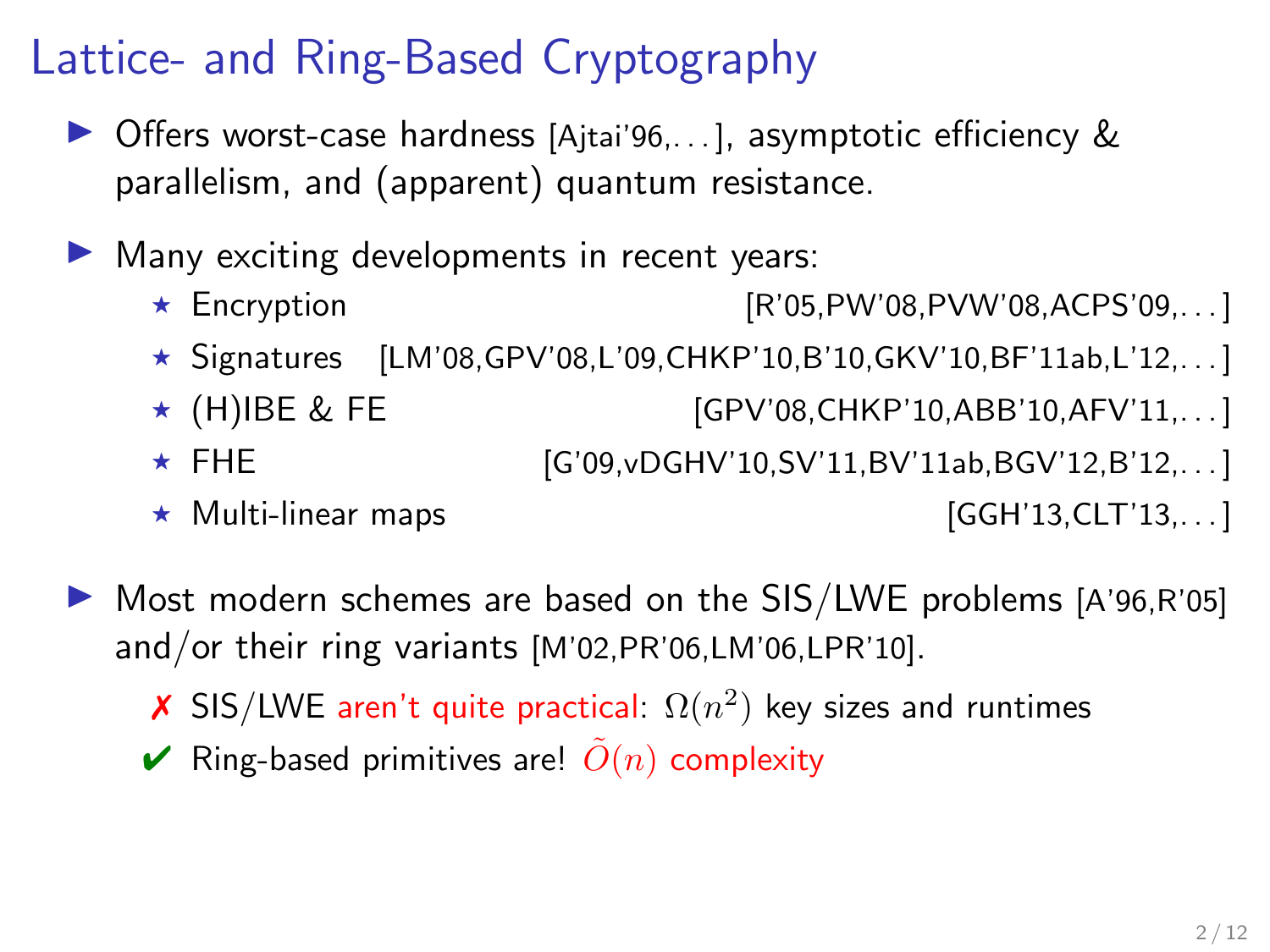# Lattice- and Ring-Based Cryptography

- Offers worst-case hardness [Ajtai'96,...], asymptotic efficiency & parallelism, and (apparent) quantum resistance.
- Many exciting developments in recent years:
  - Encryption [R'05,PW'08,PVW'08,ACPS'09,...]
  - Signatures [LM'08,GPV'08,L'09,CHKP'10,B'10,GKV'10,BF'11ab,L'12,...]
  - (H)IBE & FE [GPV'08,CHKP'10,ABB'10,AFV'11,...]
  - FHE [G'09,vDGHV'10,SV'11,BV'11ab,BGV'12,B'12,...]
  - Multi-linear maps [GGH'13,CLT'13,...]
- Most modern schemes are based on the SIS/LWE problems [A'96,R'05] and/or their ring variants [M'02,PR'06,LM'06,LPR'10].
  - ✗ SIS/LWE aren't quite practical: $\Omega(n^2)$ key sizes and runtimes
  - ✔ Ring-based primitives are! $\tilde{O}(n)$ complexity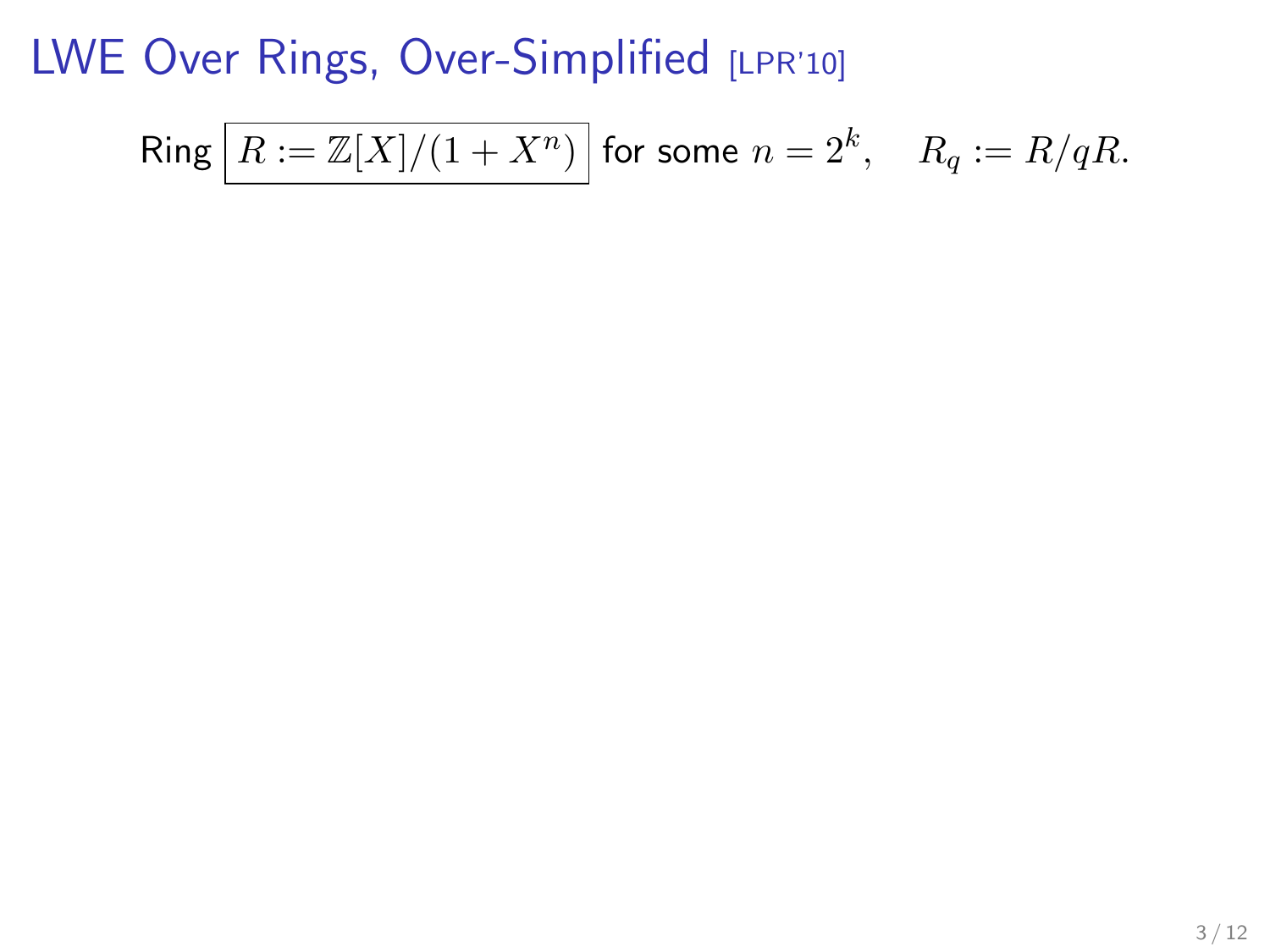# LWE Over Rings, Over-Simplified [LPR'10]

Ring $\boxed{R := \mathbb{Z}[X]/(1 + X^n)}$ for some $n = 2^k$, $\quad R_q := R/qR$.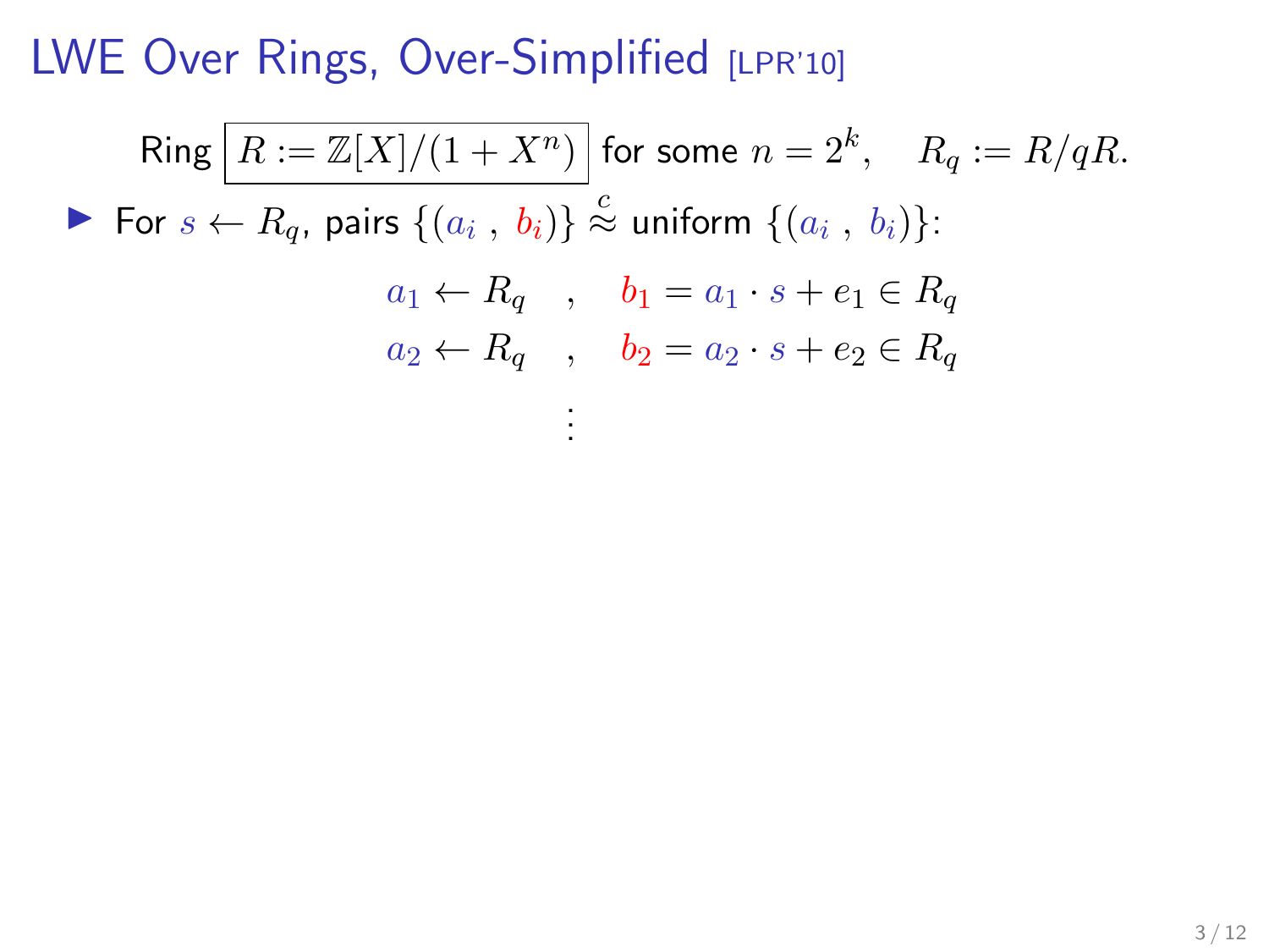# LWE Over Rings, Over-Simplified [LPR'10]

Ring $\boxed{R := \mathbb{Z}[X]/(1 + X^n)}$ for some $n = 2^k$, $\quad R_q := R/qR$.

- For $s \leftarrow R_q$, pairs $\{(a_i\ ,\ b_i)\} \overset{c}{\approx}$ uniform $\{(a_i\ ,\ b_i)\}$:

$$
\begin{aligned}
a_1 \leftarrow R_q \quad &, \quad b_1 = a_1 \cdot s + e_1 \in R_q \\
a_2 \leftarrow R_q \quad &, \quad b_2 = a_2 \cdot s + e_2 \in R_q \\
&\vdots
\end{aligned}
$$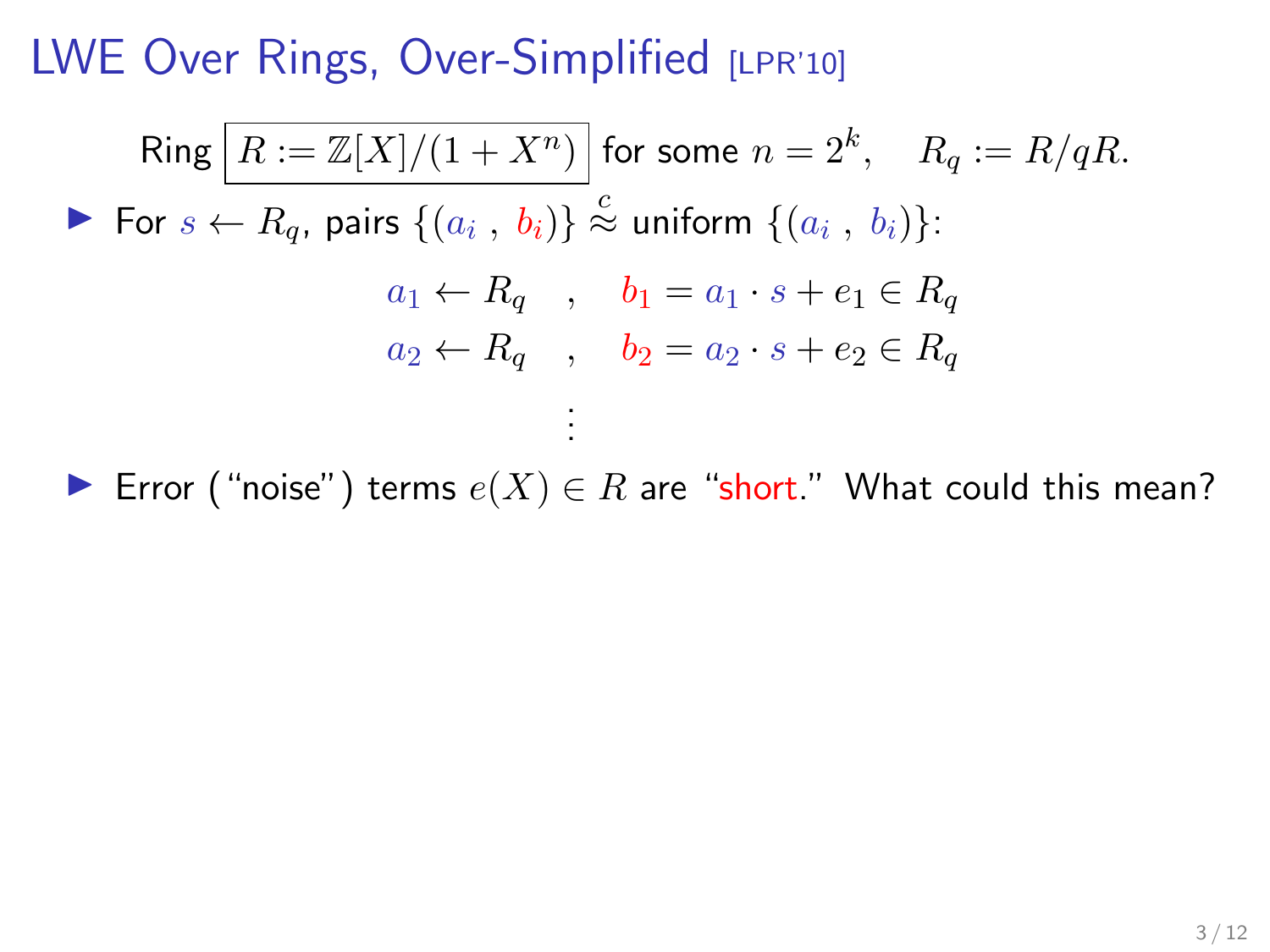# LWE Over Rings, Over-Simplified [LPR'10]

$$\text{Ring } \boxed{R := \mathbb{Z}[X]/(1 + X^n)} \text{ for some } n = 2^k, \quad R_q := R/qR.$$

- For $s \leftarrow R_q$, pairs $\{(a_i\ ,\ b_i)\} \stackrel{c}{\approx}$ uniform $\{(a_i\ ,\ b_i)\}$:

$$\begin{aligned} a_1 \leftarrow R_q \quad &, \quad b_1 = a_1 \cdot s + e_1 \in R_q \\ a_2 \leftarrow R_q \quad &, \quad b_2 = a_2 \cdot s + e_2 \in R_q \\ &\vdots \end{aligned}$$

- Error ("noise") terms $e(X) \in R$ are "short." What could this mean?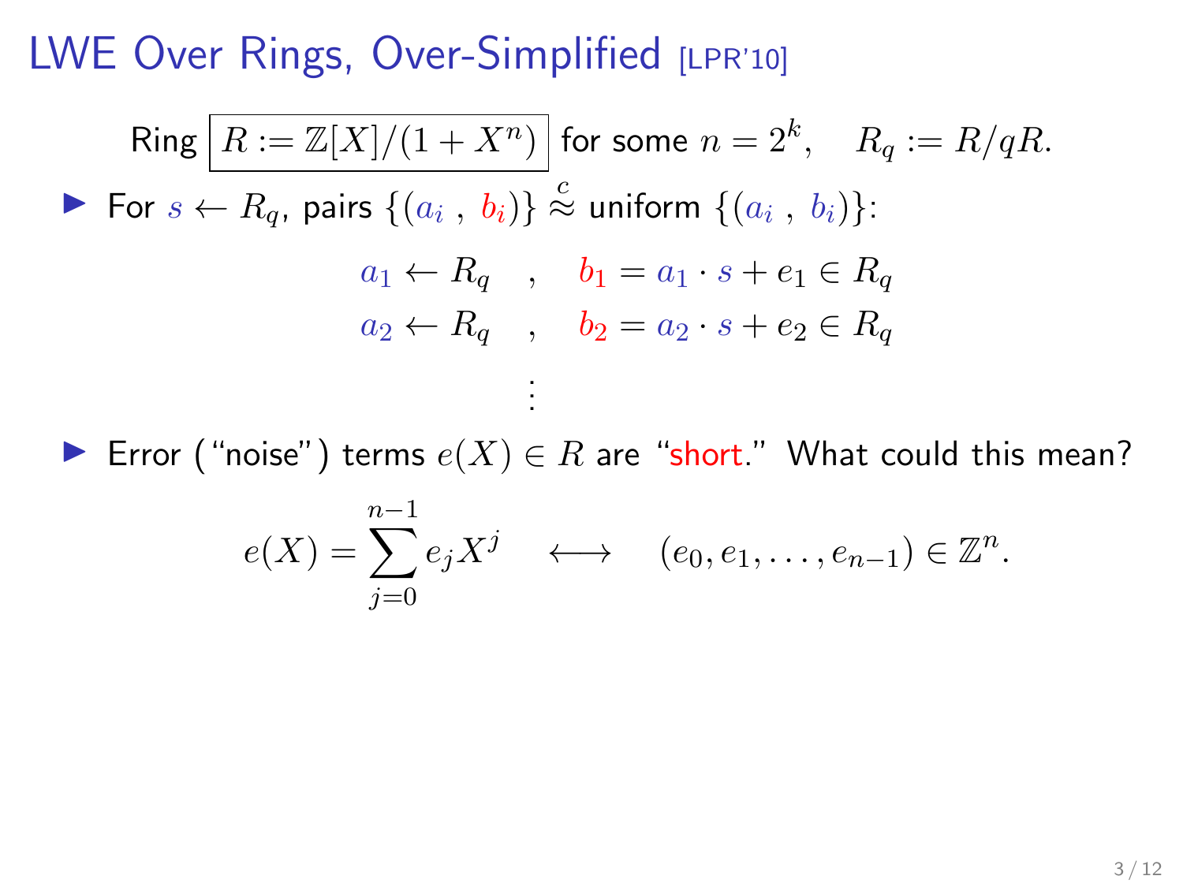# LWE Over Rings, Over-Simplified [LPR'10]

Ring $\boxed{R := \mathbb{Z}[X]/(1+X^n)}$ for some $n = 2^k$, $\quad R_q := R/qR$.

- For $s \leftarrow R_q$, pairs $\{(a_i\ ,\ b_i)\} \overset{c}{\approx}$ uniform $\{(a_i\ ,\ b_i)\}$:

$$
\begin{aligned}
a_1 \leftarrow R_q \quad &, \quad b_1 = a_1 \cdot s + e_1 \in R_q \\
a_2 \leftarrow R_q \quad &, \quad b_2 = a_2 \cdot s + e_2 \in R_q \\
&\vdots
\end{aligned}
$$

- Error ("noise") terms $e(X) \in R$ are "short." What could this mean?

$$
e(X) = \sum_{j=0}^{n-1} e_j X^j \quad \longleftrightarrow \quad (e_0, e_1, \ldots, e_{n-1}) \in \mathbb{Z}^n.
$$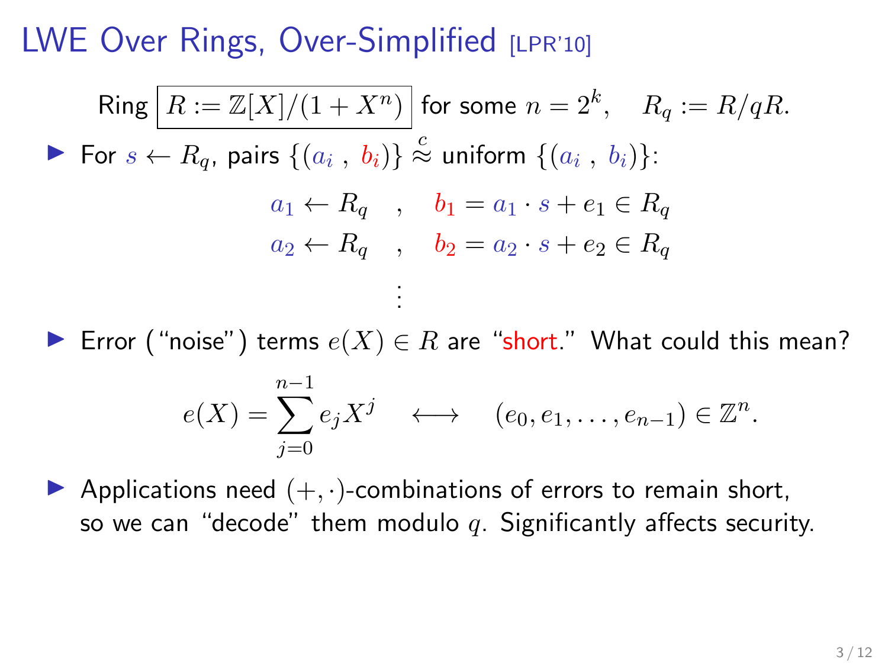# LWE Over Rings, Over-Simplified [LPR'10]

Ring $\boxed{R := \mathbb{Z}[X]/(1+X^n)}$ for some $n = 2^k$, $\quad R_q := R/qR$.

- For $s \leftarrow R_q$, pairs $\{(a_i\ ,\ b_i)\} \overset{c}{\approx}$ uniform $\{(a_i\ ,\ b_i)\}$:

$$
\begin{aligned}
a_1 \leftarrow R_q \quad &, \quad b_1 = a_1 \cdot s + e_1 \in R_q \\
a_2 \leftarrow R_q \quad &, \quad b_2 = a_2 \cdot s + e_2 \in R_q \\
&\vdots
\end{aligned}
$$

- Error ("noise") terms $e(X) \in R$ are "short." What could this mean?

$$
e(X) = \sum_{j=0}^{n-1} e_j X^j \quad \longleftrightarrow \quad (e_0, e_1, \ldots, e_{n-1}) \in \mathbb{Z}^n.
$$

- Applications need $(+, \cdot)$-combinations of errors to remain short, so we can "decode" them modulo $q$. Significantly affects security.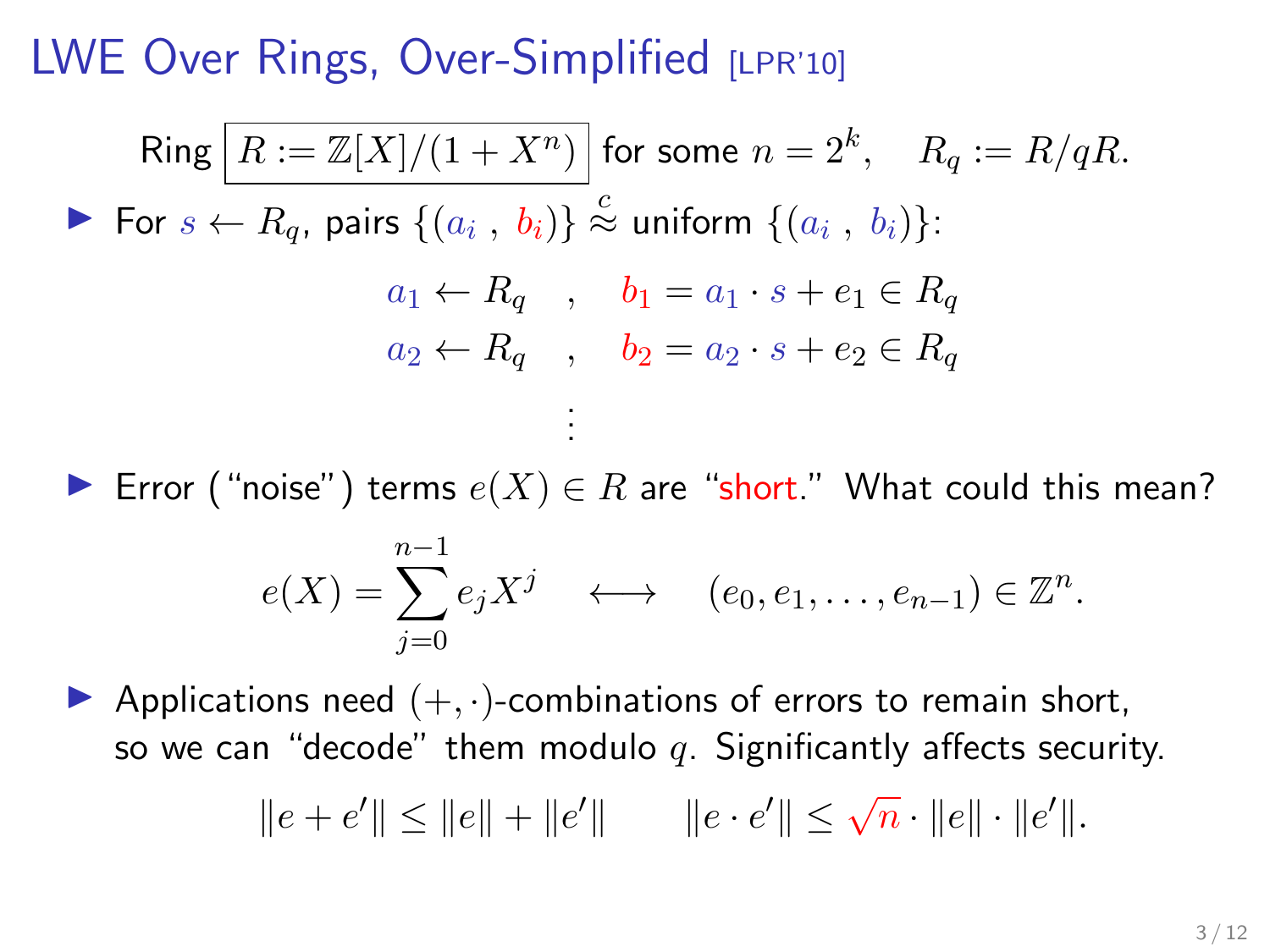# LWE Over Rings, Over-Simplified [LPR'10]

Ring $\boxed{R := \mathbb{Z}[X]/(1+X^n)}$ for some $n = 2^k$, $\quad R_q := R/qR$.

- For $s \leftarrow R_q$, pairs $\{(a_i\ ,\ b_i)\} \overset{c}{\approx}$ uniform $\{(a_i\ ,\ b_i)\}$:

$$
\begin{aligned}
a_1 \leftarrow R_q \quad &, \quad b_1 = a_1 \cdot s + e_1 \in R_q \\
a_2 \leftarrow R_q \quad &, \quad b_2 = a_2 \cdot s + e_2 \in R_q \\
&\vdots
\end{aligned}
$$

- Error ("noise") terms $e(X) \in R$ are "short." What could this mean?

$$
e(X) = \sum_{j=0}^{n-1} e_j X^j \quad \longleftrightarrow \quad (e_0, e_1, \ldots, e_{n-1}) \in \mathbb{Z}^n.
$$

- Applications need $(+, \cdot)$-combinations of errors to remain short, so we can "decode" them modulo $q$. Significantly affects security.

$$
\|e + e'\| \le \|e\| + \|e'\| \qquad \|e \cdot e'\| \le \sqrt{n} \cdot \|e\| \cdot \|e'\|.
$$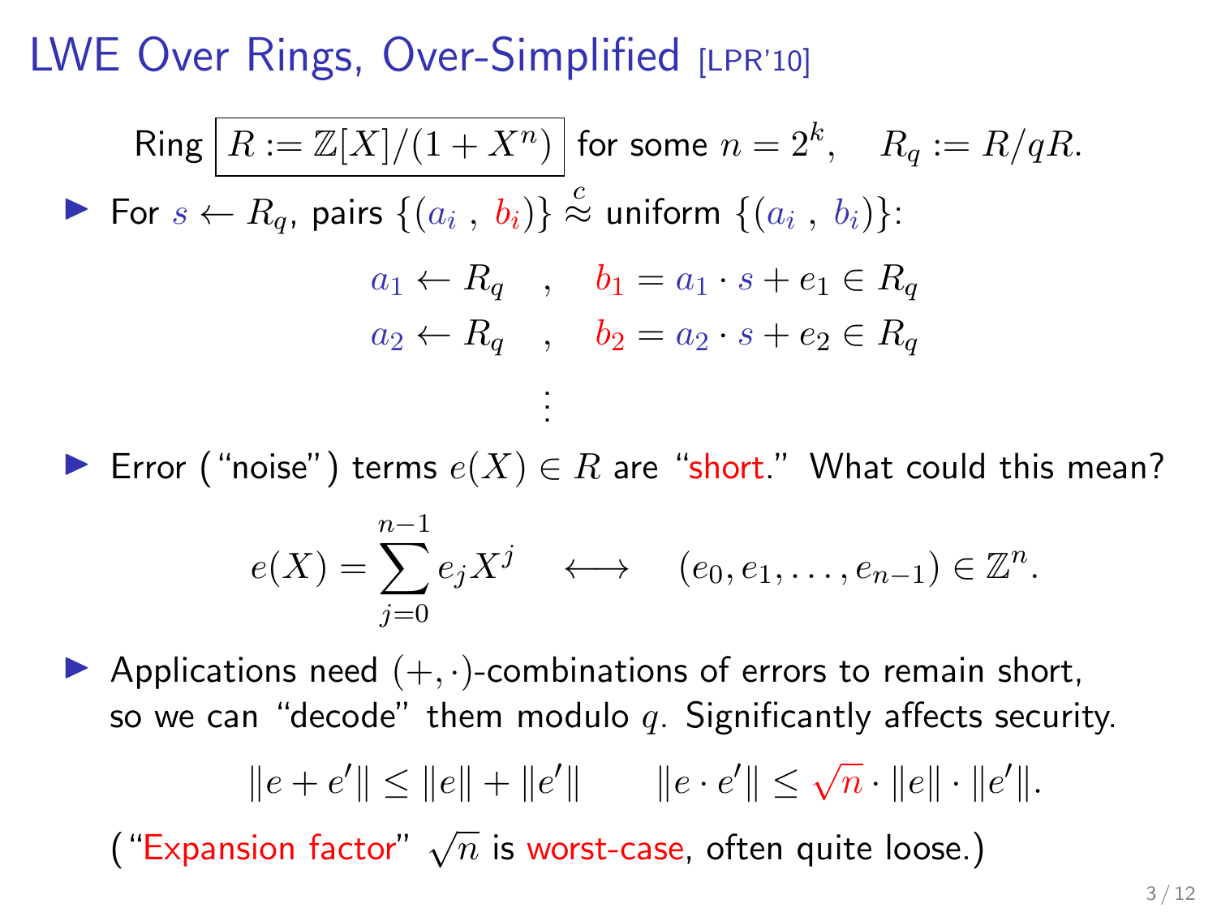# LWE Over Rings, Over-Simplified [LPR'10]

Ring $\boxed{R := \mathbb{Z}[X]/(1+X^n)}$ for some $n = 2^k$, $\quad R_q := R/qR$.

- For $s \leftarrow R_q$, pairs $\{(a_i \ , \ b_i)\} \stackrel{c}{\approx}$ uniform $\{(a_i \ , \ b_i)\}$:

$$
\begin{aligned}
a_1 \leftarrow R_q \quad &, \quad b_1 = a_1 \cdot s + e_1 \in R_q \\
a_2 \leftarrow R_q \quad &, \quad b_2 = a_2 \cdot s + e_2 \in R_q \\
&\vdots
\end{aligned}
$$

- Error ("noise") terms $e(X) \in R$ are "short." What could this mean?

$$
e(X) = \sum_{j=0}^{n-1} e_j X^j \quad \longleftrightarrow \quad (e_0, e_1, \ldots, e_{n-1}) \in \mathbb{Z}^n.
$$

- Applications need $(+, \cdot)$-combinations of errors to remain short, so we can "decode" them modulo $q$. Significantly affects security.

$$
\|e + e'\| \leq \|e\| + \|e'\| \qquad \|e \cdot e'\| \leq \sqrt{n} \cdot \|e\| \cdot \|e'\|.
$$

("Expansion factor" $\sqrt{n}$ is worst-case, often quite loose.)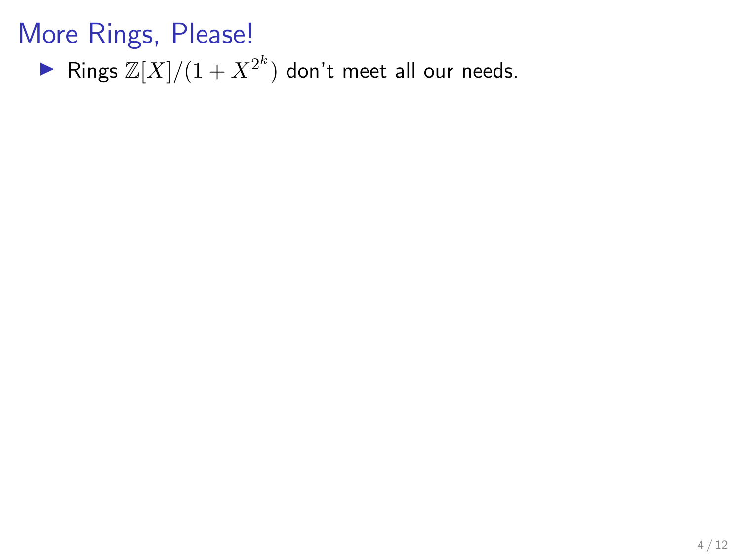# More Rings, Please!

- Rings $\mathbb{Z}[X]/(1 + X^{2^k})$ don't meet all our needs.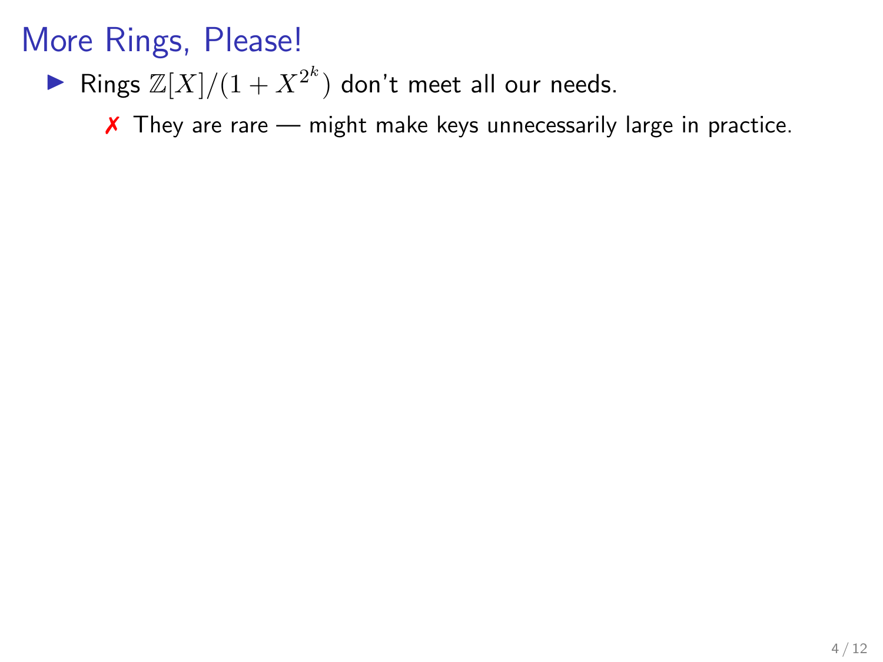# More Rings, Please!

- Rings $\mathbb{Z}[X]/(1 + X^{2^k})$ don't meet all our needs.
  - ✗ They are rare — might make keys unnecessarily large in practice.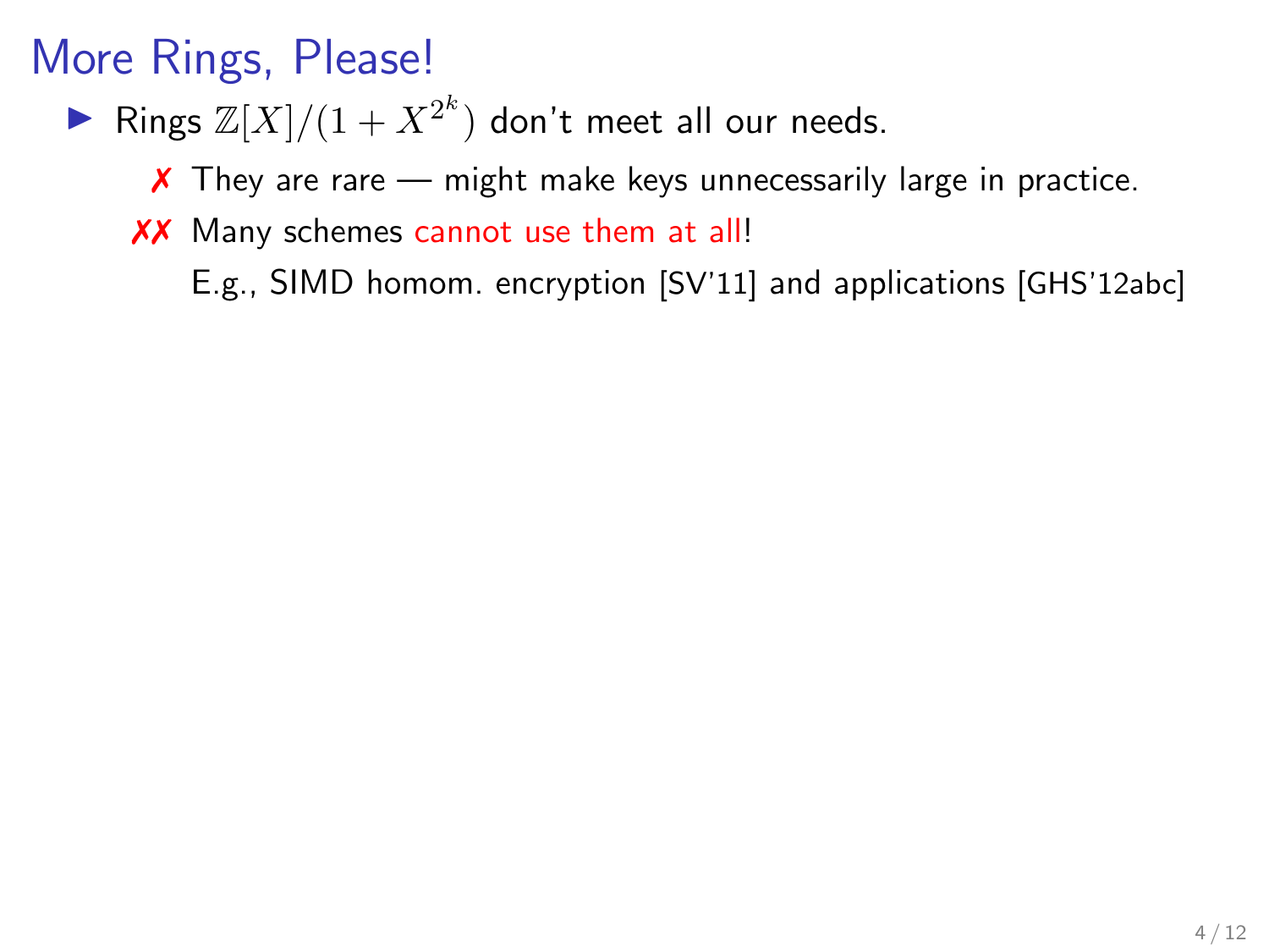# More Rings, Please!

- Rings $\mathbb{Z}[X]/(1 + X^{2^k})$ don't meet all our needs.
  - ✗ They are rare — might make keys unnecessarily large in practice.
  - ✗✗ Many schemes cannot use them at all!

    E.g., SIMD homom. encryption [SV'11] and applications [GHS'12abc]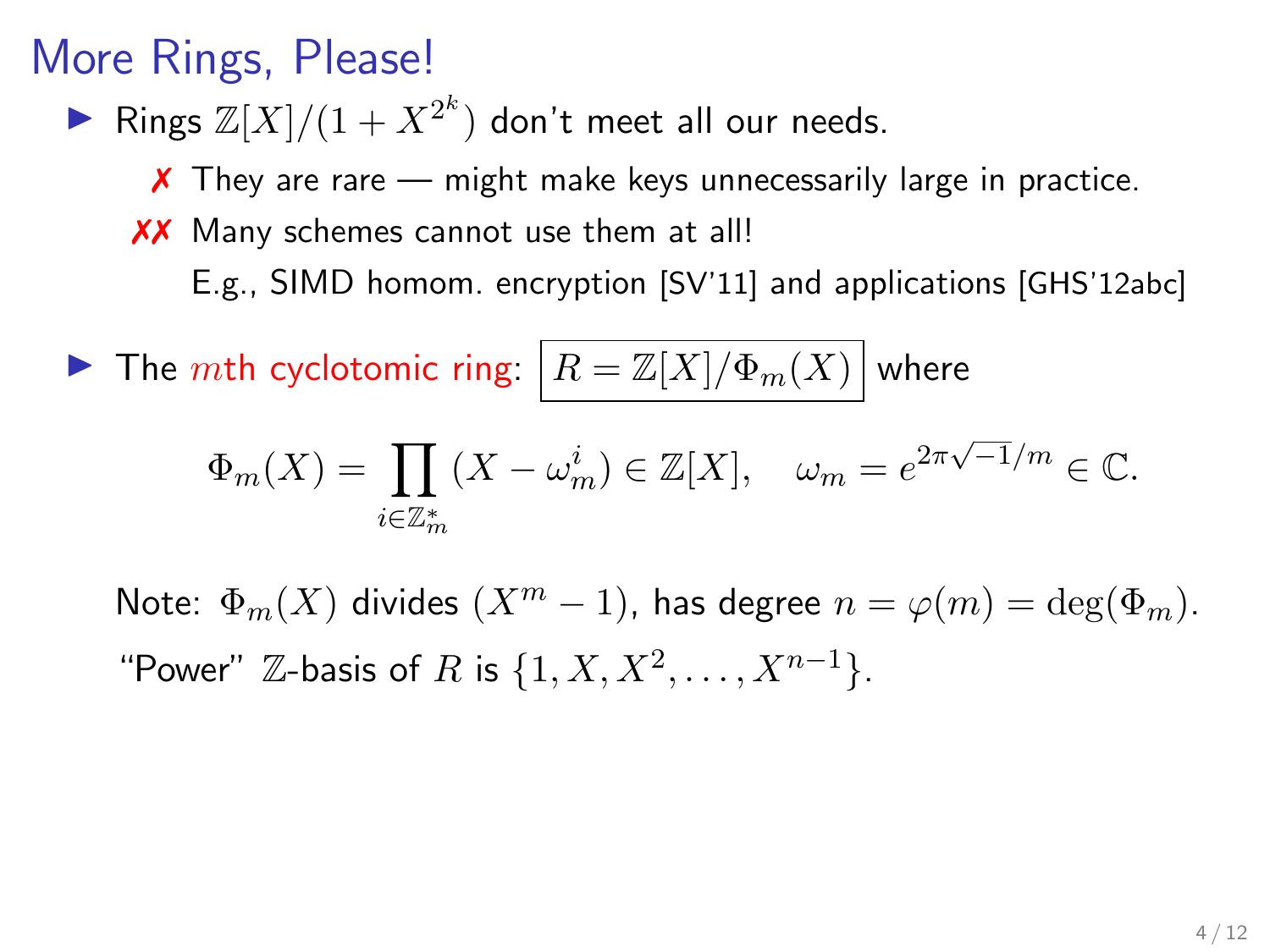# More Rings, Please!

- Rings $\mathbb{Z}[X]/(1 + X^{2^k})$ don't meet all our needs.
  - ✗ They are rare — might make keys unnecessarily large in practice.
  - ✗✗ Many schemes cannot use them at all!

    E.g., SIMD homom. encryption [SV'11] and applications [GHS'12abc]

- The $m$th cyclotomic ring: $\boxed{R = \mathbb{Z}[X]/\Phi_m(X)}$ where

$$\Phi_m(X) = \prod_{i \in \mathbb{Z}_m^*} (X - \omega_m^i) \in \mathbb{Z}[X], \quad \omega_m = e^{2\pi\sqrt{-1}/m} \in \mathbb{C}.$$

  Note: $\Phi_m(X)$ divides $(X^m - 1)$, has degree $n = \varphi(m) = \deg(\Phi_m)$.

  "Power" $\mathbb{Z}$-basis of $R$ is $\{1, X, X^2, \ldots, X^{n-1}\}$.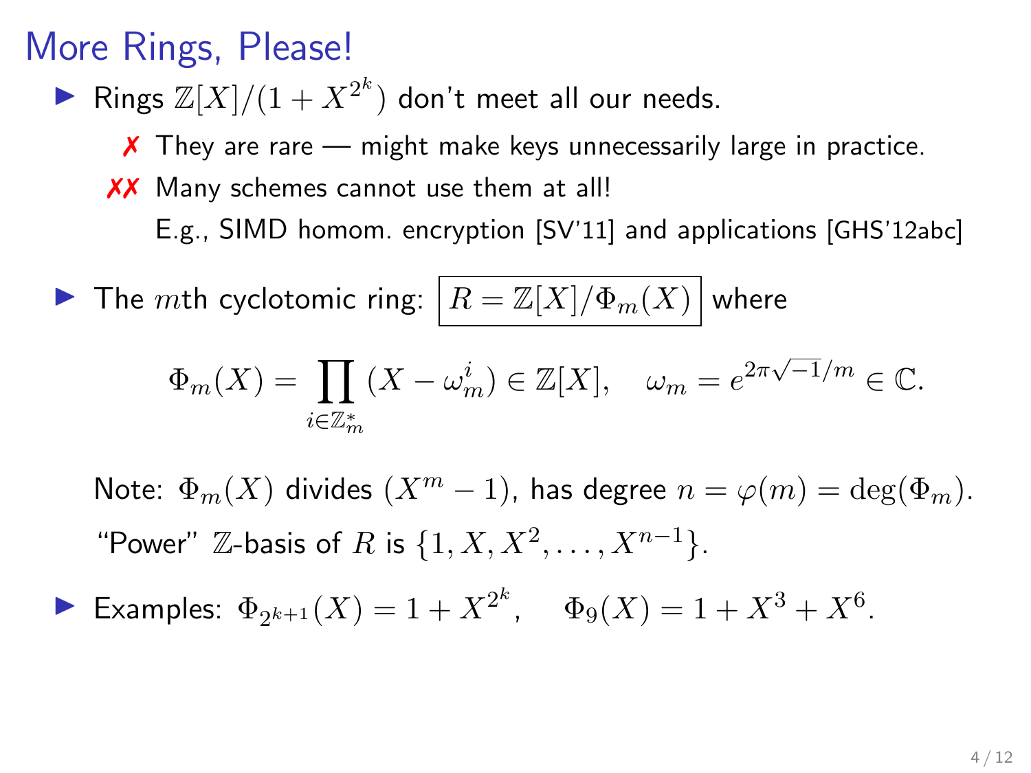# More Rings, Please!

- Rings $\mathbb{Z}[X]/(1 + X^{2^k})$ don't meet all our needs.
  - ✗ They are rare — might make keys unnecessarily large in practice.
  - ✗✗ Many schemes cannot use them at all!
    
    E.g., SIMD homom. encryption [SV'11] and applications [GHS'12abc]

- The $m$th cyclotomic ring: $\boxed{R = \mathbb{Z}[X]/\Phi_m(X)}$ where

$$\Phi_m(X) = \prod_{i \in \mathbb{Z}_m^*} (X - \omega_m^i) \in \mathbb{Z}[X], \quad \omega_m = e^{2\pi\sqrt{-1}/m} \in \mathbb{C}.$$

  Note: $\Phi_m(X)$ divides $(X^m - 1)$, has degree $n = \varphi(m) = \deg(\Phi_m)$.

  "Power" $\mathbb{Z}$-basis of $R$ is $\{1, X, X^2, \ldots, X^{n-1}\}$.

- Examples: $\Phi_{2^{k+1}}(X) = 1 + X^{2^k}, \quad \Phi_9(X) = 1 + X^3 + X^6.$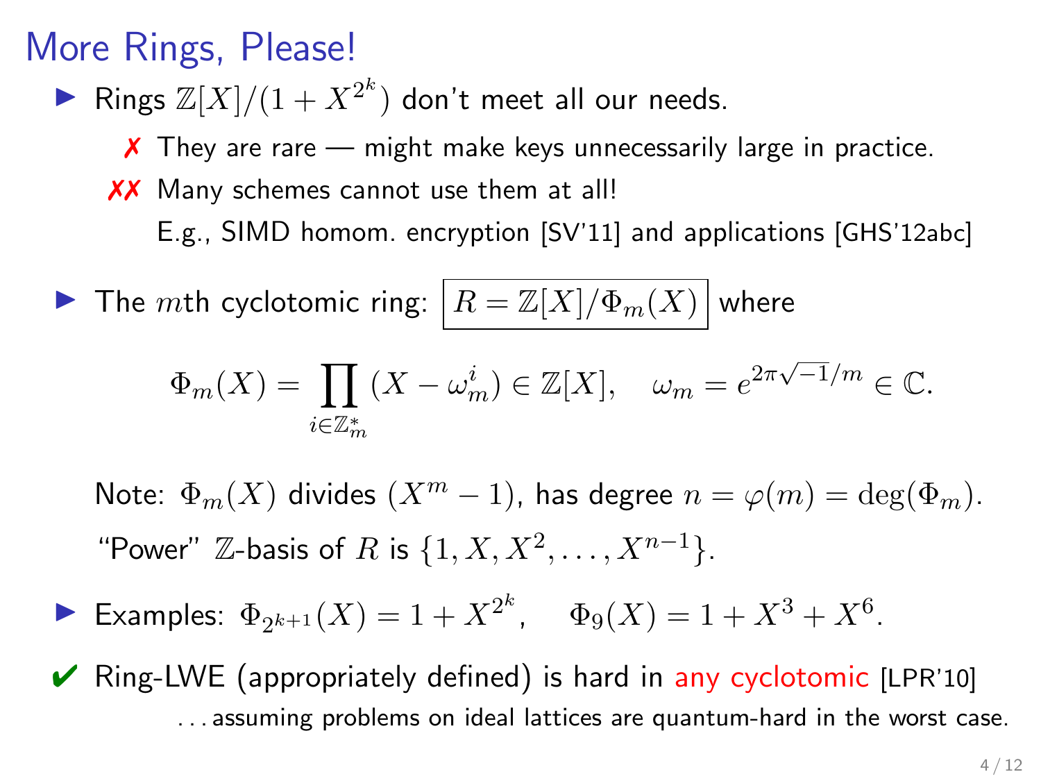# More Rings, Please!

- Rings $\mathbb{Z}[X]/(1 + X^{2^k})$ don't meet all our needs.
  - ✗ They are rare — might make keys unnecessarily large in practice.
  - ✗✗ Many schemes cannot use them at all!
    E.g., SIMD homom. encryption [SV'11] and applications [GHS'12abc]

- The $m$th cyclotomic ring: $\boxed{R = \mathbb{Z}[X]/\Phi_m(X)}$ where

$$\Phi_m(X) = \prod_{i \in \mathbb{Z}_m^*} (X - \omega_m^i) \in \mathbb{Z}[X], \quad \omega_m = e^{2\pi\sqrt{-1}/m} \in \mathbb{C}.$$

  Note: $\Phi_m(X)$ divides $(X^m - 1)$, has degree $n = \varphi(m) = \deg(\Phi_m)$.
  "Power" $\mathbb{Z}$-basis of $R$ is $\{1, X, X^2, \ldots, X^{n-1}\}$.

- Examples: $\Phi_{2^{k+1}}(X) = 1 + X^{2^k}, \quad \Phi_9(X) = 1 + X^3 + X^6.$

✔ Ring-LWE (appropriately defined) is hard in any cyclotomic [LPR'10]
…assuming problems on ideal lattices are quantum-hard in the worst case.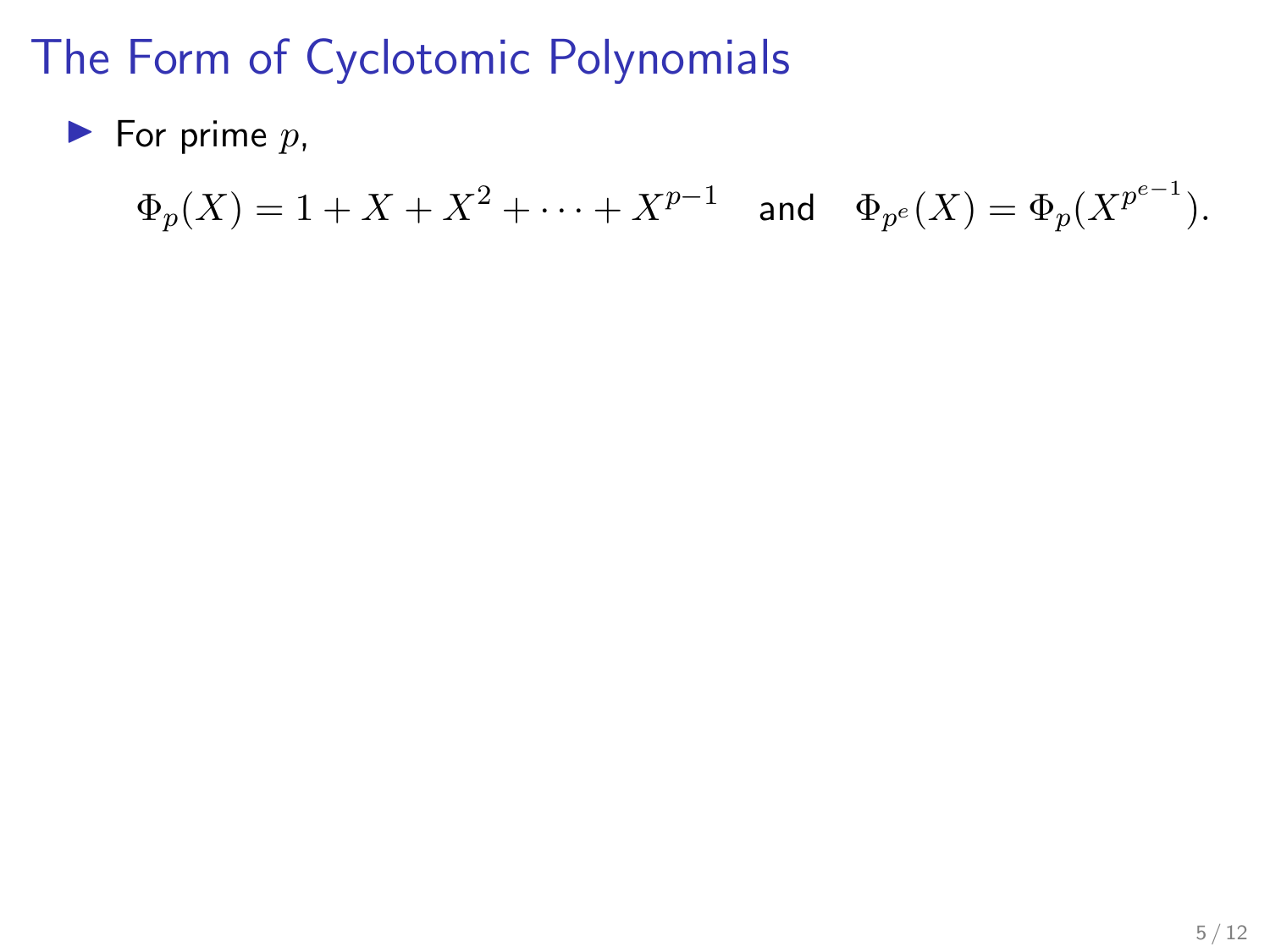# The Form of Cyclotomic Polynomials

- For prime $p$,

$$\Phi_p(X) = 1 + X + X^2 + \cdots + X^{p-1} \quad \text{and} \quad \Phi_{p^e}(X) = \Phi_p(X^{p^{e-1}}).$$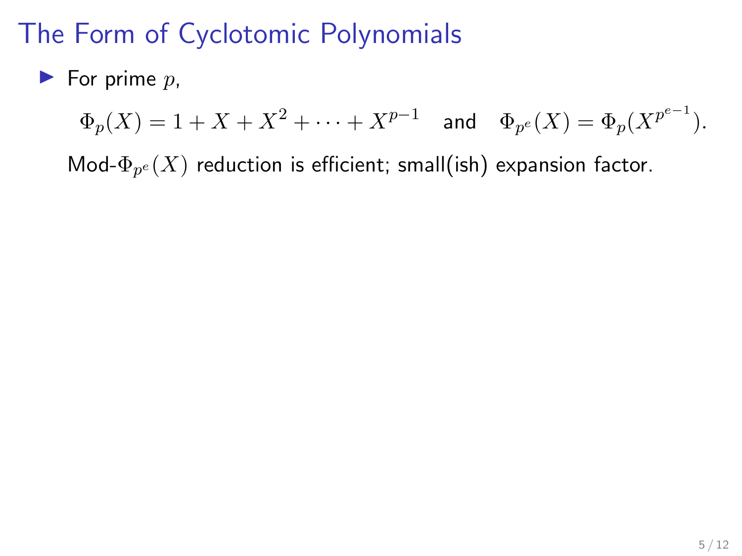# The Form of Cyclotomic Polynomials

- For prime $p$,

$$\Phi_p(X) = 1 + X + X^2 + \cdots + X^{p-1} \quad \text{and} \quad \Phi_{p^e}(X) = \Phi_p(X^{p^{e-1}}).$$

  Mod-$\Phi_{p^e}(X)$ reduction is efficient; small(ish) expansion factor.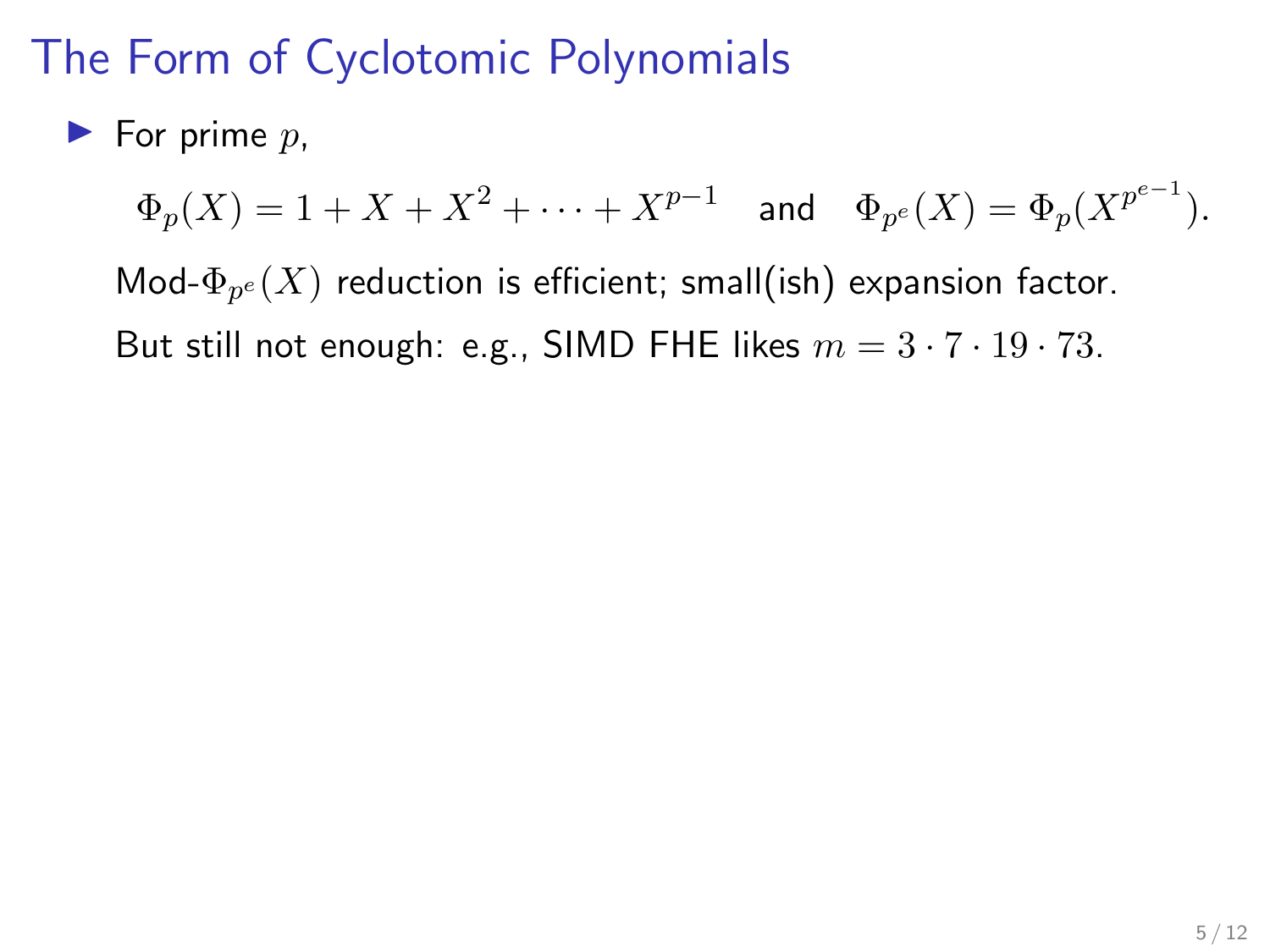# The Form of Cyclotomic Polynomials

- For prime $p$,

  $$\Phi_p(X) = 1 + X + X^2 + \cdots + X^{p-1} \quad \text{and} \quad \Phi_{p^e}(X) = \Phi_p(X^{p^{e-1}}).$$

  Mod-$\Phi_{p^e}(X)$ reduction is efficient; small(ish) expansion factor.

  But still not enough: e.g., SIMD FHE likes $m = 3 \cdot 7 \cdot 19 \cdot 73$.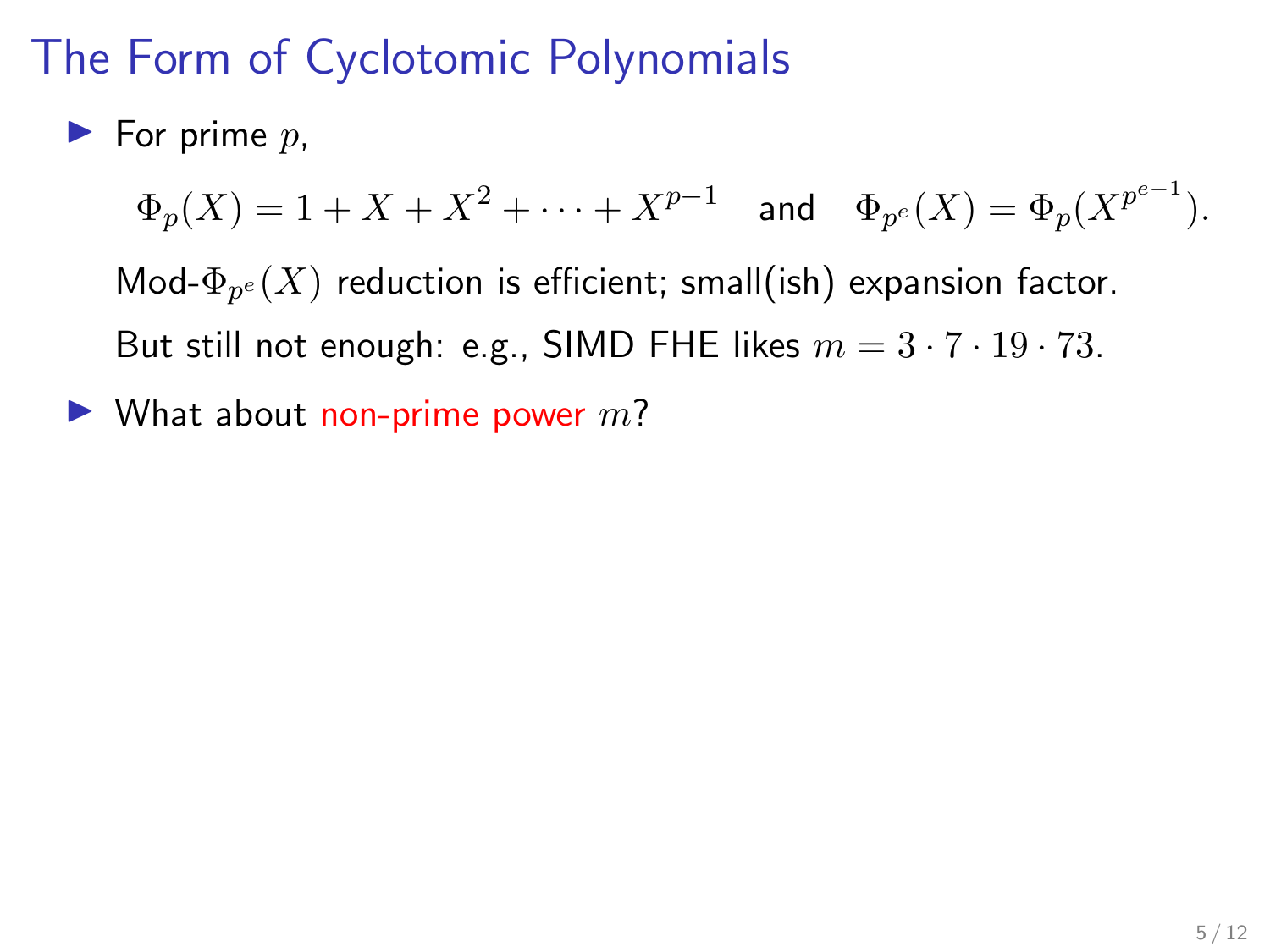# The Form of Cyclotomic Polynomials

- For prime $p$,

  $$\Phi_p(X) = 1 + X + X^2 + \cdots + X^{p-1} \quad \text{and} \quad \Phi_{p^e}(X) = \Phi_p(X^{p^{e-1}}).$$

  Mod-$\Phi_{p^e}(X)$ reduction is efficient; small(ish) expansion factor.

  But still not enough: e.g., SIMD FHE likes $m = 3 \cdot 7 \cdot 19 \cdot 73$.

- What about non-prime power $m$?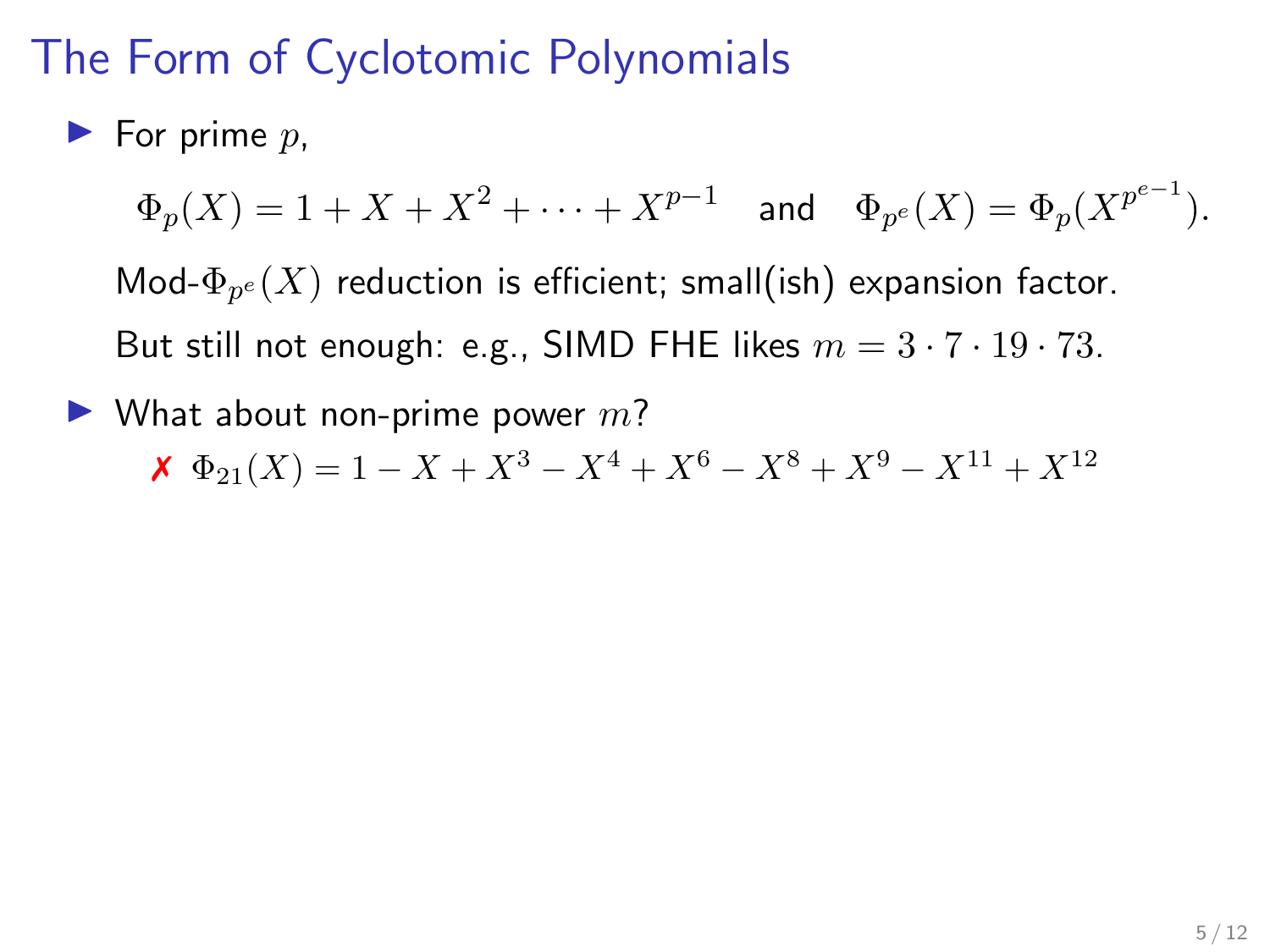# The Form of Cyclotomic Polynomials

- For prime $p$,

  $$\Phi_p(X) = 1 + X + X^2 + \cdots + X^{p-1} \quad \text{and} \quad \Phi_{p^e}(X) = \Phi_p(X^{p^{e-1}}).$$

  Mod-$\Phi_{p^e}(X)$ reduction is efficient; small(ish) expansion factor.

  But still not enough: e.g., SIMD FHE likes $m = 3 \cdot 7 \cdot 19 \cdot 73$.

- What about non-prime power $m$?

  ✗ $\Phi_{21}(X) = 1 - X + X^3 - X^4 + X^6 - X^8 + X^9 - X^{11} + X^{12}$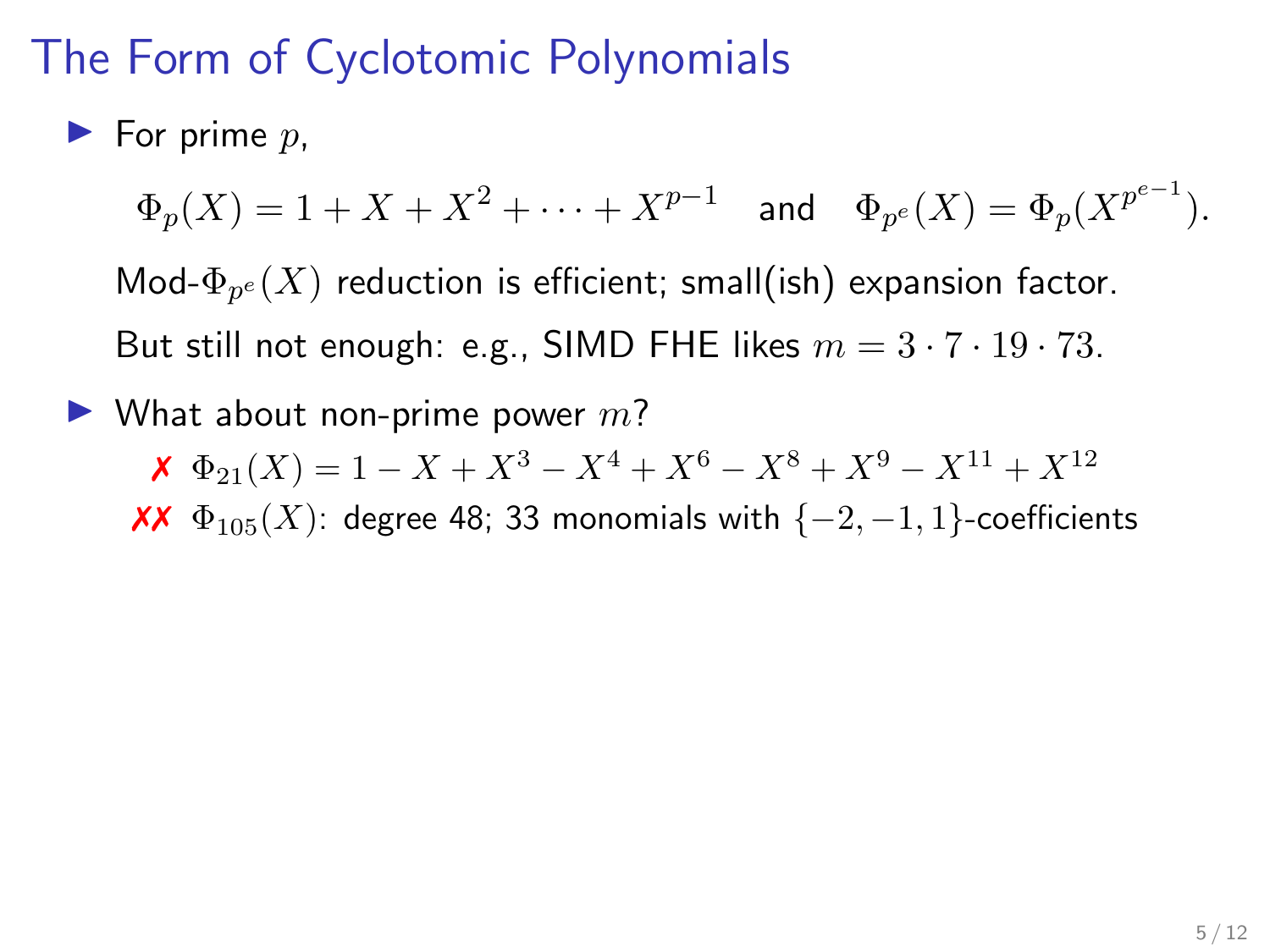# The Form of Cyclotomic Polynomials

- For prime $p$,

  $$\Phi_p(X) = 1 + X + X^2 + \cdots + X^{p-1} \quad \text{and} \quad \Phi_{p^e}(X) = \Phi_p(X^{p^{e-1}}).$$

  Mod-$\Phi_{p^e}(X)$ reduction is efficient; small(ish) expansion factor.

  But still not enough: e.g., SIMD FHE likes $m = 3 \cdot 7 \cdot 19 \cdot 73$.

- What about non-prime power $m$?

  ✗ $\Phi_{21}(X) = 1 - X + X^3 - X^4 + X^6 - X^8 + X^9 - X^{11} + X^{12}$

  ✗✗ $\Phi_{105}(X)$: degree 48; 33 monomials with $\{-2, -1, 1\}$-coefficients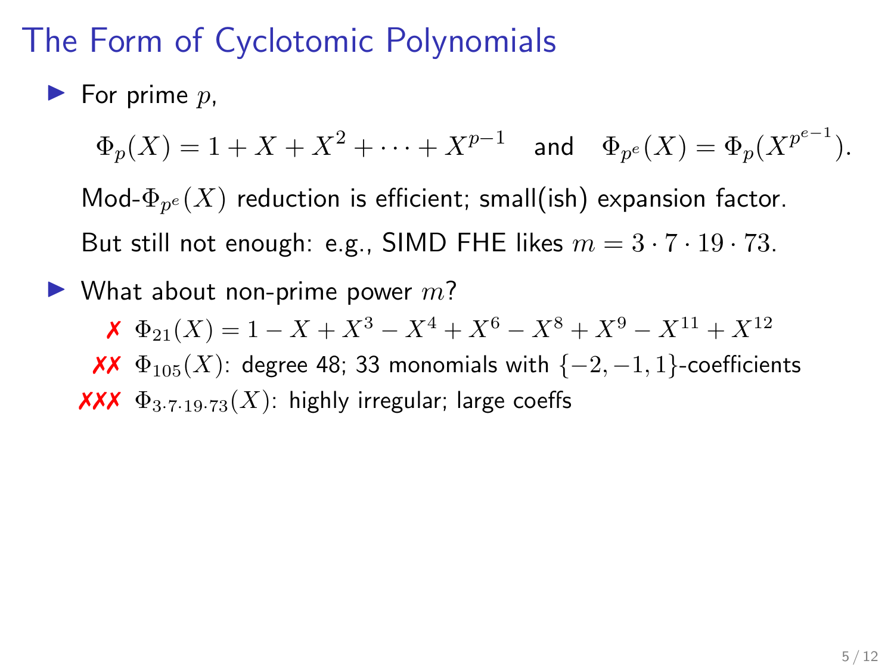# The Form of Cyclotomic Polynomials

- For prime $p$,

  $$\Phi_p(X) = 1 + X + X^2 + \cdots + X^{p-1} \quad \text{and} \quad \Phi_{p^e}(X) = \Phi_p(X^{p^{e-1}}).$$

  Mod-$\Phi_{p^e}(X)$ reduction is efficient; small(ish) expansion factor.

  But still not enough: e.g., SIMD FHE likes $m = 3 \cdot 7 \cdot 19 \cdot 73$.

- What about non-prime power $m$?

  ✗ $\Phi_{21}(X) = 1 - X + X^3 - X^4 + X^6 - X^8 + X^9 - X^{11} + X^{12}$

  ✗✗ $\Phi_{105}(X)$: degree 48; 33 monomials with $\{-2, -1, 1\}$-coefficients

  ✗✗✗ $\Phi_{3 \cdot 7 \cdot 19 \cdot 73}(X)$: highly irregular; large coeffs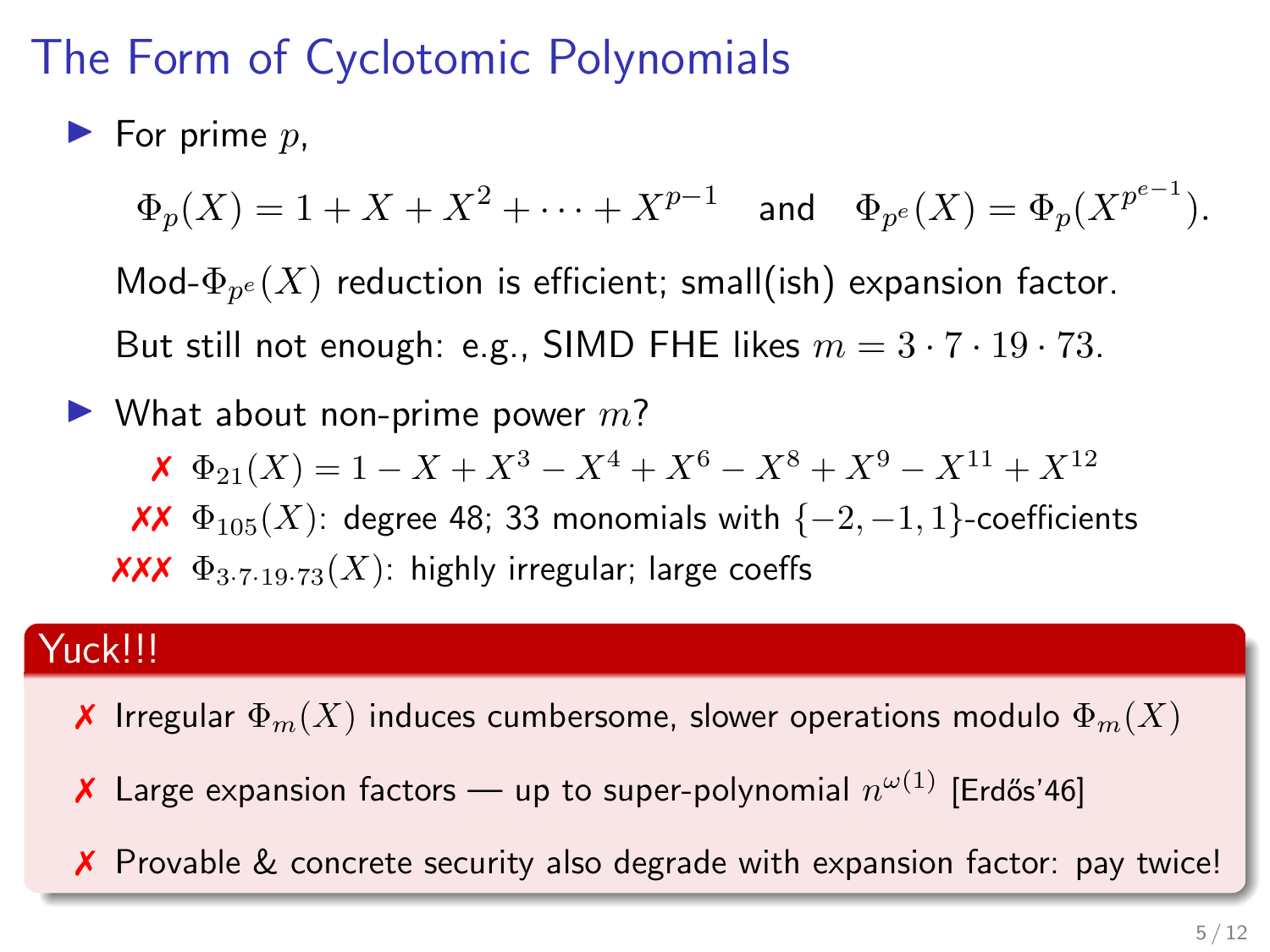# The Form of Cyclotomic Polynomials

- For prime $p$,

$$\Phi_p(X) = 1 + X + X^2 + \cdots + X^{p-1} \quad \text{and} \quad \Phi_{p^e}(X) = \Phi_p(X^{p^{e-1}}).$$

  Mod-$\Phi_{p^e}(X)$ reduction is efficient; small(ish) expansion factor.

  But still not enough: e.g., SIMD FHE likes $m = 3 \cdot 7 \cdot 19 \cdot 73$.

- What about non-prime power $m$?
  - ✗ $\Phi_{21}(X) = 1 - X + X^3 - X^4 + X^6 - X^8 + X^9 - X^{11} + X^{12}$
  - ✗✗ $\Phi_{105}(X)$: degree 48; 33 monomials with $\{-2, -1, 1\}$-coefficients
  - ✗✗✗ $\Phi_{3 \cdot 7 \cdot 19 \cdot 73}(X)$: highly irregular; large coeffs

**Yuck!!!**

- ✗ Irregular $\Phi_m(X)$ induces cumbersome, slower operations modulo $\Phi_m(X)$
- ✗ Large expansion factors — up to super-polynomial $n^{\omega(1)}$ [Erdős'46]
- ✗ Provable & concrete security also degrade with expansion factor: pay twice!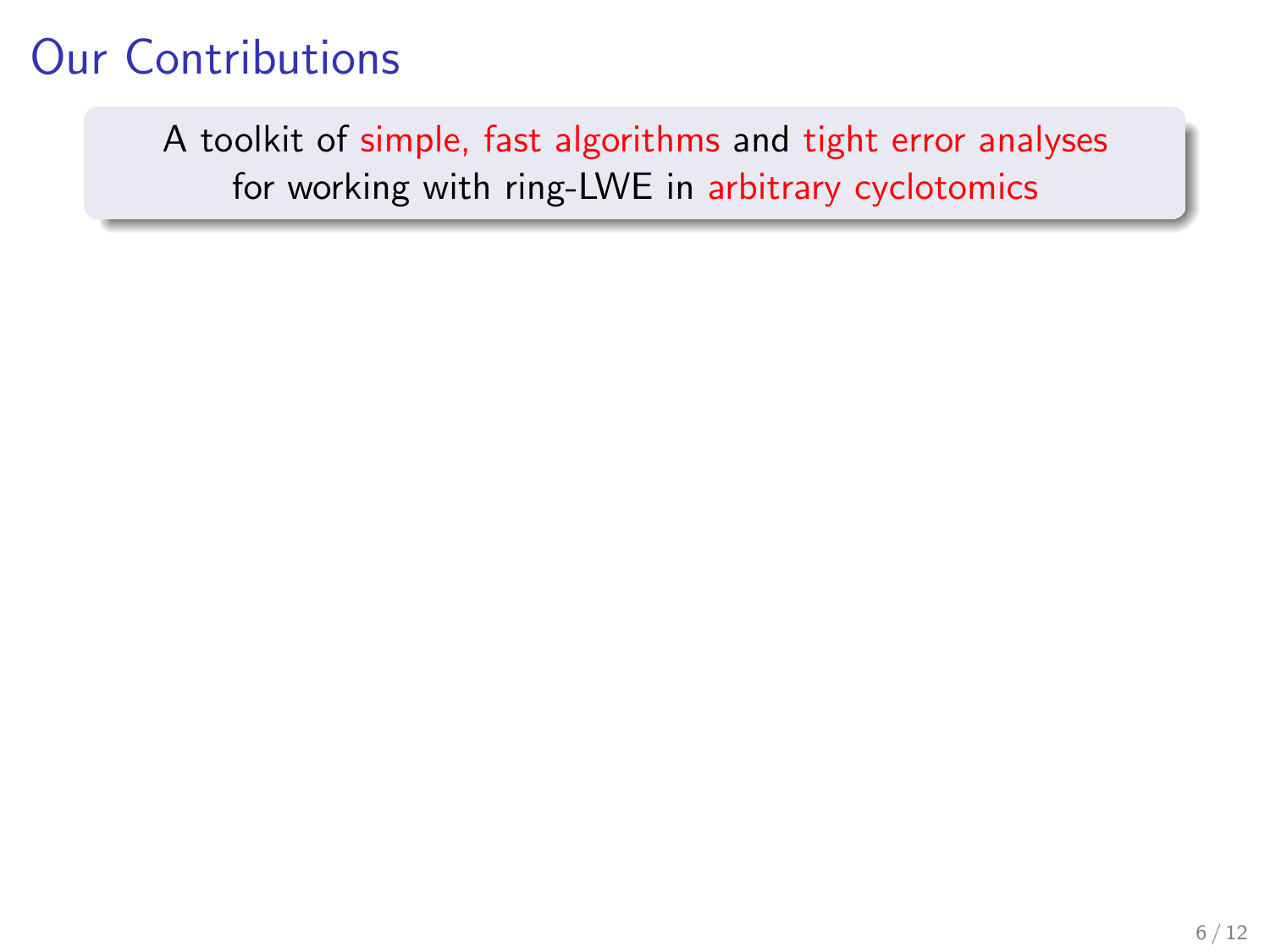# Our Contributions

A toolkit of simple, fast algorithms and tight error analyses for working with ring-LWE in arbitrary cyclotomics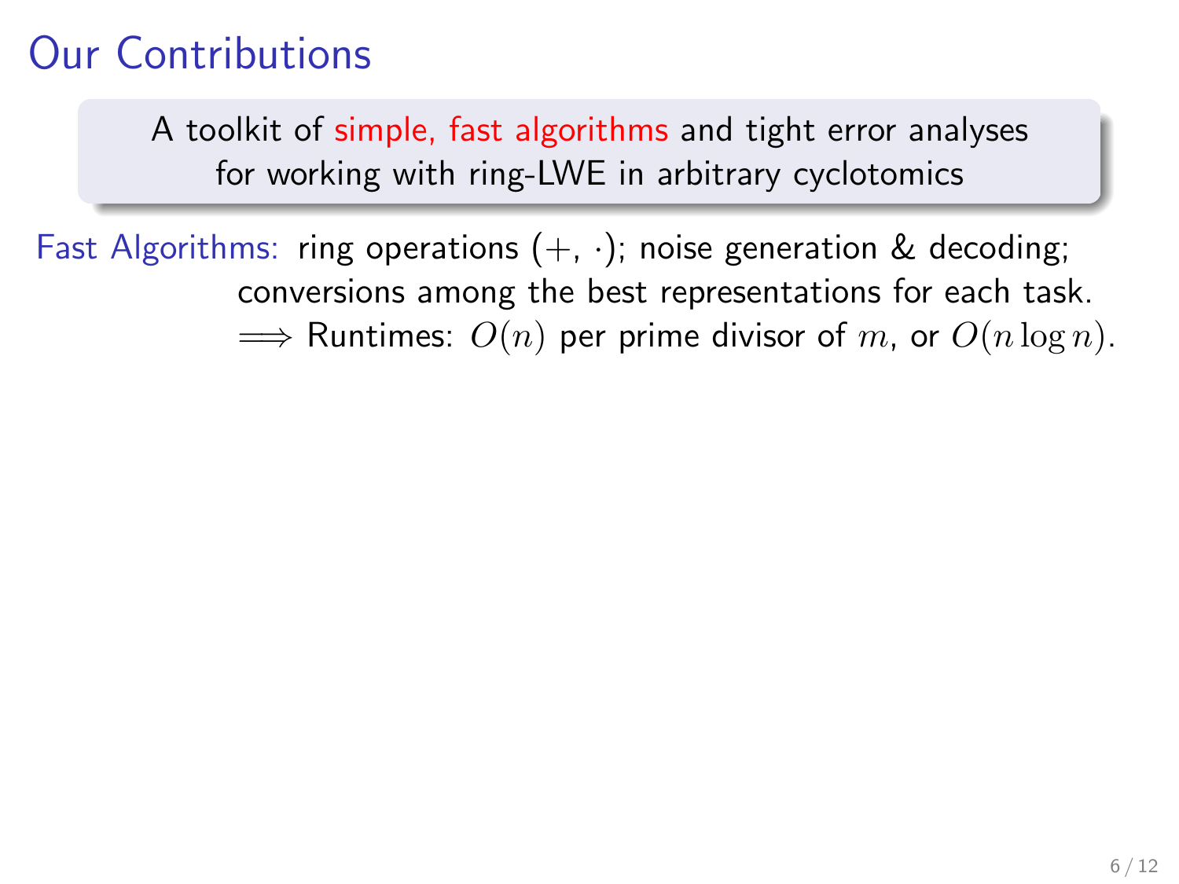# Our Contributions

> A toolkit of simple, fast algorithms and tight error analyses for working with ring-LWE in arbitrary cyclotomics

Fast Algorithms: ring operations $(+, \cdot)$; noise generation & decoding; conversions among the best representations for each task.
$\implies$ Runtimes: $O(n)$ per prime divisor of $m$, or $O(n \log n)$.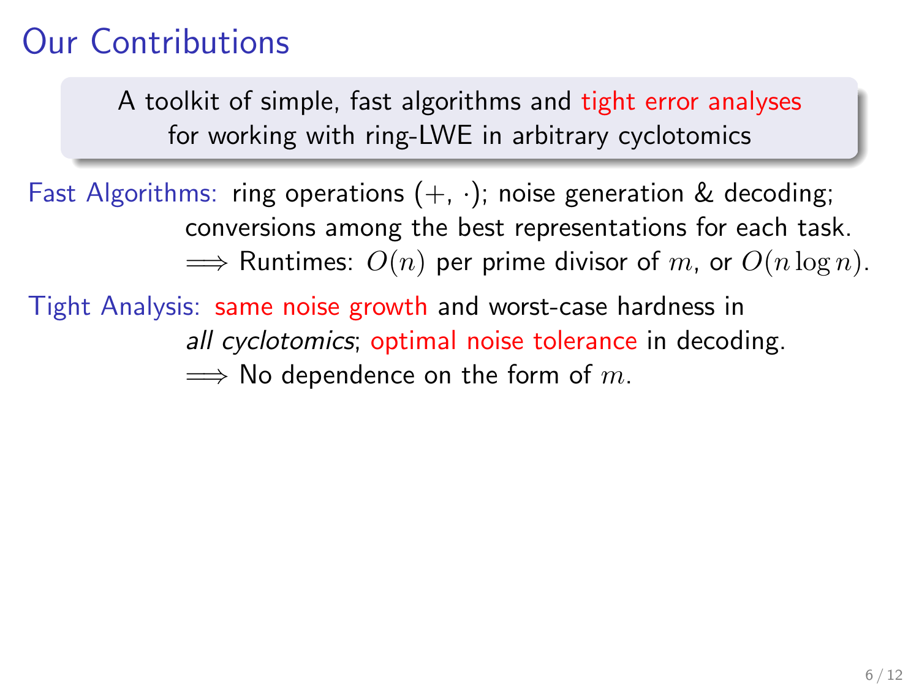# Our Contributions

> A toolkit of simple, fast algorithms and tight error analyses for working with ring-LWE in arbitrary cyclotomics

**Fast Algorithms:** ring operations $(+, \cdot)$; noise generation & decoding; conversions among the best representations for each task.
$\implies$ Runtimes: $O(n)$ per prime divisor of $m$, or $O(n \log n)$.

**Tight Analysis:** same noise growth and worst-case hardness in *all cyclotomics*; optimal noise tolerance in decoding.
$\implies$ No dependence on the form of $m$.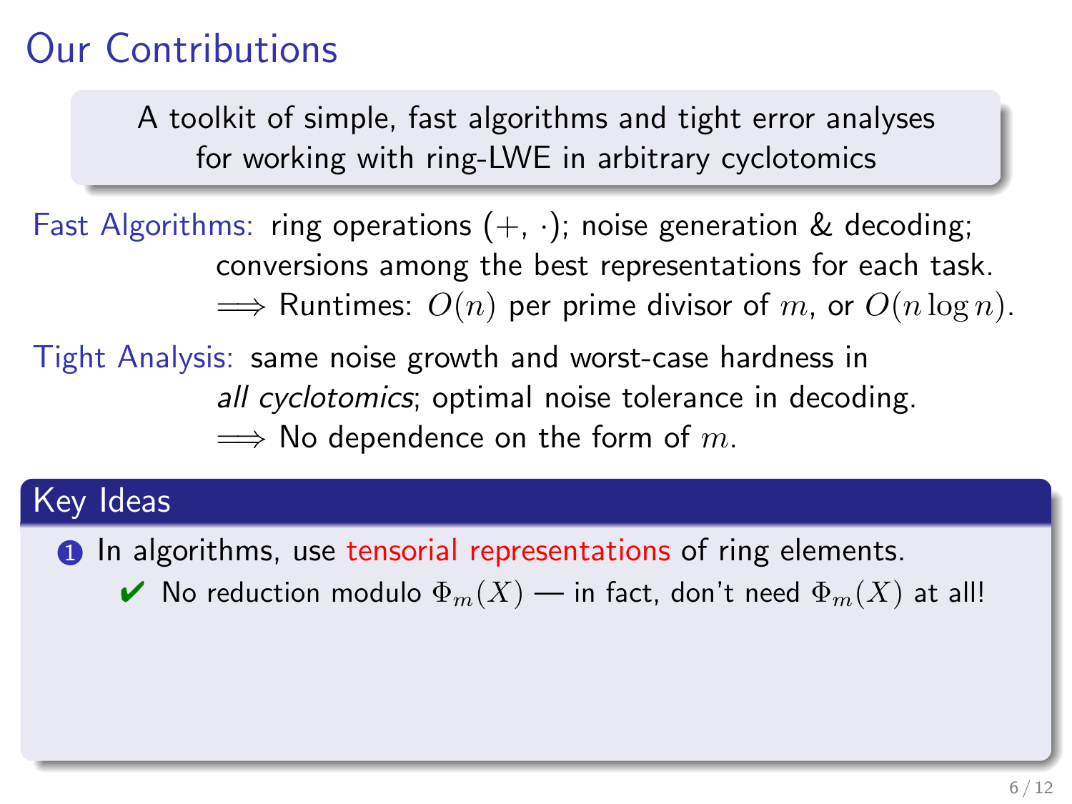# Our Contributions

A toolkit of simple, fast algorithms and tight error analyses for working with ring-LWE in arbitrary cyclotomics

**Fast Algorithms:** ring operations ($+$, $\cdot$); noise generation & decoding; conversions among the best representations for each task.
$\Longrightarrow$ Runtimes: $O(n)$ per prime divisor of $m$, or $O(n \log n)$.

**Tight Analysis:** same noise growth and worst-case hardness in *all cyclotomics*; optimal noise tolerance in decoding.
$\Longrightarrow$ No dependence on the form of $m$.

## Key Ideas

1. In algorithms, use tensorial representations of ring elements.
   - ✔ No reduction modulo $\Phi_m(X)$ — in fact, don't need $\Phi_m(X)$ at all!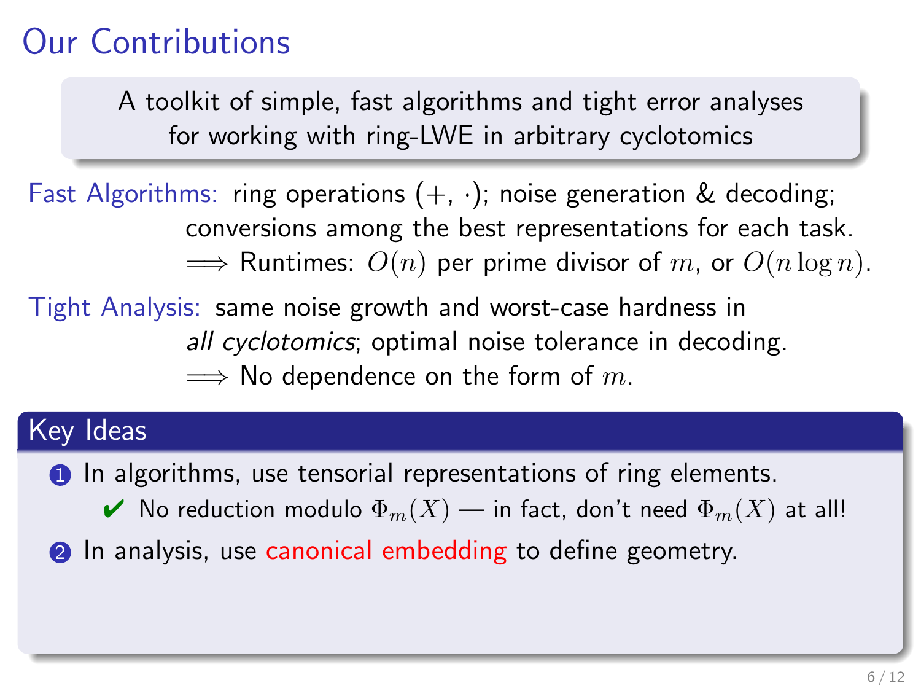# Our Contributions

A toolkit of simple, fast algorithms and tight error analyses for working with ring-LWE in arbitrary cyclotomics

**Fast Algorithms:** ring operations $(+, \cdot)$; noise generation & decoding; conversions among the best representations for each task.
$\implies$ Runtimes: $O(n)$ per prime divisor of $m$, or $O(n \log n)$.

**Tight Analysis:** same noise growth and worst-case hardness in *all cyclotomics*; optimal noise tolerance in decoding.
$\implies$ No dependence on the form of $m$.

## Key Ideas

1. In algorithms, use tensorial representations of ring elements.
   - ✔ No reduction modulo $\Phi_m(X)$ — in fact, don't need $\Phi_m(X)$ at all!
2. In analysis, use canonical embedding to define geometry.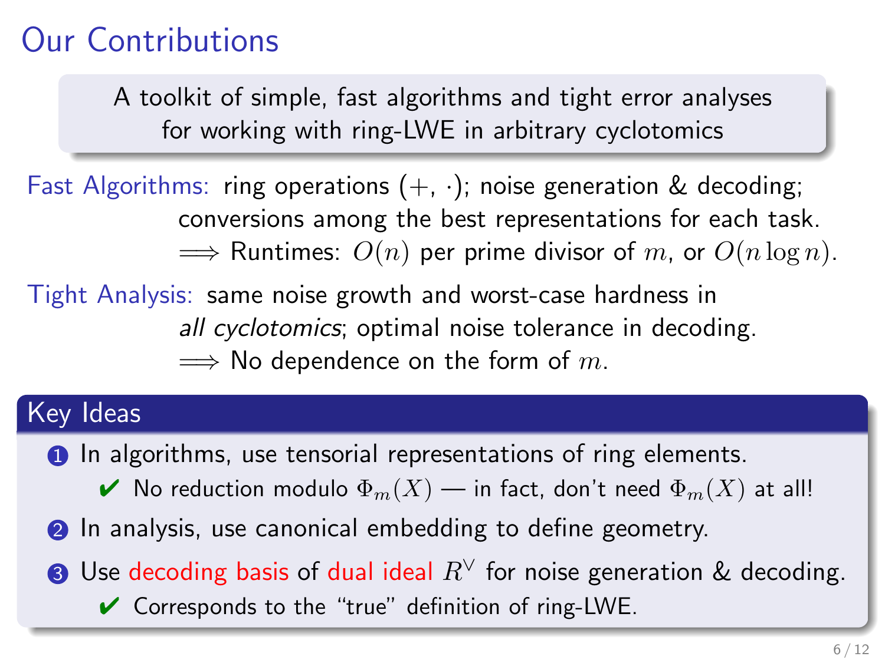# Our Contributions

A toolkit of simple, fast algorithms and tight error analyses for working with ring-LWE in arbitrary cyclotomics

**Fast Algorithms:** ring operations $(+, \cdot)$; noise generation & decoding; conversions among the best representations for each task.
$\implies$ Runtimes: $O(n)$ per prime divisor of $m$, or $O(n \log n)$.

**Tight Analysis:** same noise growth and worst-case hardness in *all cyclotomics*; optimal noise tolerance in decoding.
$\implies$ No dependence on the form of $m$.

## Key Ideas

1. In algorithms, use tensorial representations of ring elements.
   - ✔ No reduction modulo $\Phi_m(X)$ — in fact, don't need $\Phi_m(X)$ at all!
2. In analysis, use canonical embedding to define geometry.
3. Use decoding basis of dual ideal $R^\vee$ for noise generation & decoding.
   - ✔ Corresponds to the "true" definition of ring-LWE.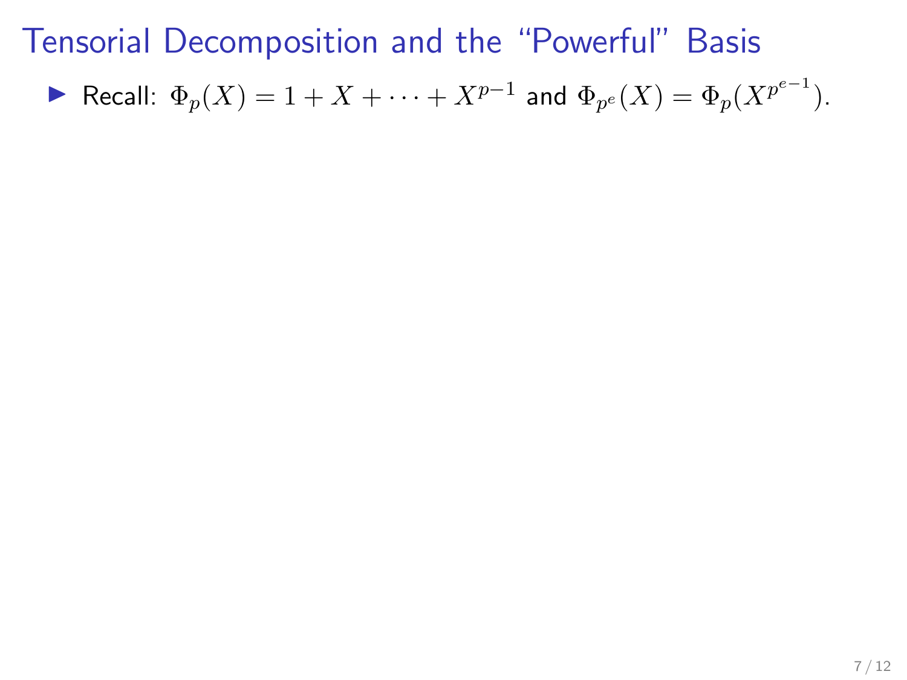# Tensorial Decomposition and the “Powerful” Basis

- Recall: $\Phi_p(X) = 1 + X + \cdots + X^{p-1}$ and $\Phi_{p^e}(X) = \Phi_p(X^{p^{e-1}})$.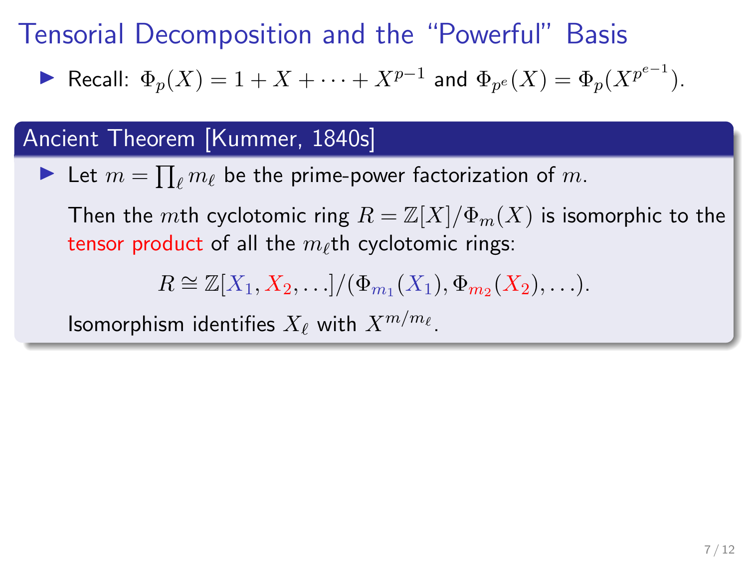# Tensorial Decomposition and the "Powerful" Basis

- Recall: $\Phi_p(X) = 1 + X + \cdots + X^{p-1}$ and $\Phi_{p^e}(X) = \Phi_p(X^{p^{e-1}})$.

## Ancient Theorem [Kummer, 1840s]

- Let $m = \prod_\ell m_\ell$ be the prime-power factorization of $m$.

  Then the $m$th cyclotomic ring $R = \mathbb{Z}[X]/\Phi_m(X)$ is isomorphic to the tensor product of all the $m_\ell$th cyclotomic rings:

  $$R \cong \mathbb{Z}[X_1, X_2, \ldots]/(\Phi_{m_1}(X_1), \Phi_{m_2}(X_2), \ldots).$$

  Isomorphism identifies $X_\ell$ with $X^{m/m_\ell}$.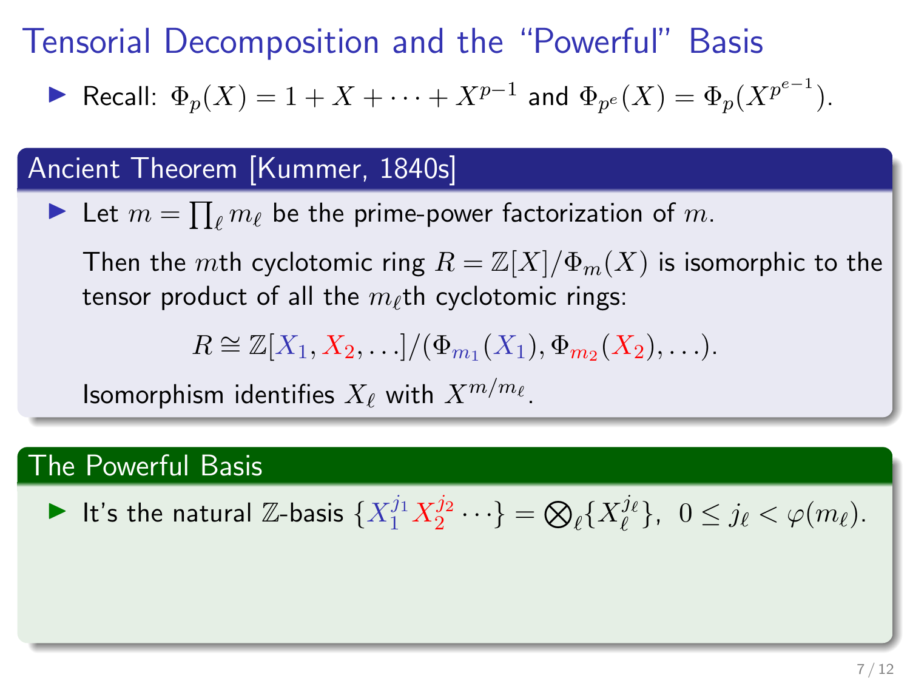# Tensorial Decomposition and the "Powerful" Basis

- Recall: $\Phi_p(X) = 1 + X + \cdots + X^{p-1}$ and $\Phi_{p^e}(X) = \Phi_p(X^{p^{e-1}})$.

## Ancient Theorem [Kummer, 1840s]

- Let $m = \prod_\ell m_\ell$ be the prime-power factorization of $m$.

  Then the $m$th cyclotomic ring $R = \mathbb{Z}[X]/\Phi_m(X)$ is isomorphic to the tensor product of all the $m_\ell$th cyclotomic rings:

  $$R \cong \mathbb{Z}[X_1, X_2, \ldots]/(\Phi_{m_1}(X_1), \Phi_{m_2}(X_2), \ldots).$$

  Isomorphism identifies $X_\ell$ with $X^{m/m_\ell}$.

## The Powerful Basis

- It's the natural $\mathbb{Z}$-basis $\{X_1^{j_1} X_2^{j_2} \cdots\} = \bigotimes_\ell \{X_\ell^{j_\ell}\}, \; 0 \leq j_\ell < \varphi(m_\ell)$.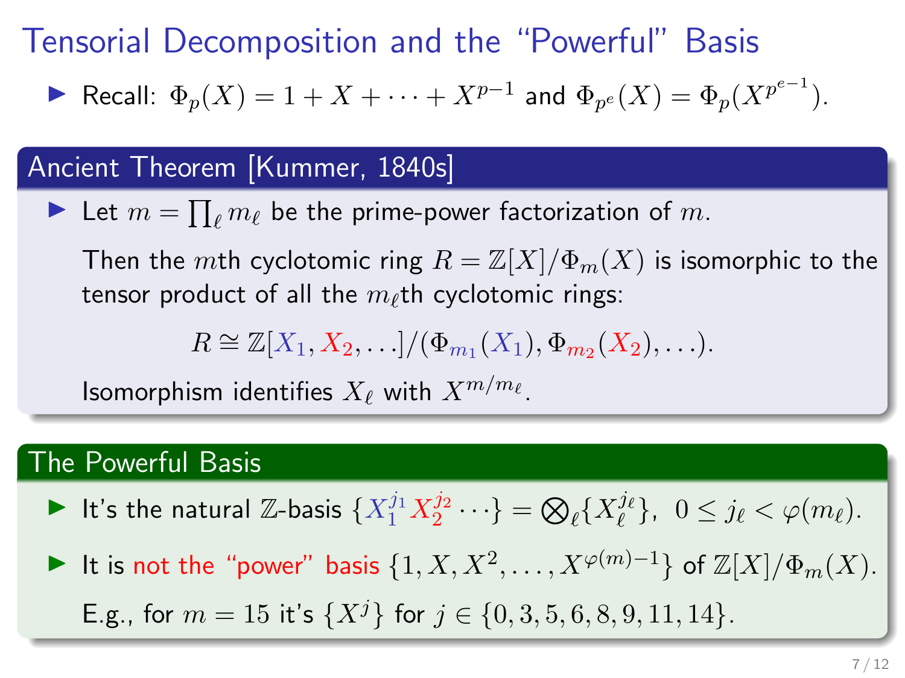# Tensorial Decomposition and the "Powerful" Basis

- Recall: $\Phi_p(X) = 1 + X + \cdots + X^{p-1}$ and $\Phi_{p^e}(X) = \Phi_p(X^{p^{e-1}})$.

## Ancient Theorem [Kummer, 1840s]

- Let $m = \prod_\ell m_\ell$ be the prime-power factorization of $m$.

  Then the $m$th cyclotomic ring $R = \mathbb{Z}[X]/\Phi_m(X)$ is isomorphic to the tensor product of all the $m_\ell$th cyclotomic rings:

  $$R \cong \mathbb{Z}[X_1, X_2, \ldots]/(\Phi_{m_1}(X_1), \Phi_{m_2}(X_2), \ldots).$$

  Isomorphism identifies $X_\ell$ with $X^{m/m_\ell}$.

## The Powerful Basis

- It's the natural $\mathbb{Z}$-basis $\{X_1^{j_1} X_2^{j_2} \cdots\} = \bigotimes_\ell \{X_\ell^{j_\ell}\}, \ 0 \le j_\ell < \varphi(m_\ell)$.
- It is not the "power" basis $\{1, X, X^2, \ldots, X^{\varphi(m)-1}\}$ of $\mathbb{Z}[X]/\Phi_m(X)$.

  E.g., for $m = 15$ it's $\{X^j\}$ for $j \in \{0, 3, 5, 6, 8, 9, 11, 14\}$.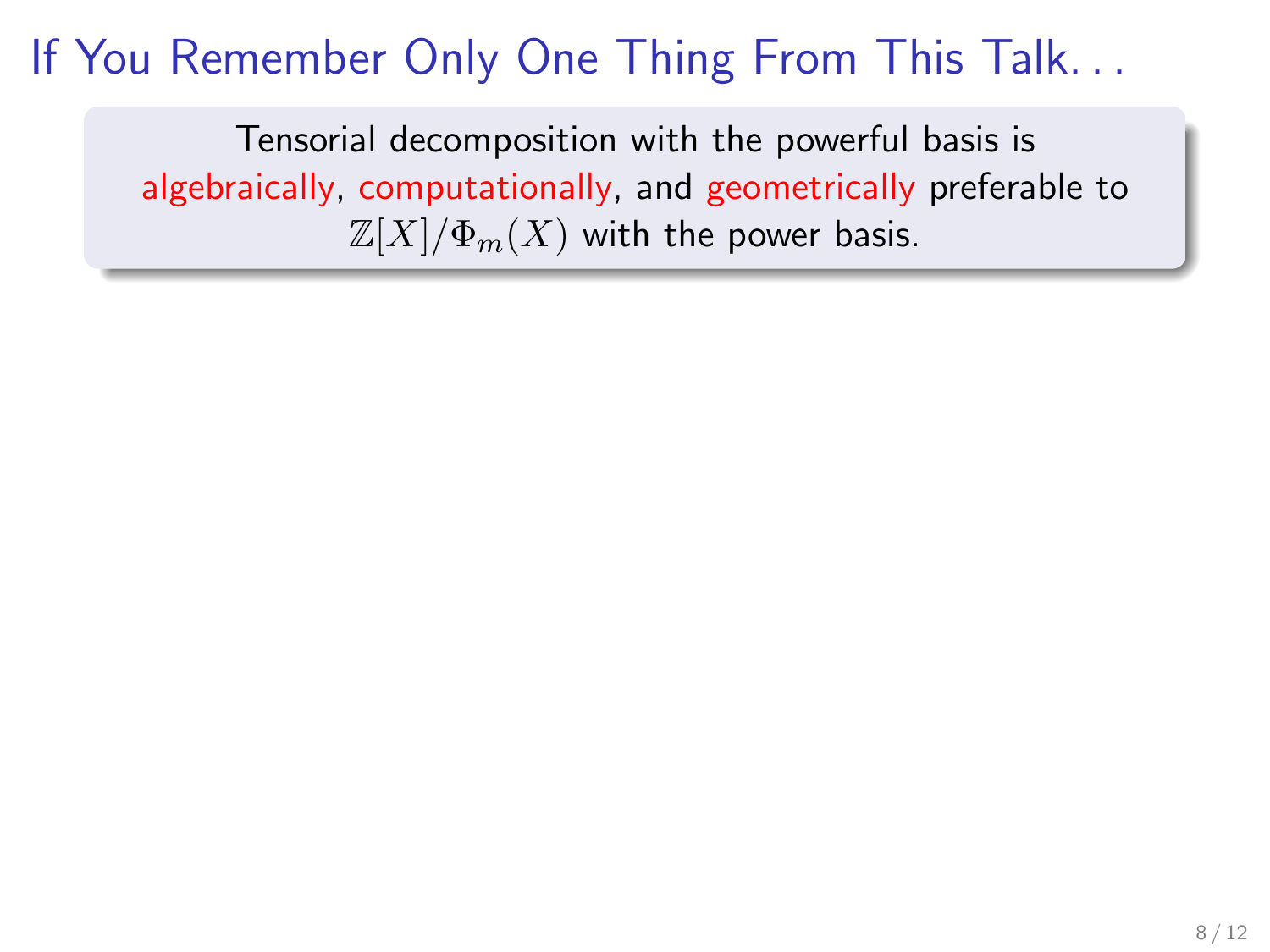# If You Remember Only One Thing From This Talk...

Tensorial decomposition with the powerful basis is algebraically, computationally, and geometrically preferable to $\mathbb{Z}[X]/\Phi_m(X)$ with the power basis.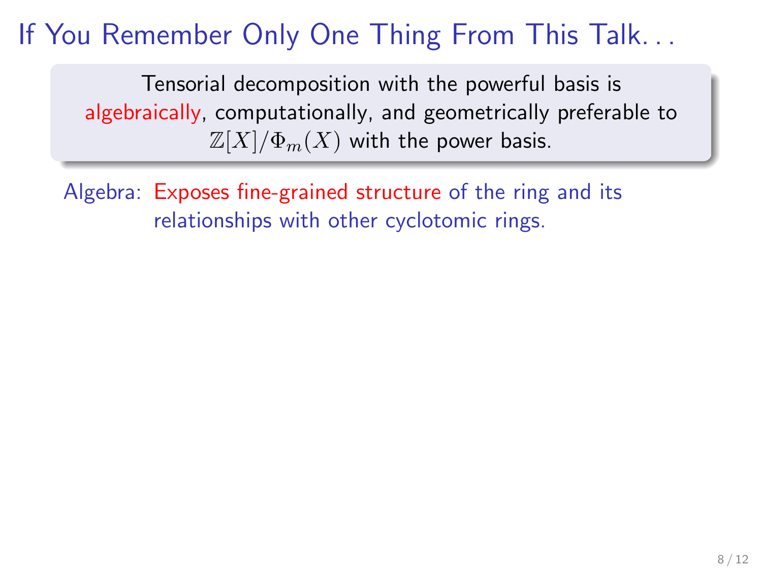# If You Remember Only One Thing From This Talk. . .

> Tensorial decomposition with the powerful basis is algebraically, computationally, and geometrically preferable to $\mathbb{Z}[X]/\Phi_m(X)$ with the power basis.

Algebra: Exposes fine-grained structure of the ring and its relationships with other cyclotomic rings.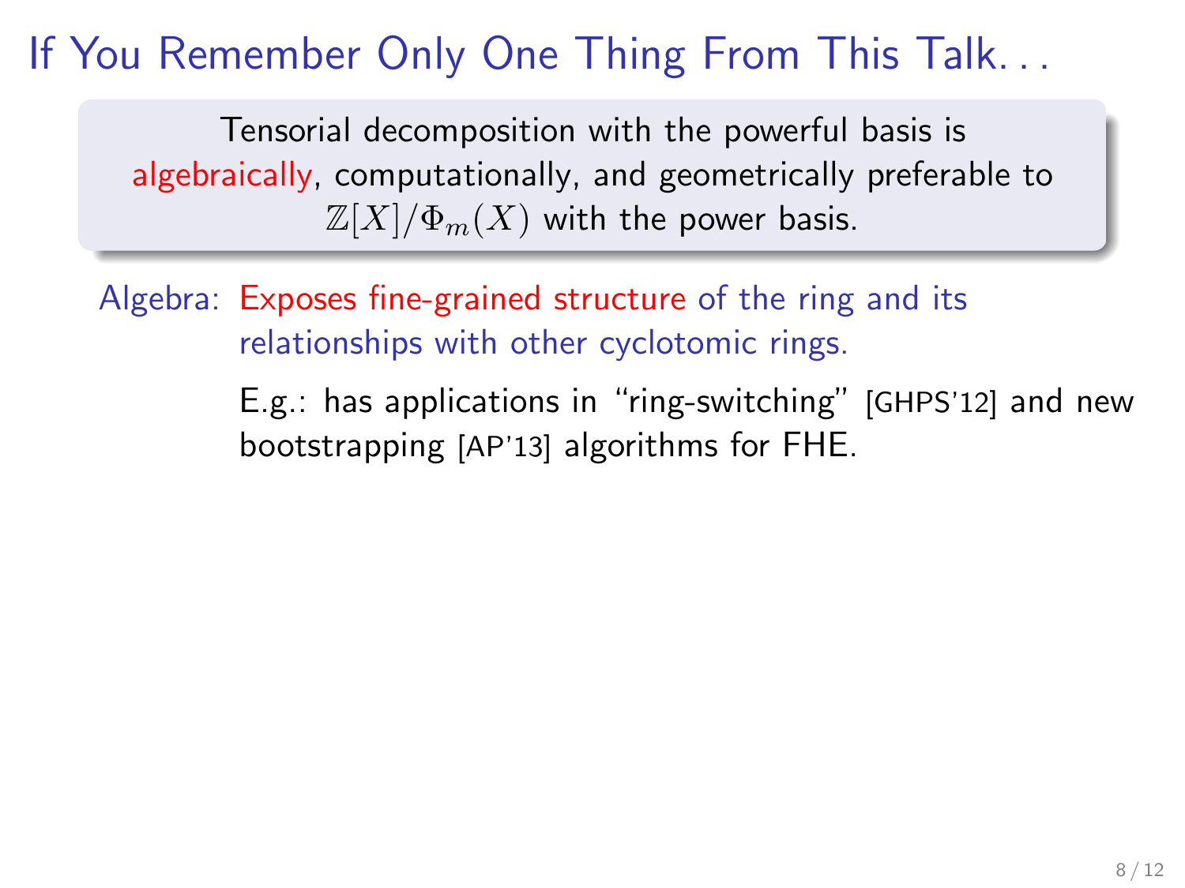# If You Remember Only One Thing From This Talk…

Tensorial decomposition with the powerful basis is algebraically, computationally, and geometrically preferable to $\mathbb{Z}[X]/\Phi_m(X)$ with the power basis.

Algebra: Exposes fine-grained structure of the ring and its relationships with other cyclotomic rings.

E.g.: has applications in "ring-switching" [GHPS'12] and new bootstrapping [AP'13] algorithms for FHE.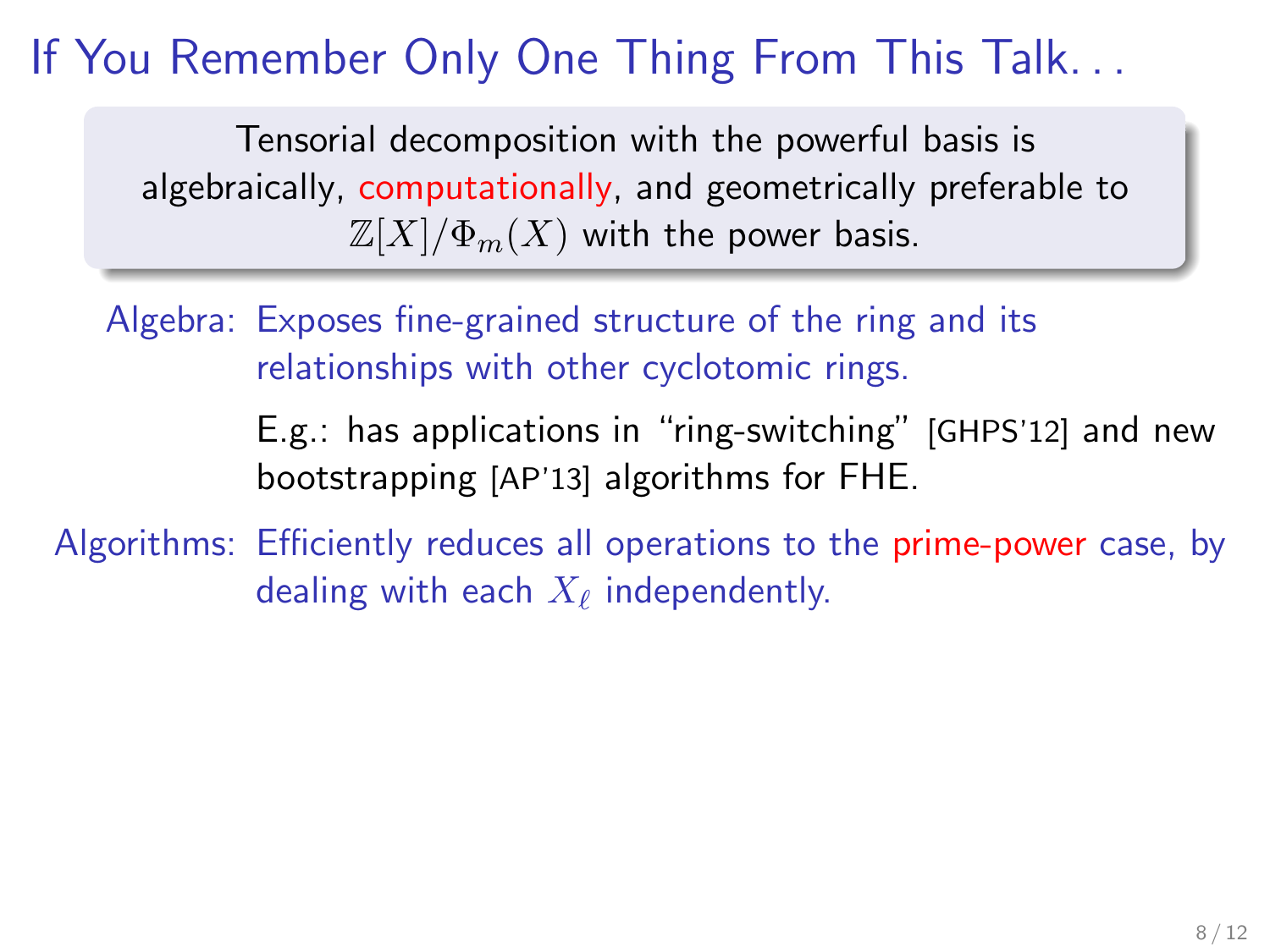# If You Remember Only One Thing From This Talk. . .

> Tensorial decomposition with the powerful basis is algebraically, computationally, and geometrically preferable to $\mathbb{Z}[X]/\Phi_m(X)$ with the power basis.

**Algebra:** Exposes fine-grained structure of the ring and its relationships with other cyclotomic rings.

E.g.: has applications in "ring-switching" [GHPS'12] and new bootstrapping [AP'13] algorithms for FHE.

**Algorithms:** Efficiently reduces all operations to the prime-power case, by dealing with each $X_\ell$ independently.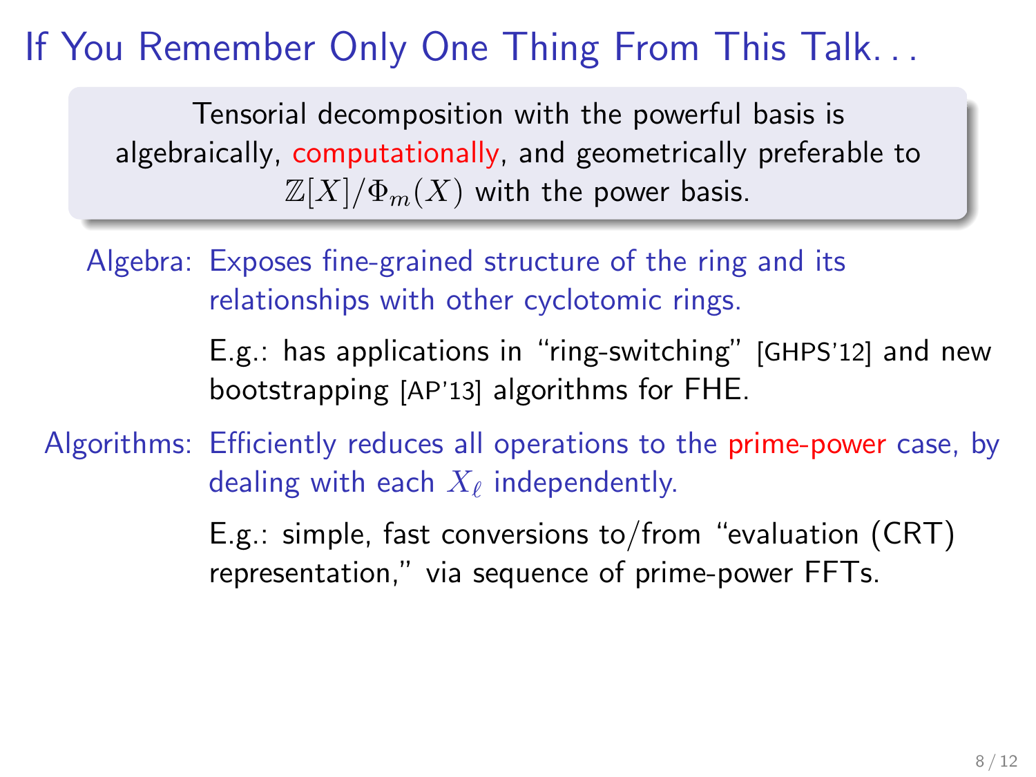# If You Remember Only One Thing From This Talk...

Tensorial decomposition with the powerful basis is algebraically, computationally, and geometrically preferable to $\mathbb{Z}[X]/\Phi_m(X)$ with the power basis.

**Algebra:** Exposes fine-grained structure of the ring and its relationships with other cyclotomic rings.

E.g.: has applications in "ring-switching" [GHPS'12] and new bootstrapping [AP'13] algorithms for FHE.

**Algorithms:** Efficiently reduces all operations to the prime-power case, by dealing with each $X_\ell$ independently.

E.g.: simple, fast conversions to/from "evaluation (CRT) representation," via sequence of prime-power FFTs.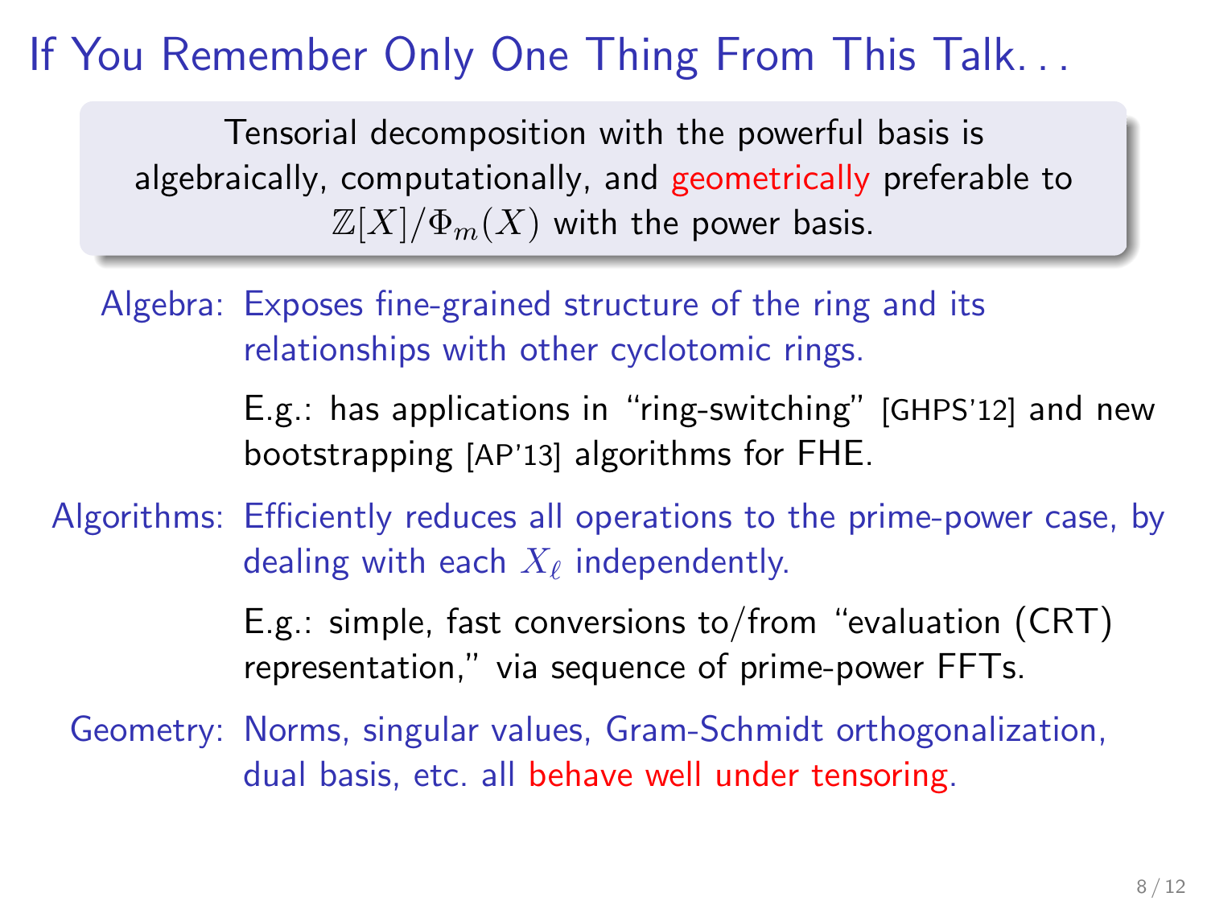# If You Remember Only One Thing From This Talk...

> Tensorial decomposition with the powerful basis is algebraically, computationally, and geometrically preferable to $\mathbb{Z}[X]/\Phi_m(X)$ with the power basis.

**Algebra:** Exposes fine-grained structure of the ring and its relationships with other cyclotomic rings.

E.g.: has applications in "ring-switching" [GHPS'12] and new bootstrapping [AP'13] algorithms for FHE.

**Algorithms:** Efficiently reduces all operations to the prime-power case, by dealing with each $X_\ell$ independently.

E.g.: simple, fast conversions to/from "evaluation (CRT) representation," via sequence of prime-power FFTs.

**Geometry:** Norms, singular values, Gram-Schmidt orthogonalization, dual basis, etc. all behave well under tensoring.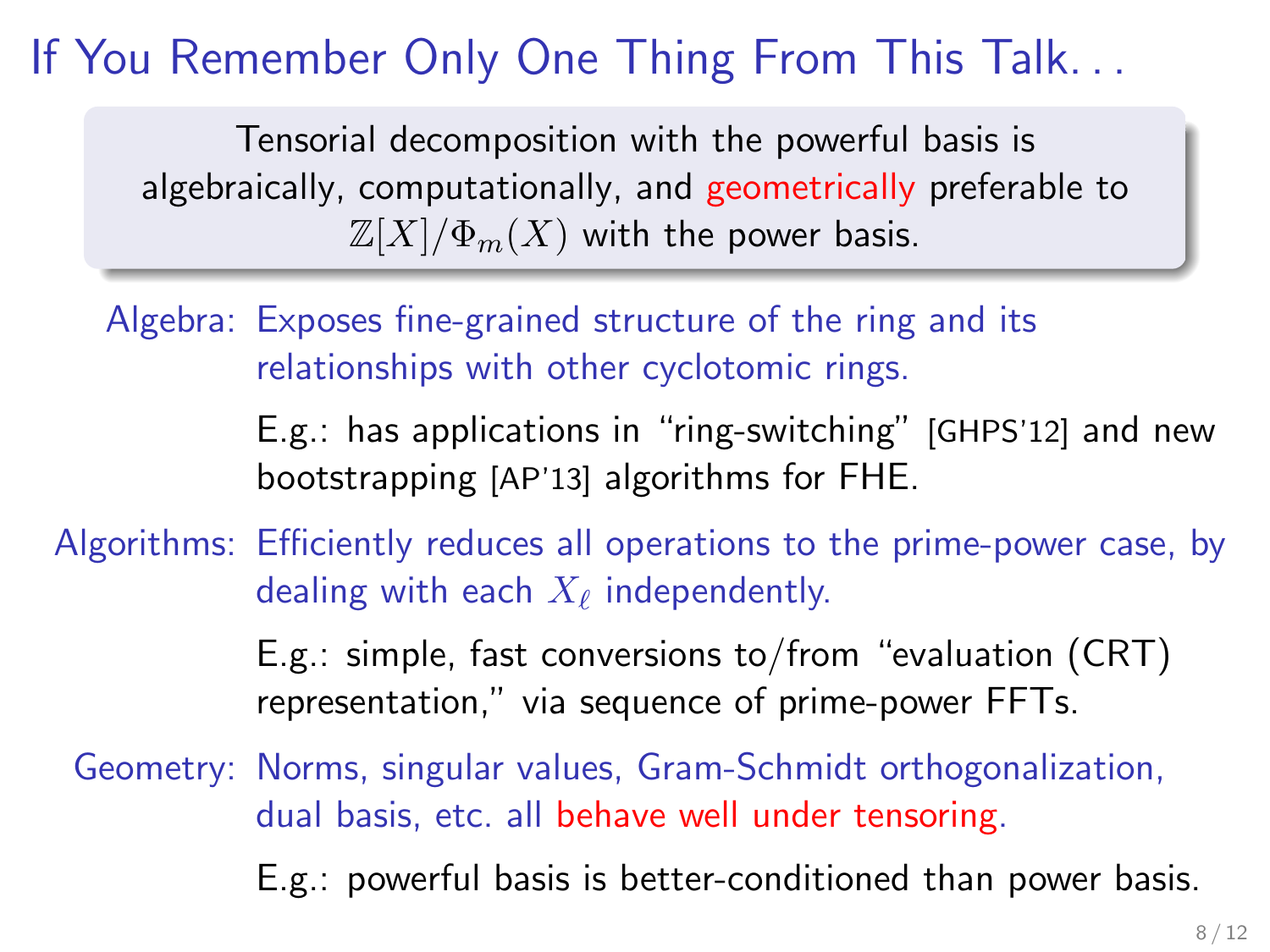# If You Remember Only One Thing From This Talk...

> Tensorial decomposition with the powerful basis is algebraically, computationally, and geometrically preferable to $\mathbb{Z}[X]/\Phi_m(X)$ with the power basis.

**Algebra:** Exposes fine-grained structure of the ring and its relationships with other cyclotomic rings.

E.g.: has applications in "ring-switching" [GHPS'12] and new bootstrapping [AP'13] algorithms for FHE.

**Algorithms:** Efficiently reduces all operations to the prime-power case, by dealing with each $X_\ell$ independently.

E.g.: simple, fast conversions to/from "evaluation (CRT) representation," via sequence of prime-power FFTs.

**Geometry:** Norms, singular values, Gram-Schmidt orthogonalization, dual basis, etc. all behave well under tensoring.

E.g.: powerful basis is better-conditioned than power basis.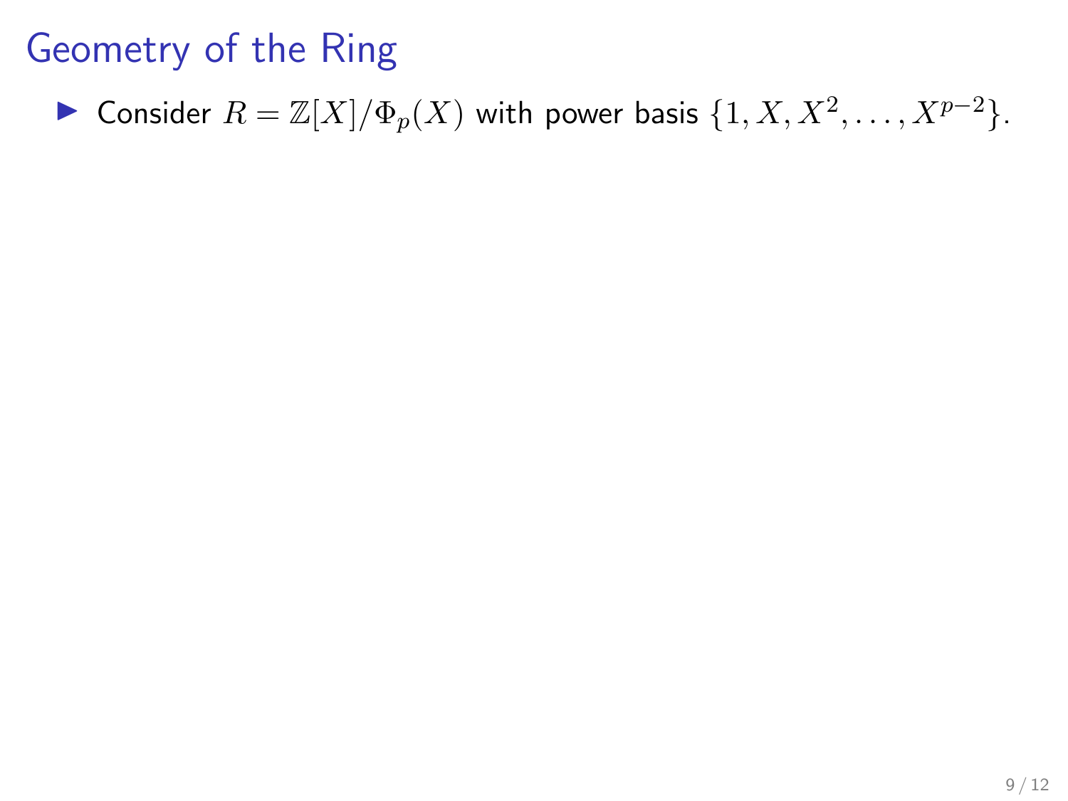# Geometry of the Ring

- Consider $R = \mathbb{Z}[X]/\Phi_p(X)$ with power basis $\{1, X, X^2, \ldots, X^{p-2}\}$.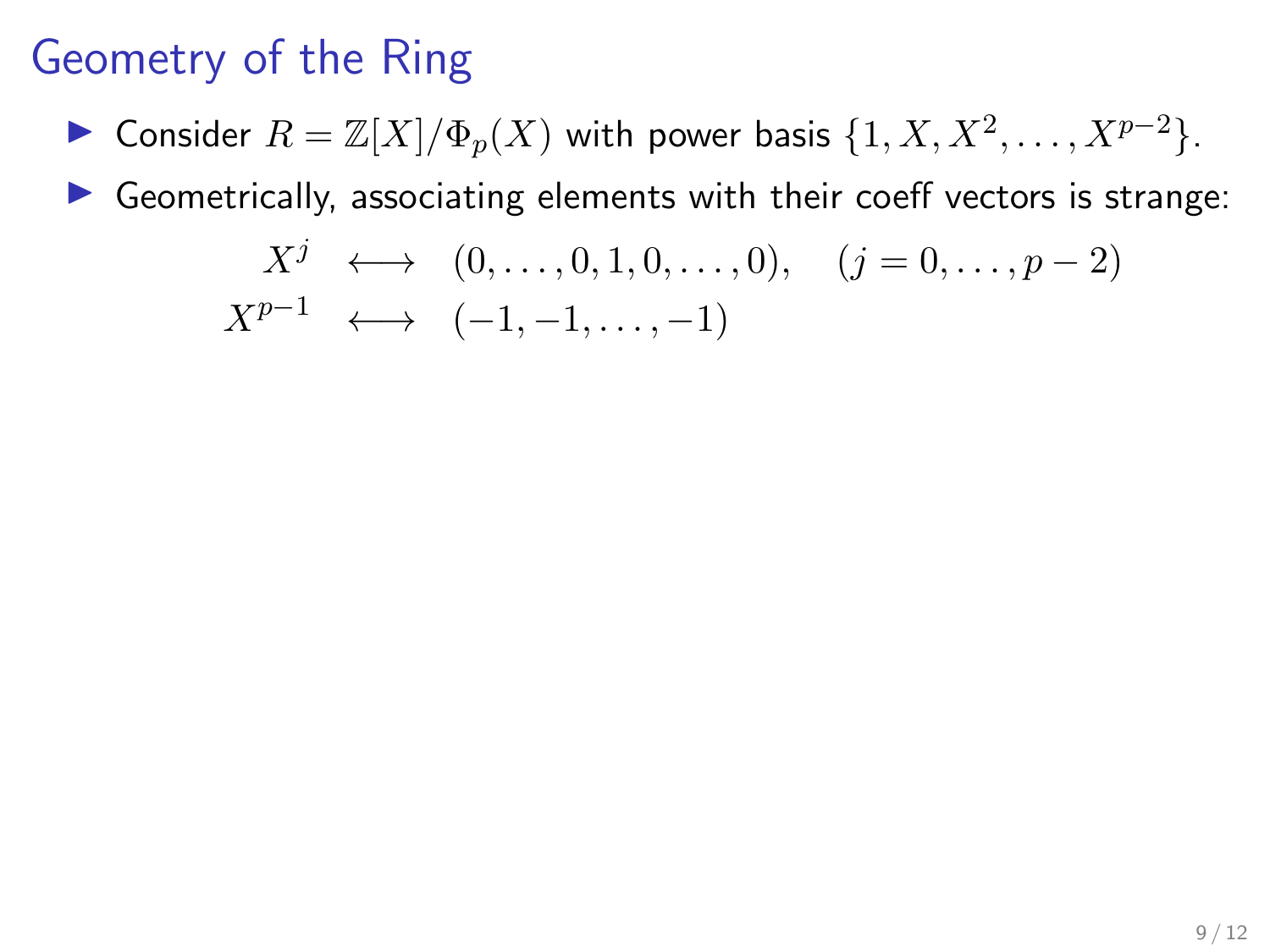# Geometry of the Ring

- Consider $R = \mathbb{Z}[X]/\Phi_p(X)$ with power basis $\{1, X, X^2, \ldots, X^{p-2}\}$.
- Geometrically, associating elements with their coeff vectors is strange:

$$
\begin{aligned}
X^j &\longleftrightarrow (0, \ldots, 0, 1, 0, \ldots, 0), \quad (j = 0, \ldots, p-2) \\
X^{p-1} &\longleftrightarrow (-1, -1, \ldots, -1)
\end{aligned}
$$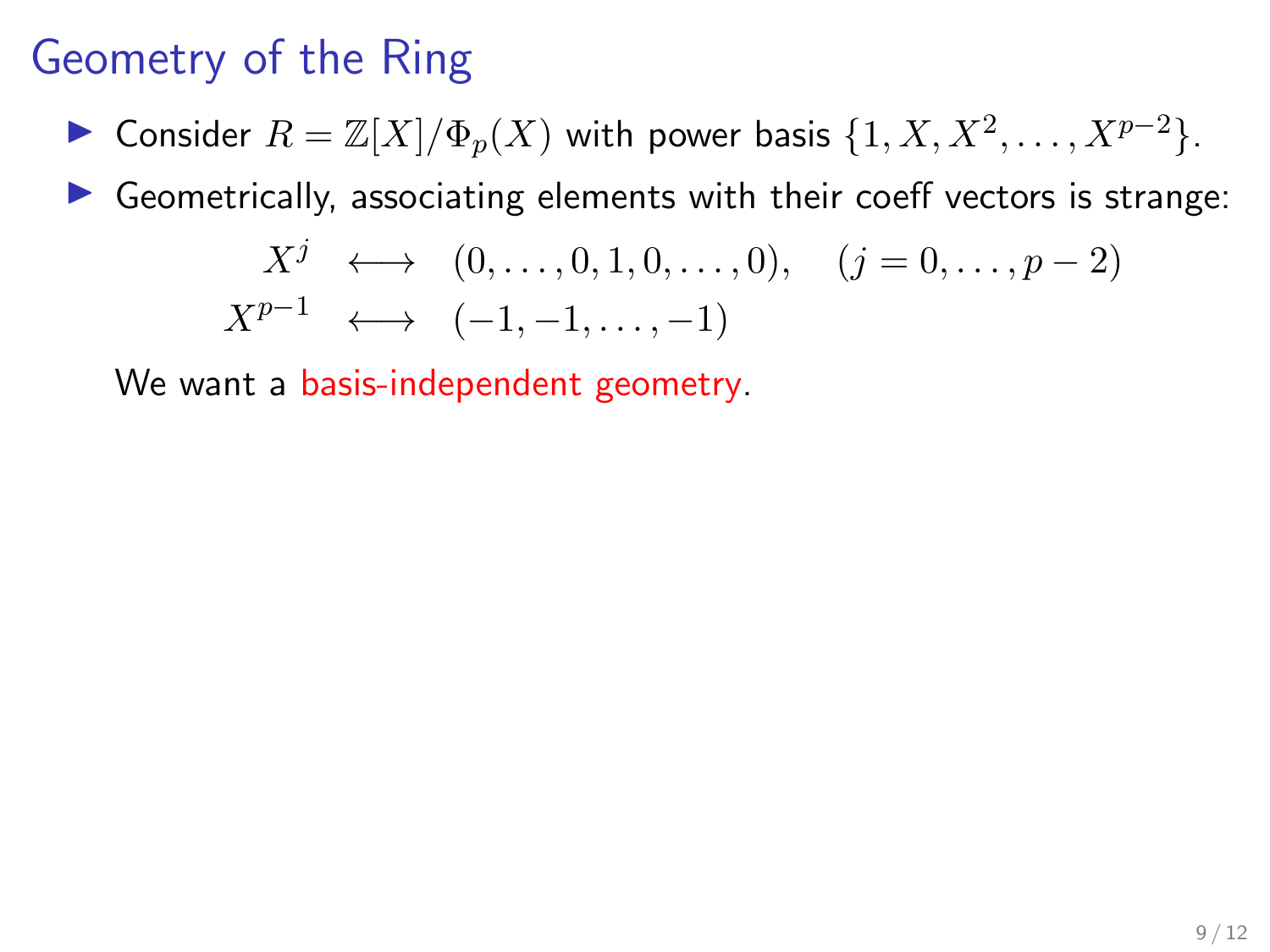# Geometry of the Ring

- Consider $R = \mathbb{Z}[X]/\Phi_p(X)$ with power basis $\{1, X, X^2, \ldots, X^{p-2}\}$.
- Geometrically, associating elements with their coeff vectors is strange:

$$
\begin{aligned}
X^j &\longleftrightarrow (0, \ldots, 0, 1, 0, \ldots, 0), \quad (j = 0, \ldots, p-2) \\
X^{p-1} &\longleftrightarrow (-1, -1, \ldots, -1)
\end{aligned}
$$

We want a basis-independent geometry.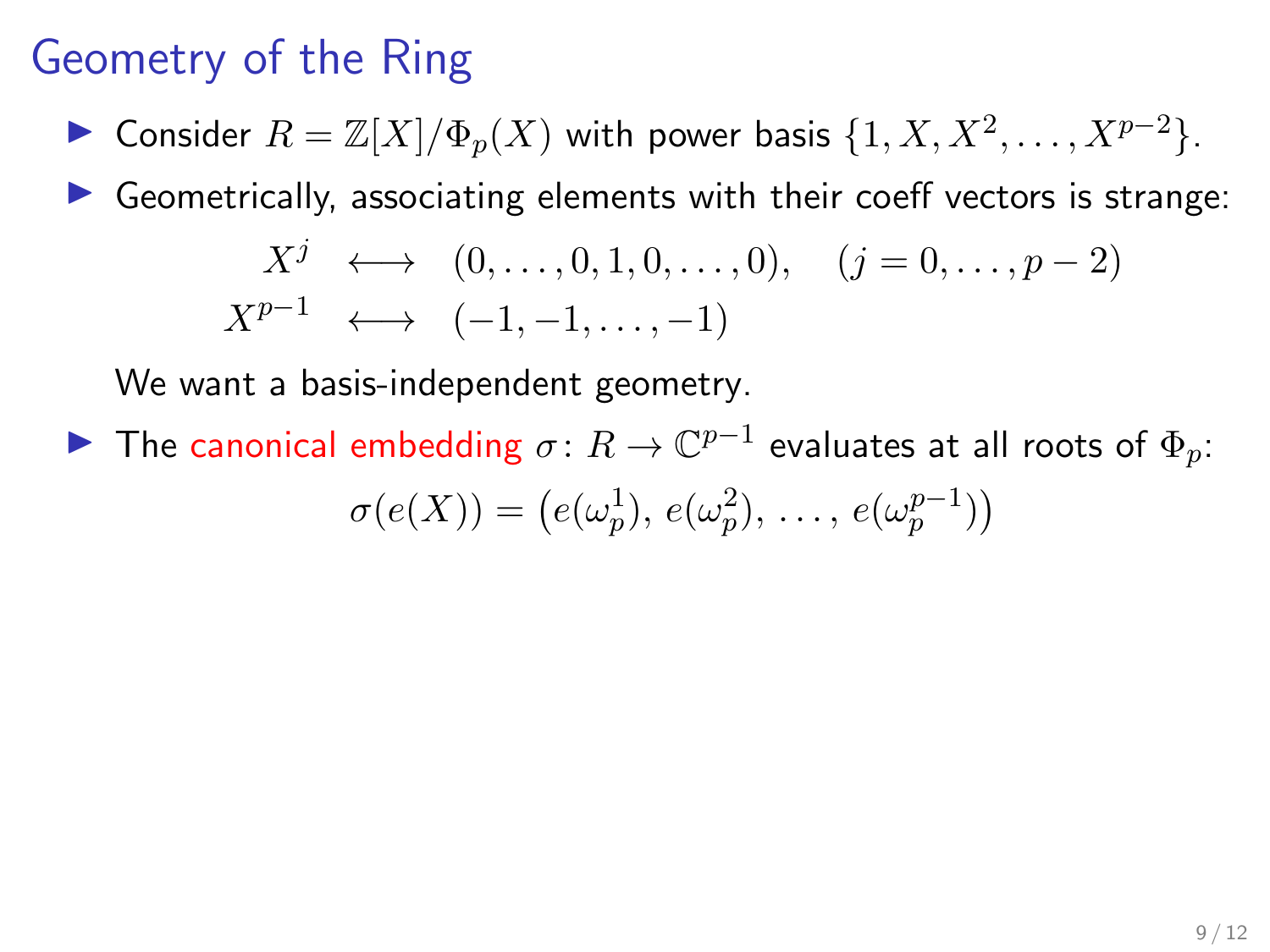# Geometry of the Ring

- Consider $R = \mathbb{Z}[X]/\Phi_p(X)$ with power basis $\{1, X, X^2, \ldots, X^{p-2}\}$.
- Geometrically, associating elements with their coeff vectors is strange:

$$
\begin{aligned}
X^j &\longleftrightarrow (0, \ldots, 0, 1, 0, \ldots, 0), \quad (j = 0, \ldots, p-2) \\
X^{p-1} &\longleftrightarrow (-1, -1, \ldots, -1)
\end{aligned}
$$

  We want a basis-independent geometry.
- The canonical embedding $\sigma \colon R \to \mathbb{C}^{p-1}$ evaluates at all roots of $\Phi_p$:

$$
\sigma(e(X)) = \left(e(\omega_p^1),\, e(\omega_p^2),\, \ldots,\, e(\omega_p^{p-1})\right)
$$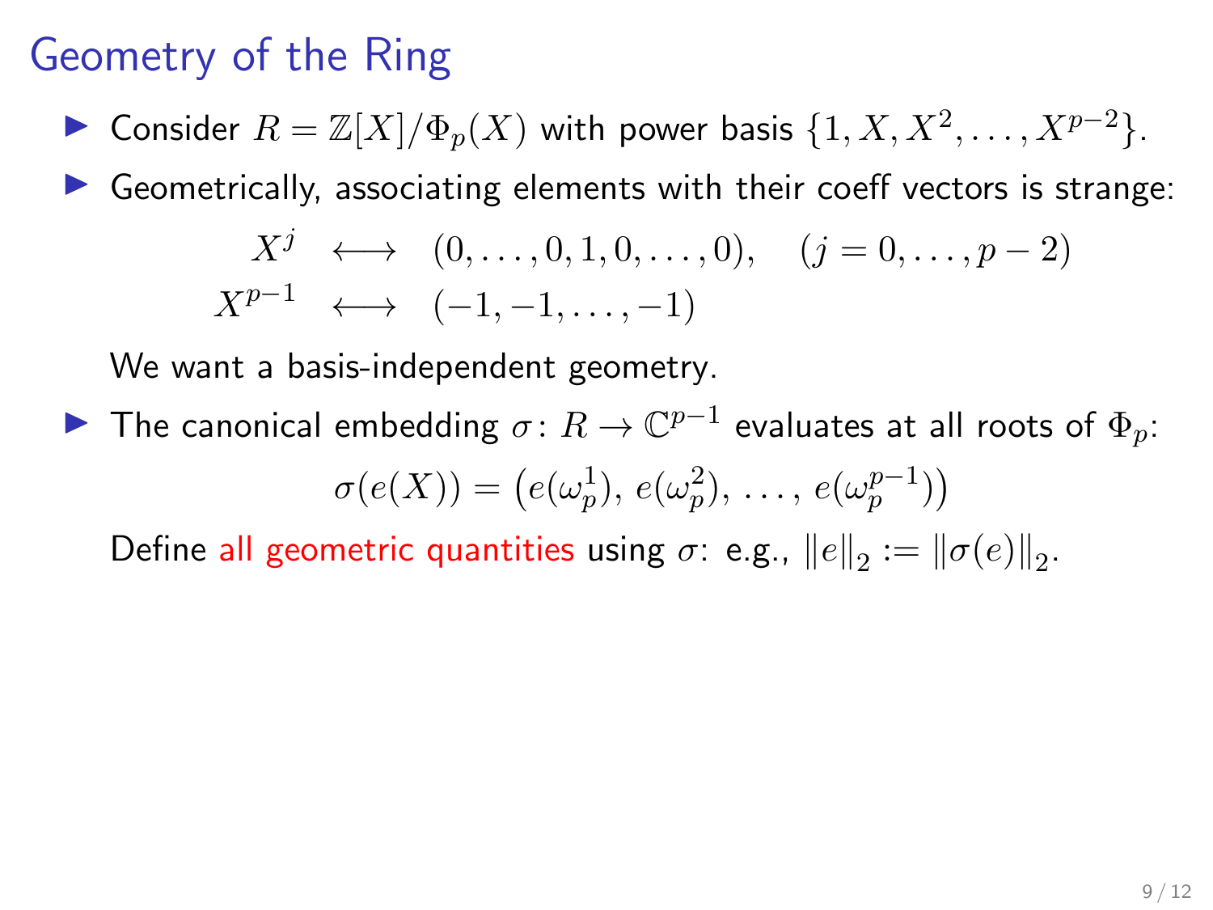# Geometry of the Ring

- Consider $R = \mathbb{Z}[X]/\Phi_p(X)$ with power basis $\{1, X, X^2, \ldots, X^{p-2}\}$.
- Geometrically, associating elements with their coeff vectors is strange:

$$\begin{aligned} X^j &\longleftrightarrow (0, \ldots, 0, 1, 0, \ldots, 0), \quad (j = 0, \ldots, p-2) \\ X^{p-1} &\longleftrightarrow (-1, -1, \ldots, -1) \end{aligned}$$

  We want a basis-independent geometry.

- The canonical embedding $\sigma \colon R \to \mathbb{C}^{p-1}$ evaluates at all roots of $\Phi_p$:

$$\sigma(e(X)) = \big(e(\omega_p^1),\, e(\omega_p^2),\, \ldots,\, e(\omega_p^{p-1})\big)$$

  Define all geometric quantities using $\sigma$: e.g., $\|e\|_2 := \|\sigma(e)\|_2$.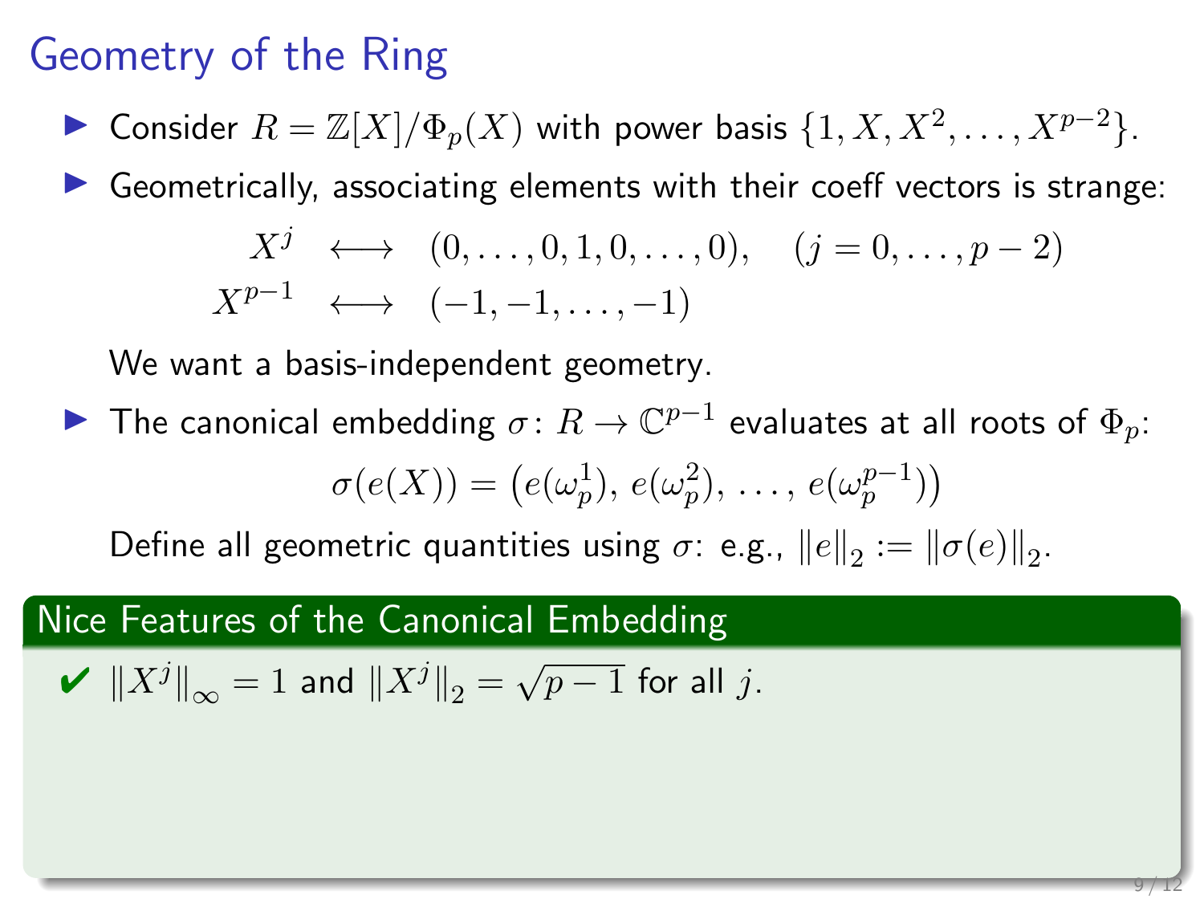# Geometry of the Ring

- Consider $R = \mathbb{Z}[X]/\Phi_p(X)$ with power basis $\{1, X, X^2, \ldots, X^{p-2}\}$.
- Geometrically, associating elements with their coeff vectors is strange:

$$
\begin{aligned}
X^j &\longleftrightarrow (0, \ldots, 0, 1, 0, \ldots, 0), \quad (j = 0, \ldots, p-2) \\
X^{p-1} &\longleftrightarrow (-1, -1, \ldots, -1)
\end{aligned}
$$

  We want a basis-independent geometry.

- The canonical embedding $\sigma \colon R \to \mathbb{C}^{p-1}$ evaluates at all roots of $\Phi_p$:

$$
\sigma(e(X)) = \left(e(\omega_p^1),\, e(\omega_p^2),\, \ldots,\, e(\omega_p^{p-1})\right)
$$

  Define all geometric quantities using $\sigma$: e.g., $\|e\|_2 := \|\sigma(e)\|_2$.

## Nice Features of the Canonical Embedding

✔ $\|X^j\|_\infty = 1$ and $\|X^j\|_2 = \sqrt{p-1}$ for all $j$.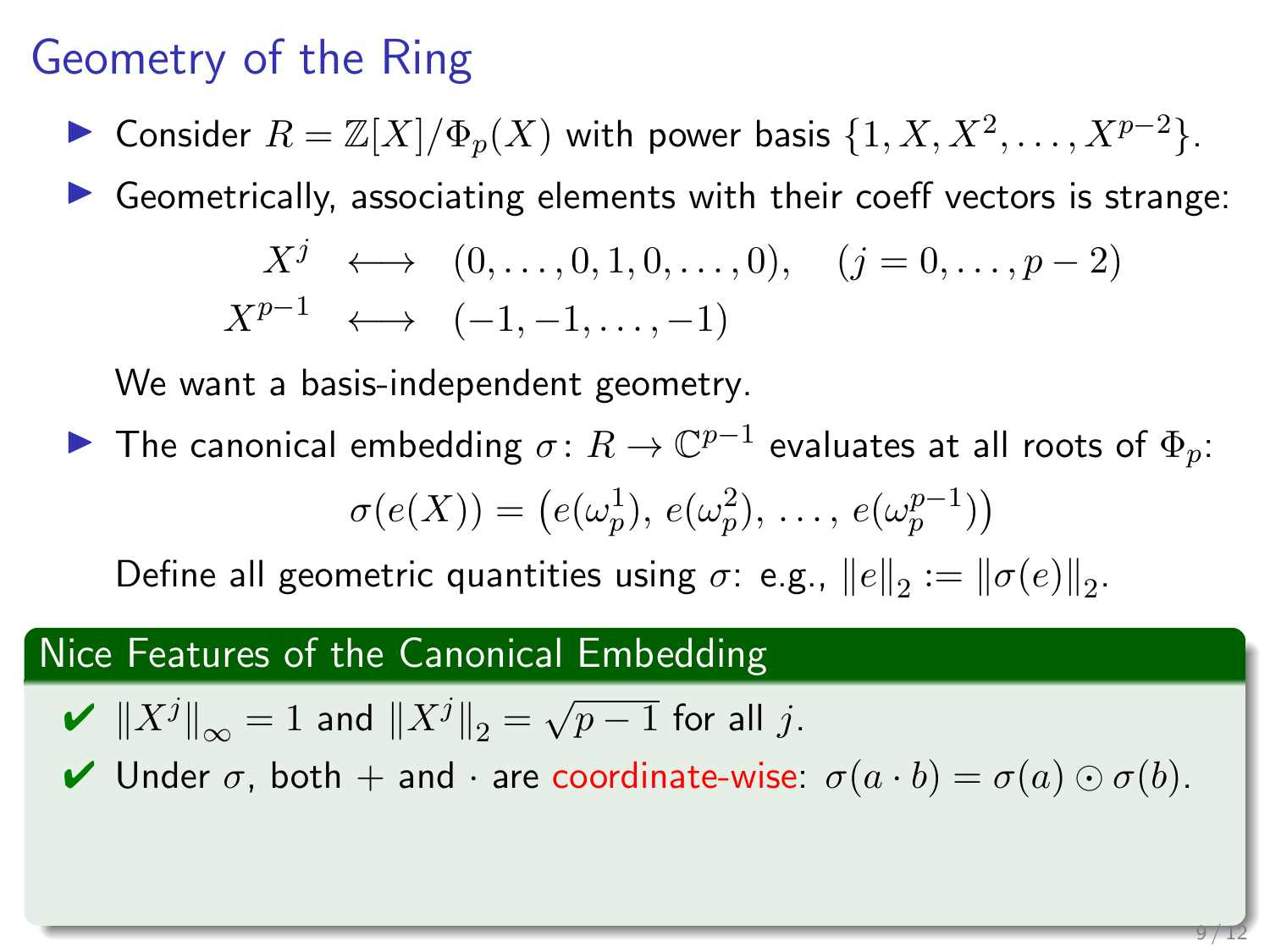# Geometry of the Ring

- Consider $R = \mathbb{Z}[X]/\Phi_p(X)$ with power basis $\{1, X, X^2, \ldots, X^{p-2}\}$.
- Geometrically, associating elements with their coeff vectors is strange:

$$
\begin{aligned}
X^j &\longleftrightarrow (0, \ldots, 0, 1, 0, \ldots, 0), \quad (j = 0, \ldots, p-2) \\
X^{p-1} &\longleftrightarrow (-1, -1, \ldots, -1)
\end{aligned}
$$

  We want a basis-independent geometry.

- The canonical embedding $\sigma \colon R \to \mathbb{C}^{p-1}$ evaluates at all roots of $\Phi_p$:

$$\sigma(e(X)) = \left(e(\omega_p^1),\, e(\omega_p^2),\, \ldots,\, e(\omega_p^{p-1})\right)$$

  Define all geometric quantities using $\sigma$: e.g., $\|e\|_2 := \|\sigma(e)\|_2$.

## Nice Features of the Canonical Embedding

- ✔ $\|X^j\|_\infty = 1$ and $\|X^j\|_2 = \sqrt{p-1}$ for all $j$.
- ✔ Under $\sigma$, both $+$ and $\cdot$ are coordinate-wise: $\sigma(a \cdot b) = \sigma(a) \odot \sigma(b)$.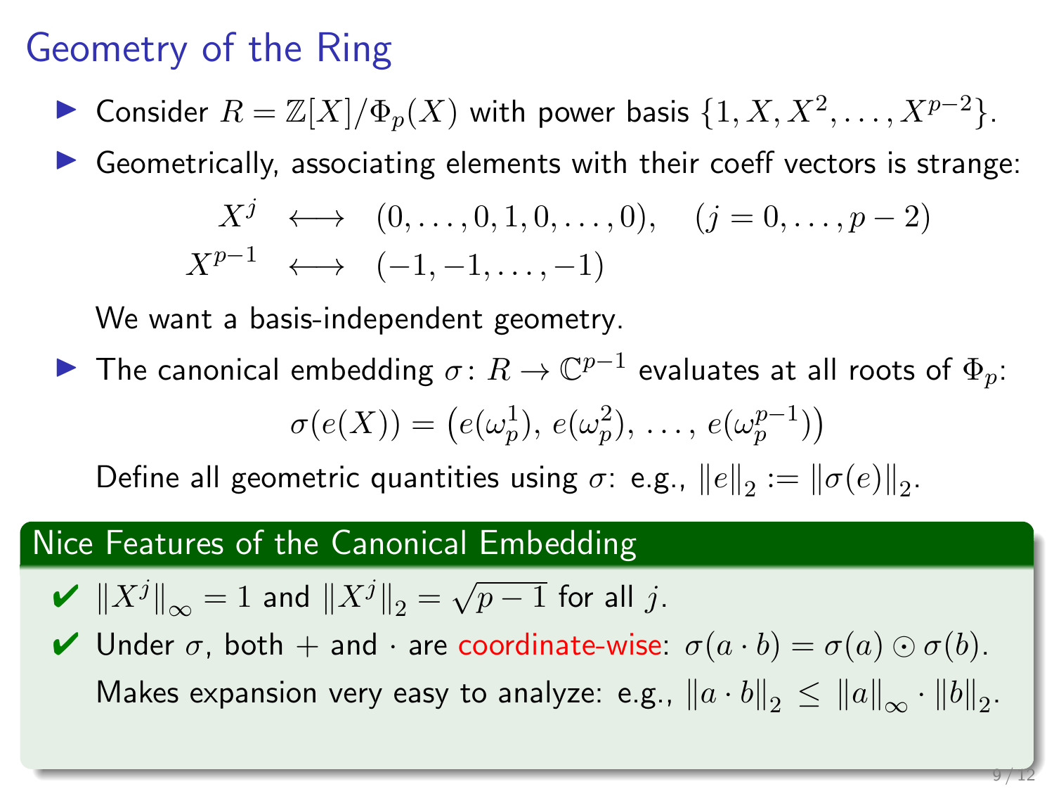# Geometry of the Ring

- Consider $R = \mathbb{Z}[X]/\Phi_p(X)$ with power basis $\{1, X, X^2, \ldots, X^{p-2}\}$.
- Geometrically, associating elements with their coeff vectors is strange:

$$
\begin{aligned}
X^j &\longleftrightarrow (0, \ldots, 0, 1, 0, \ldots, 0), \quad (j = 0, \ldots, p-2) \\
X^{p-1} &\longleftrightarrow (-1, -1, \ldots, -1)
\end{aligned}
$$

  We want a basis-independent geometry.

- The canonical embedding $\sigma \colon R \to \mathbb{C}^{p-1}$ evaluates at all roots of $\Phi_p$:

$$\sigma(e(X)) = \big(e(\omega_p^1),\, e(\omega_p^2),\, \ldots,\, e(\omega_p^{p-1})\big)$$

  Define all geometric quantities using $\sigma$: e.g., $\|e\|_2 := \|\sigma(e)\|_2$.

## Nice Features of the Canonical Embedding

- ✔ $\|X^j\|_\infty = 1$ and $\|X^j\|_2 = \sqrt{p-1}$ for all $j$.
- ✔ Under $\sigma$, both $+$ and $\cdot$ are coordinate-wise: $\sigma(a \cdot b) = \sigma(a) \odot \sigma(b)$.

  Makes expansion very easy to analyze: e.g., $\|a \cdot b\|_2 \leq \|a\|_\infty \cdot \|b\|_2$.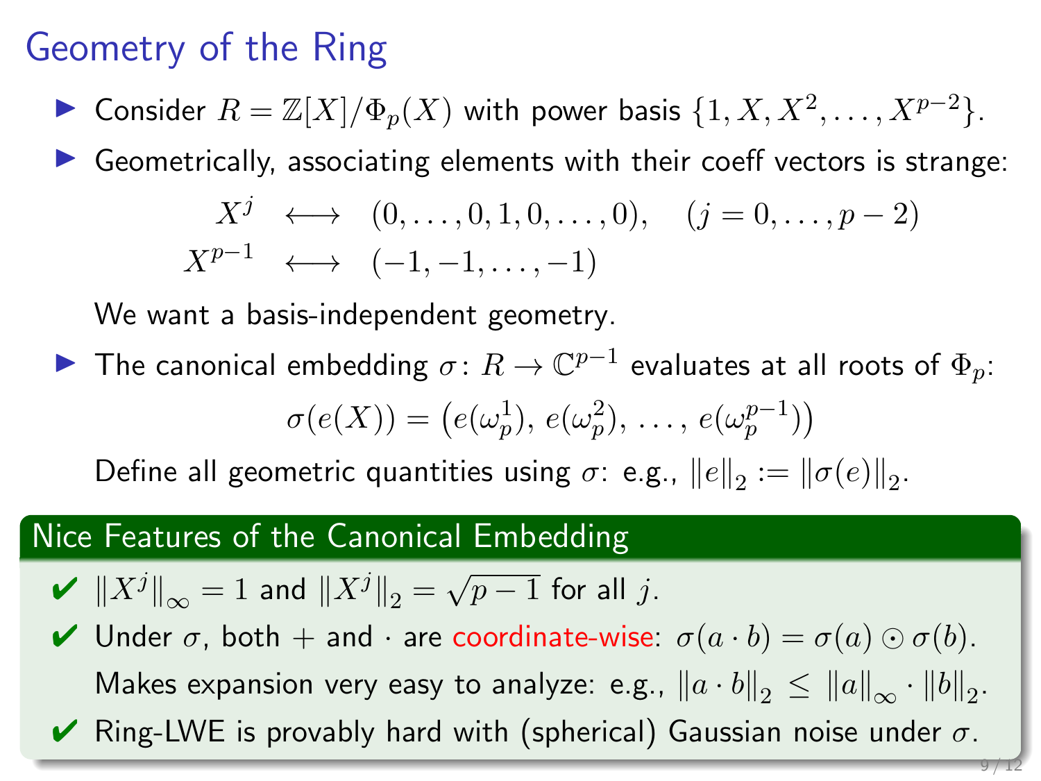# Geometry of the Ring

- Consider $R = \mathbb{Z}[X]/\Phi_p(X)$ with power basis $\{1, X, X^2, \ldots, X^{p-2}\}$.
- Geometrically, associating elements with their coeff vectors is strange:

$$\begin{aligned} X^j &\longleftrightarrow (0, \ldots, 0, 1, 0, \ldots, 0), \quad (j = 0, \ldots, p-2) \\ X^{p-1} &\longleftrightarrow (-1, -1, \ldots, -1) \end{aligned}$$

  We want a basis-independent geometry.

- The canonical embedding $\sigma \colon R \to \mathbb{C}^{p-1}$ evaluates at all roots of $\Phi_p$:

$$\sigma(e(X)) = \left(e(\omega_p^1),\, e(\omega_p^2),\, \ldots,\, e(\omega_p^{p-1})\right)$$

  Define all geometric quantities using $\sigma$: e.g., $\|e\|_2 := \|\sigma(e)\|_2$.

## Nice Features of the Canonical Embedding

- ✔ $\|X^j\|_\infty = 1$ and $\|X^j\|_2 = \sqrt{p-1}$ for all $j$.
- ✔ Under $\sigma$, both $+$ and $\cdot$ are coordinate-wise: $\sigma(a \cdot b) = \sigma(a) \odot \sigma(b)$.
  Makes expansion very easy to analyze: e.g., $\|a \cdot b\|_2 \leq \|a\|_\infty \cdot \|b\|_2$.
- ✔ Ring-LWE is provably hard with (spherical) Gaussian noise under $\sigma$.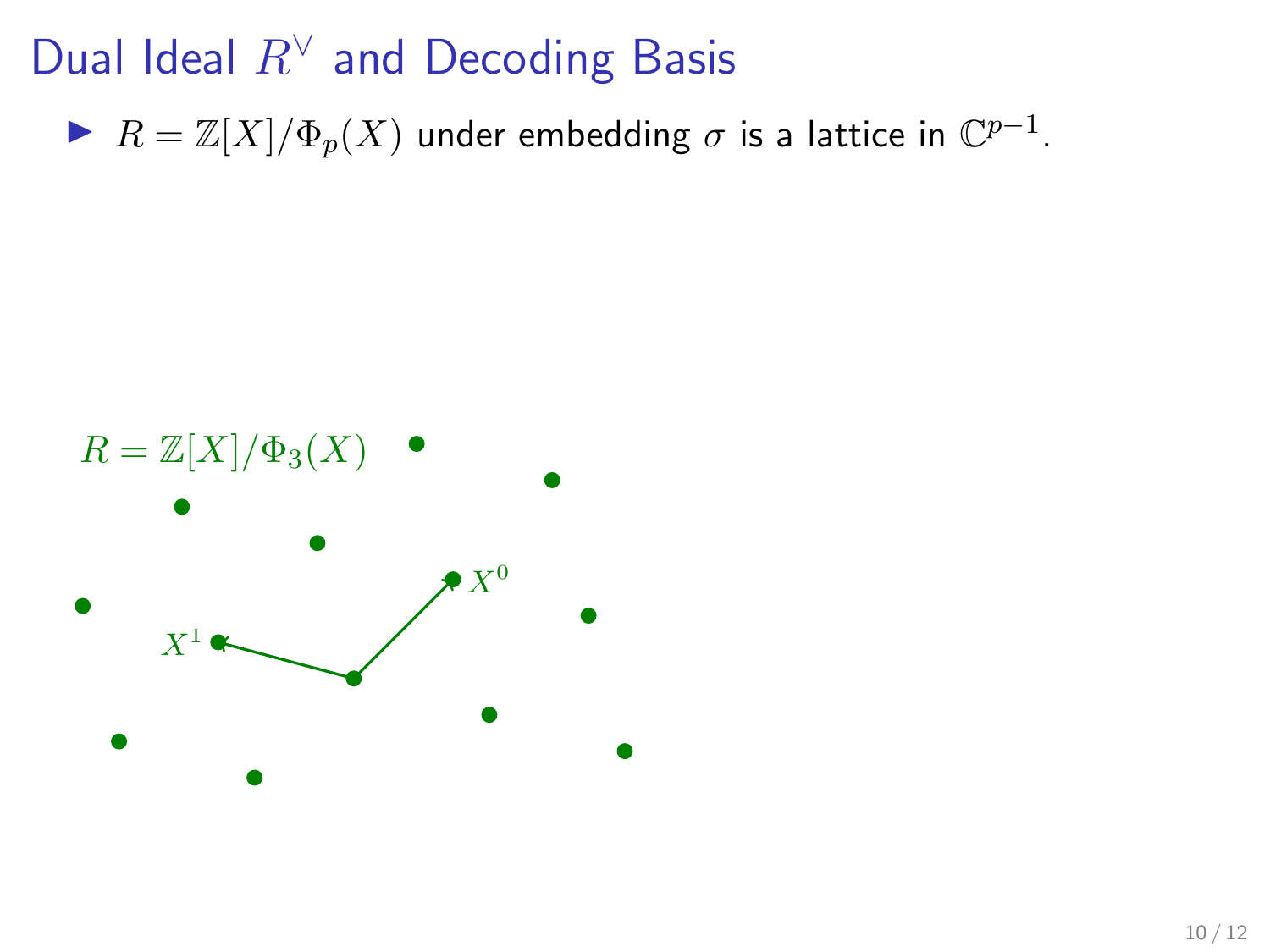# Dual Ideal $R^\vee$ and Decoding Basis

- $R = \mathbb{Z}[X]/\Phi_p(X)$ under embedding $\sigma$ is a lattice in $\mathbb{C}^{p-1}$.

$R = \mathbb{Z}[X]/\Phi_3(X)$

$X^0$

$X^1$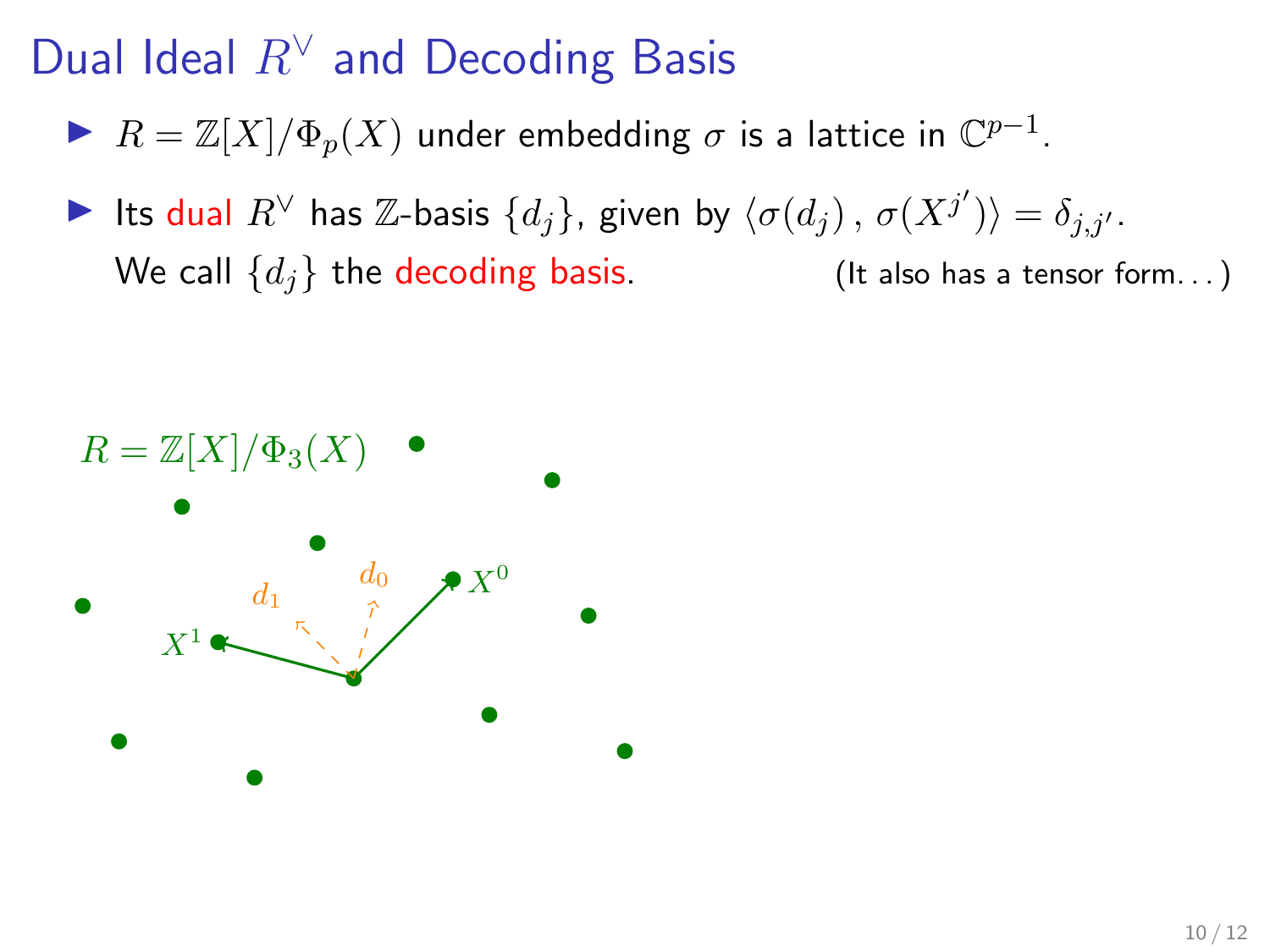# Dual Ideal $R^\vee$ and Decoding Basis

- $R = \mathbb{Z}[X]/\Phi_p(X)$ under embedding $\sigma$ is a lattice in $\mathbb{C}^{p-1}$.
- Its dual $R^\vee$ has $\mathbb{Z}$-basis $\{d_j\}$, given by $\langle \sigma(d_j), \sigma(X^{j'}) \rangle = \delta_{j,j'}$.
  We call $\{d_j\}$ the decoding basis. (It also has a tensor form...)

$R = \mathbb{Z}[X]/\Phi_3(X)$

$d_0$ $d_1$ $X^0$ $X^1$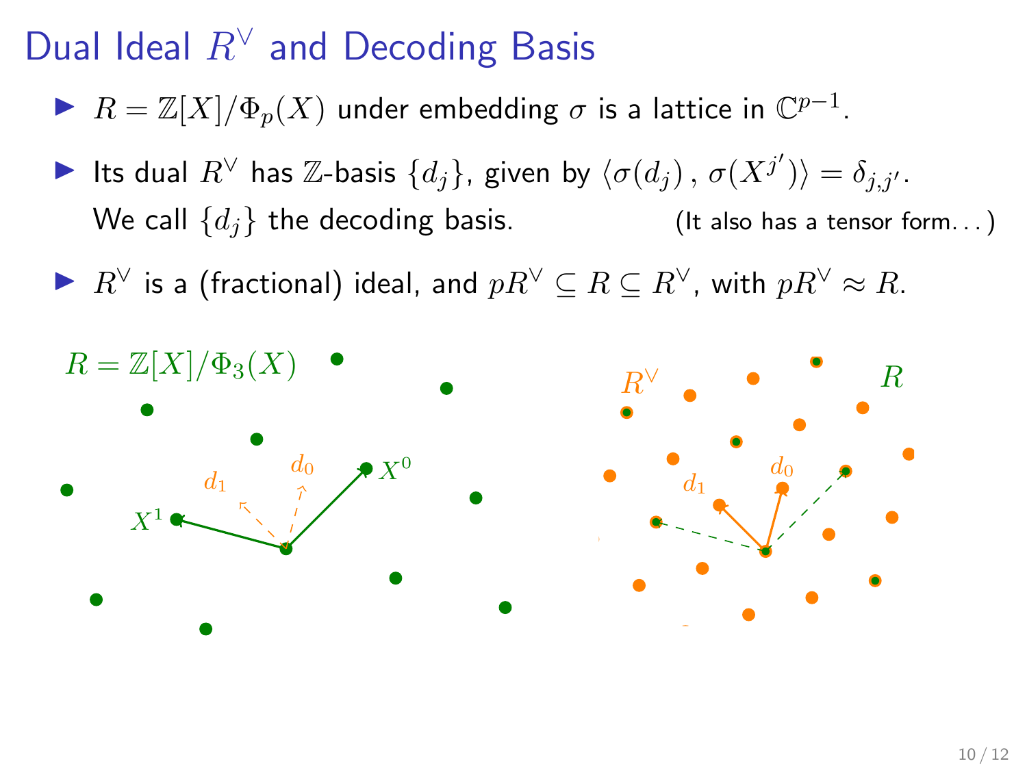# Dual Ideal $R^\vee$ and Decoding Basis

- $R = \mathbb{Z}[X]/\Phi_p(X)$ under embedding $\sigma$ is a lattice in $\mathbb{C}^{p-1}$.
- Its dual $R^\vee$ has $\mathbb{Z}$-basis $\{d_j\}$, given by $\langle \sigma(d_j)\,,\, \sigma(X^{j'}) \rangle = \delta_{j,j'}$.
  We call $\{d_j\}$ the decoding basis. (It also has a tensor form...)
- $R^\vee$ is a (fractional) ideal, and $pR^\vee \subseteq R \subseteq R^\vee$, with $pR^\vee \approx R$.

$R = \mathbb{Z}[X]/\Phi_3(X)$

$X^0$, $X^1$, $d_0$, $d_1$

$R^\vee$, $R$, $d_0$, $d_1$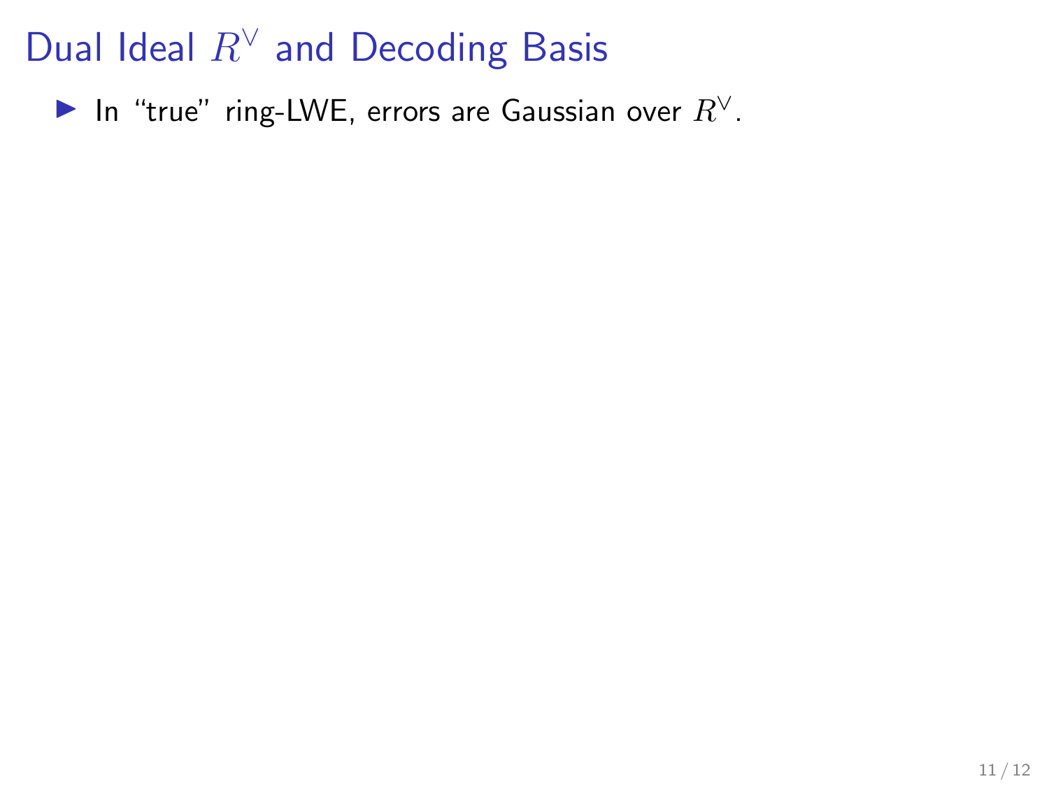# Dual Ideal $R^\vee$ and Decoding Basis

- In "true" ring-LWE, errors are Gaussian over $R^\vee$.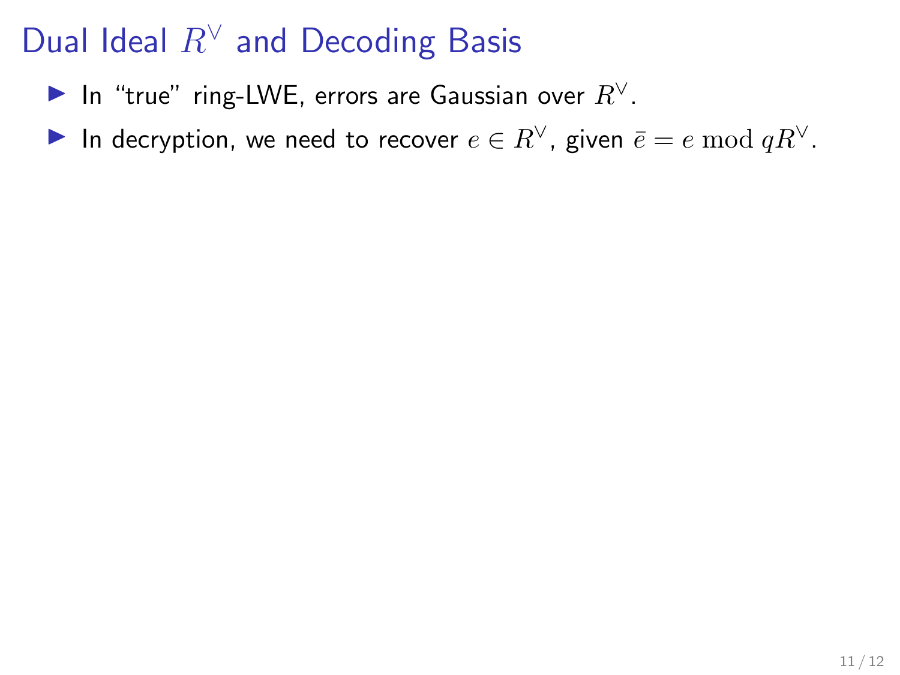# Dual Ideal $R^\vee$ and Decoding Basis

- In "true" ring-LWE, errors are Gaussian over $R^\vee$.
- In decryption, we need to recover $e \in R^\vee$, given $\bar{e} = e \bmod qR^\vee$.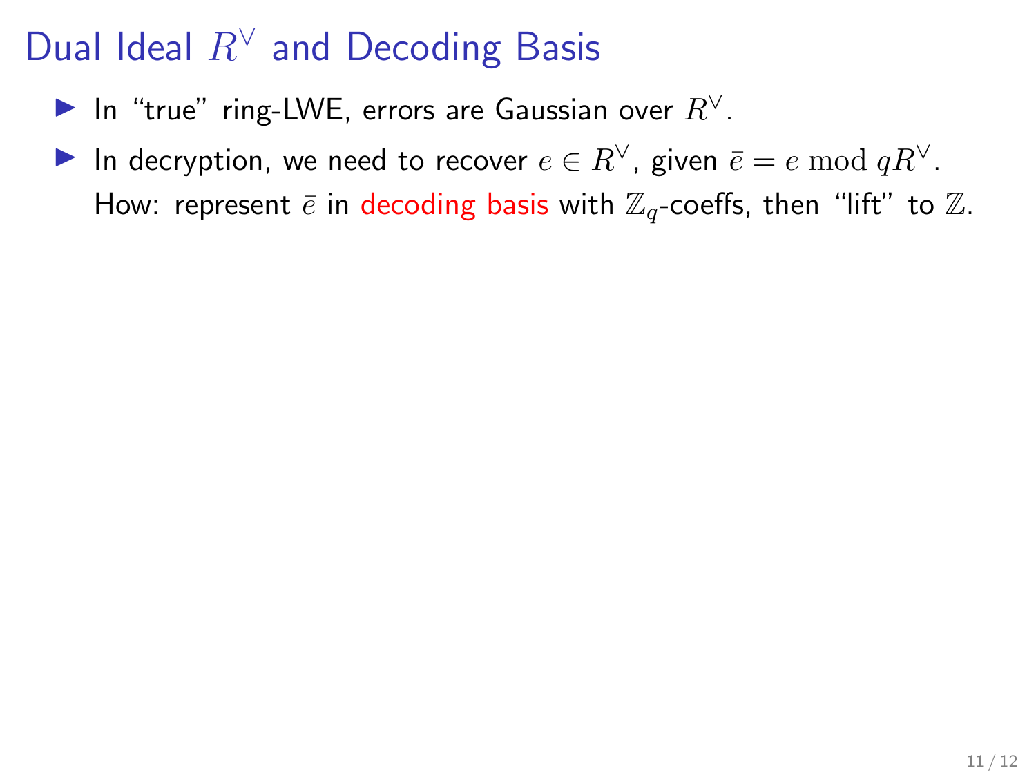# Dual Ideal $R^\vee$ and Decoding Basis

- In "true" ring-LWE, errors are Gaussian over $R^\vee$.
- In decryption, we need to recover $e \in R^\vee$, given $\bar{e} = e \bmod qR^\vee$.
  How: represent $\bar{e}$ in decoding basis with $\mathbb{Z}_q$-coeffs, then "lift" to $\mathbb{Z}$.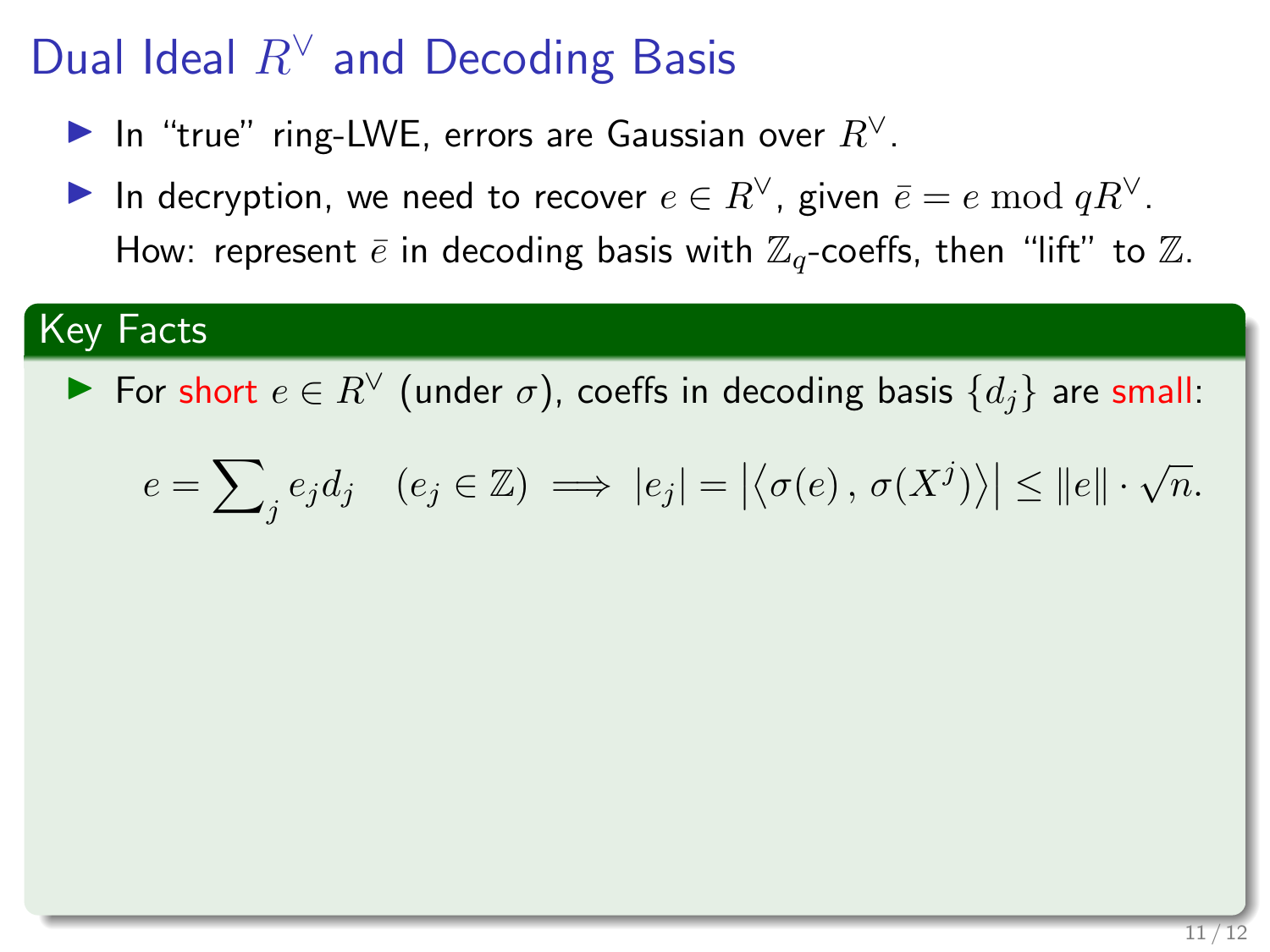# Dual Ideal $R^\vee$ and Decoding Basis

- In "true" ring-LWE, errors are Gaussian over $R^\vee$.
- In decryption, we need to recover $e \in R^\vee$, given $\bar{e} = e \bmod qR^\vee$.
  How: represent $\bar{e}$ in decoding basis with $\mathbb{Z}_q$-coeffs, then "lift" to $\mathbb{Z}$.

## Key Facts

- For short $e \in R^\vee$ (under $\sigma$), coeffs in decoding basis $\{d_j\}$ are small:

$$e = \sum\nolimits_j e_j d_j \quad (e_j \in \mathbb{Z}) \implies |e_j| = \left|\langle \sigma(e)\, , \, \sigma(X^j) \rangle\right| \leq \|e\| \cdot \sqrt{n}.$$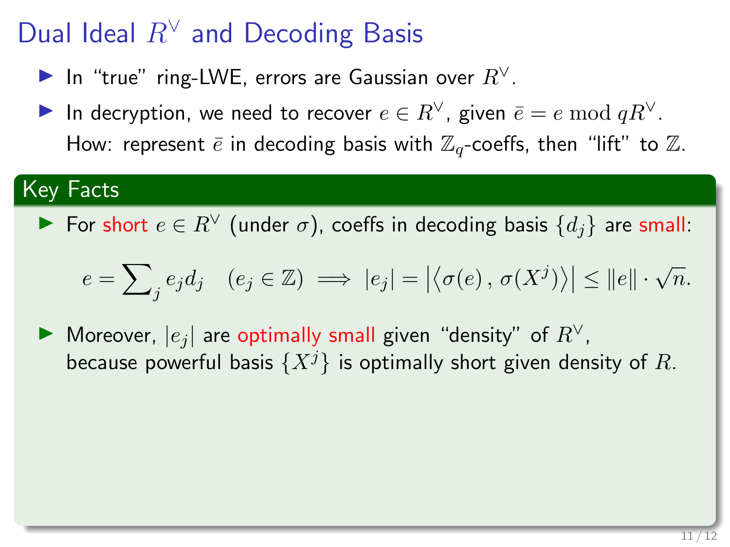# Dual Ideal $R^\vee$ and Decoding Basis

- In "true" ring-LWE, errors are Gaussian over $R^\vee$.
- In decryption, we need to recover $e \in R^\vee$, given $\bar{e} = e \bmod qR^\vee$.
  How: represent $\bar{e}$ in decoding basis with $\mathbb{Z}_q$-coeffs, then "lift" to $\mathbb{Z}$.

## Key Facts

- For short $e \in R^\vee$ (under $\sigma$), coeffs in decoding basis $\{d_j\}$ are small:

$$e = \sum_j e_j d_j \quad (e_j \in \mathbb{Z}) \implies |e_j| = \left|\langle \sigma(e)\,,\, \sigma(X^j) \rangle\right| \le \|e\| \cdot \sqrt{n}.$$

- Moreover, $|e_j|$ are optimally small given "density" of $R^\vee$,
  because powerful basis $\{X^j\}$ is optimally short given density of $R$.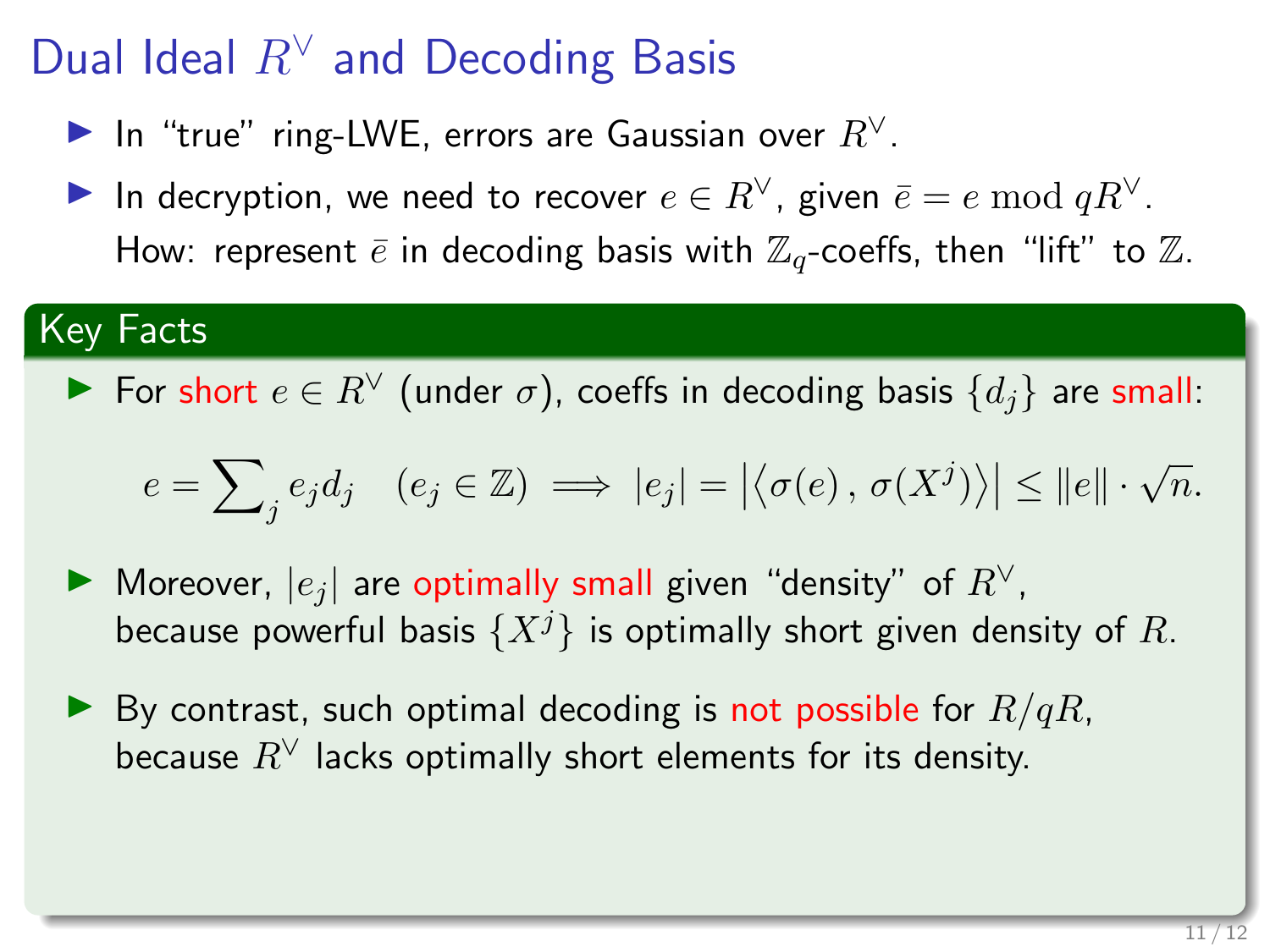# Dual Ideal $R^\vee$ and Decoding Basis

- In "true" ring-LWE, errors are Gaussian over $R^\vee$.
- In decryption, we need to recover $e \in R^\vee$, given $\bar{e} = e \bmod qR^\vee$.
  How: represent $\bar{e}$ in decoding basis with $\mathbb{Z}_q$-coeffs, then "lift" to $\mathbb{Z}$.

## Key Facts

- For short $e \in R^\vee$ (under $\sigma$), coeffs in decoding basis $\{d_j\}$ are small:

$$e = \sum_j e_j d_j \quad (e_j \in \mathbb{Z}) \implies |e_j| = \left|\langle \sigma(e) \,,\, \sigma(X^j) \rangle\right| \leq \|e\| \cdot \sqrt{n}.$$

- Moreover, $|e_j|$ are optimally small given "density" of $R^\vee$,
  because powerful basis $\{X^j\}$ is optimally short given density of $R$.

- By contrast, such optimal decoding is not possible for $R/qR$,
  because $R^\vee$ lacks optimally short elements for its density.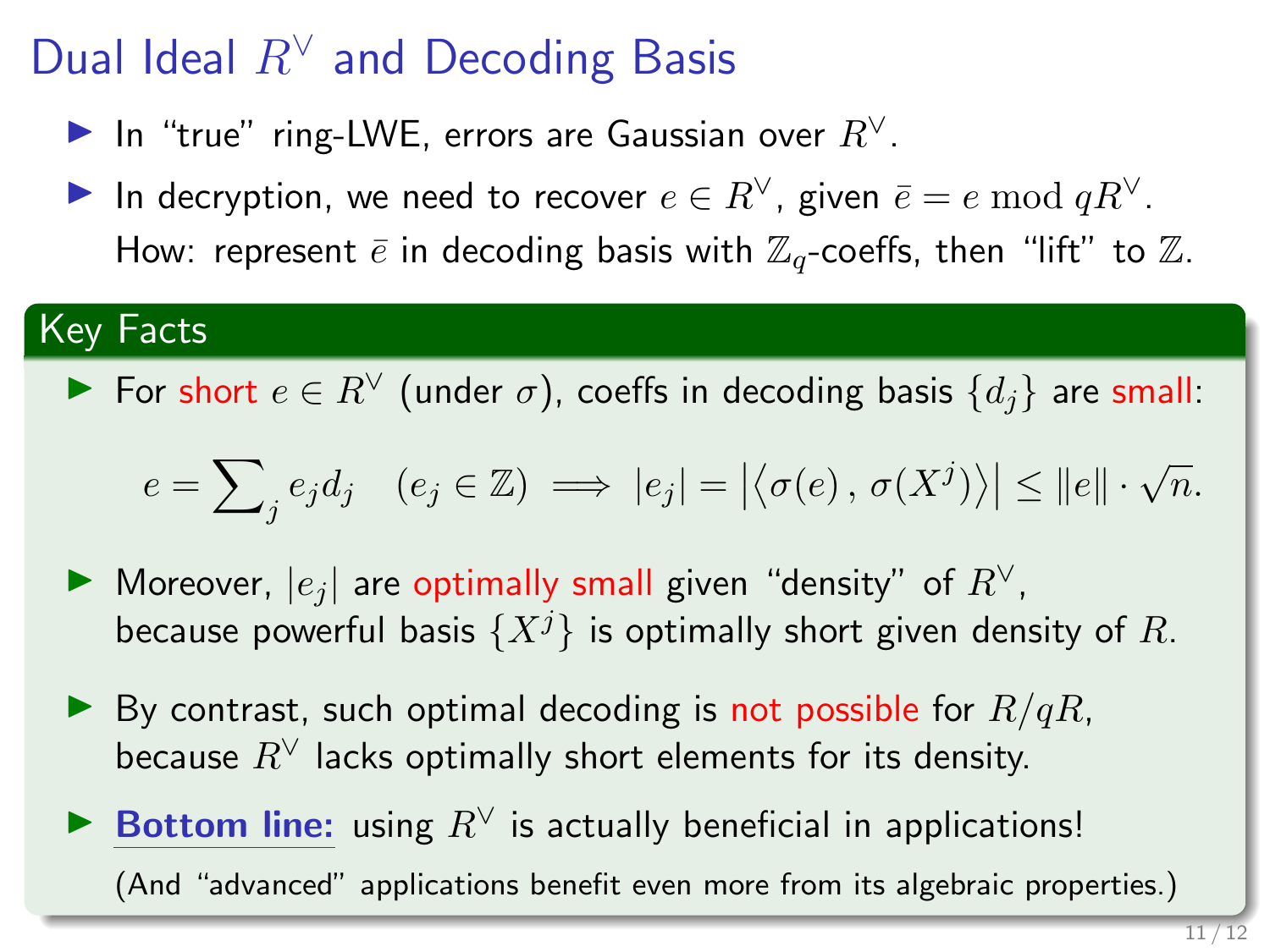# Dual Ideal $R^\vee$ and Decoding Basis

- In "true" ring-LWE, errors are Gaussian over $R^\vee$.
- In decryption, we need to recover $e \in R^\vee$, given $\bar{e} = e \bmod qR^\vee$.
  How: represent $\bar{e}$ in decoding basis with $\mathbb{Z}_q$-coeffs, then "lift" to $\mathbb{Z}$.

## Key Facts

- For short $e \in R^\vee$ (under $\sigma$), coeffs in decoding basis $\{d_j\}$ are small:

$$e = \sum_j e_j d_j \quad (e_j \in \mathbb{Z}) \implies |e_j| = \left|\langle \sigma(e) \, , \, \sigma(X^j) \rangle\right| \leq \|e\| \cdot \sqrt{n}.$$

- Moreover, $|e_j|$ are optimally small given "density" of $R^\vee$, because powerful basis $\{X^j\}$ is optimally short given density of $R$.
- By contrast, such optimal decoding is not possible for $R/qR$, because $R^\vee$ lacks optimally short elements for its density.
- **Bottom line:** using $R^\vee$ is actually beneficial in applications!

  (And "advanced" applications benefit even more from its algebraic properties.)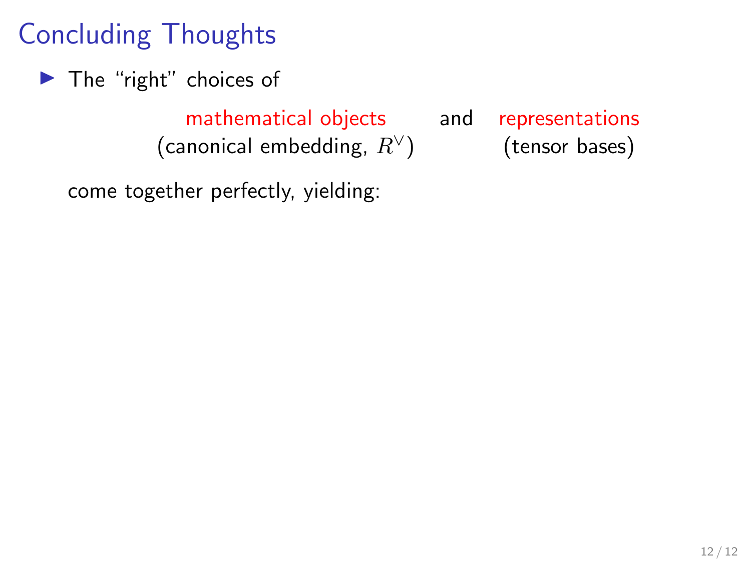# Concluding Thoughts

- The "right" choices of

  mathematical objects (canonical embedding, $R^\vee$) and representations (tensor bases)

  come together perfectly, yielding: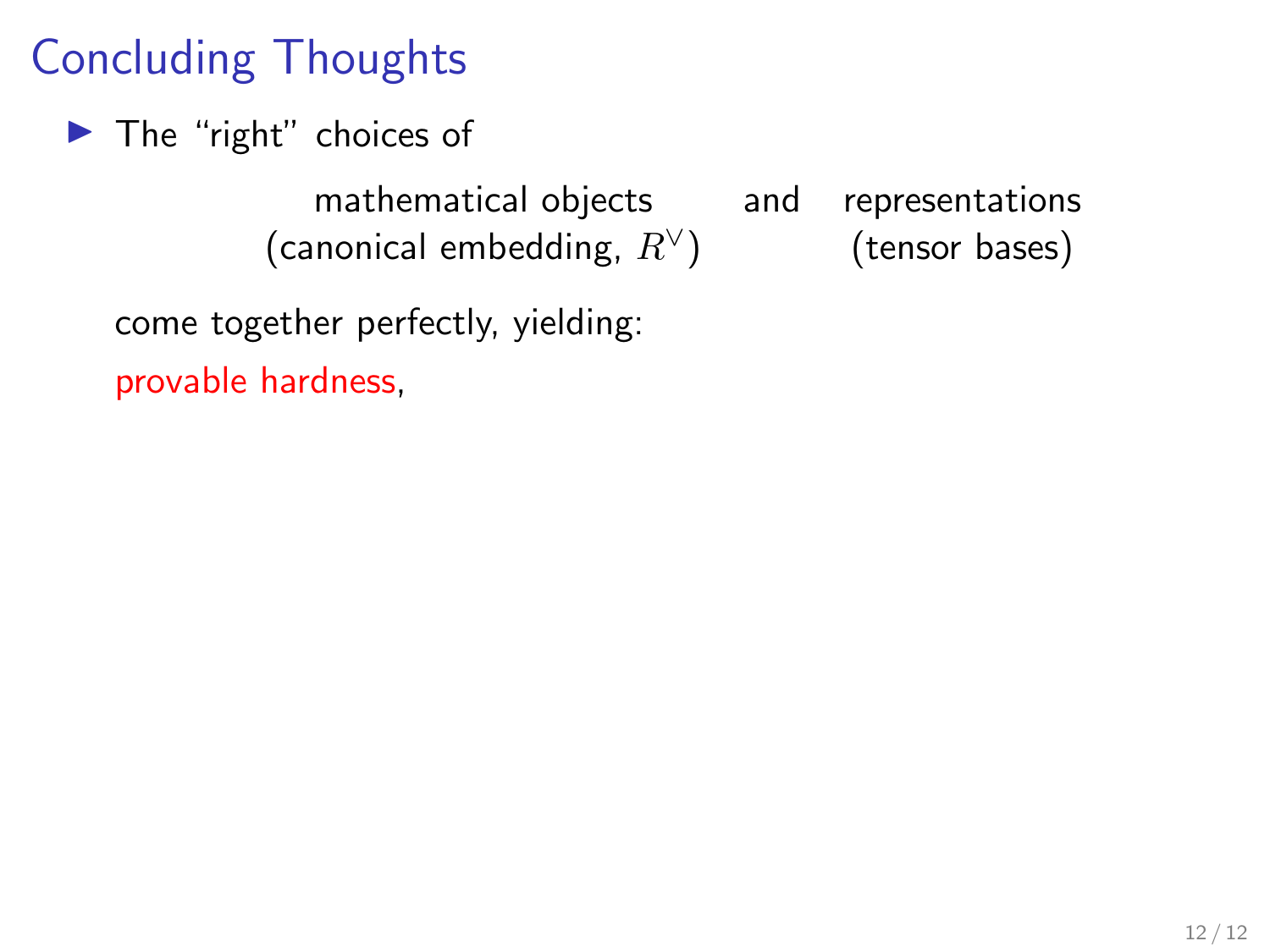# Concluding Thoughts

- The "right" choices of

| mathematical objects | and | representations |
|---|---|---|
| (canonical embedding, $R^\vee$) | | (tensor bases) |

come together perfectly, yielding:

provable hardness,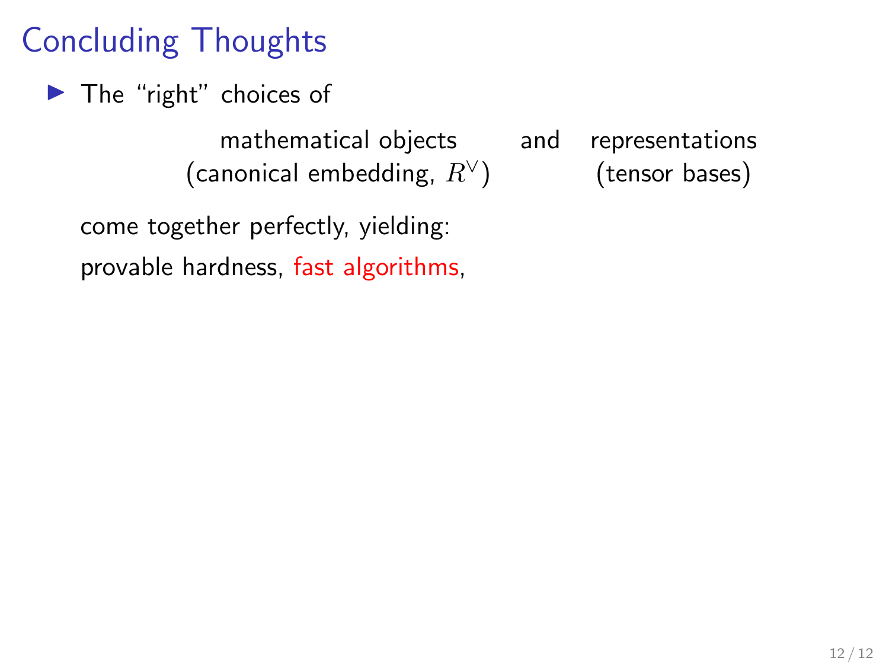# Concluding Thoughts

- The "right" choices of

| mathematical objects | and | representations |
|---|---|---|
| (canonical embedding, $R^\vee$) | | (tensor bases) |

come together perfectly, yielding:

provable hardness, fast algorithms,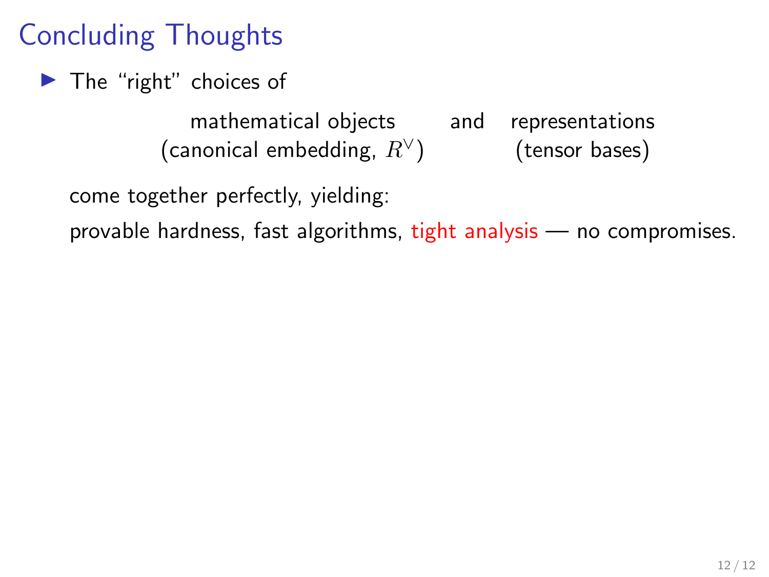# Concluding Thoughts

- The "right" choices of

  | mathematical objects | and | representations |
  |---|---|---|
  | (canonical embedding, $R^\vee$) | | (tensor bases) |

  come together perfectly, yielding:

  provable hardness, fast algorithms, tight analysis — no compromises.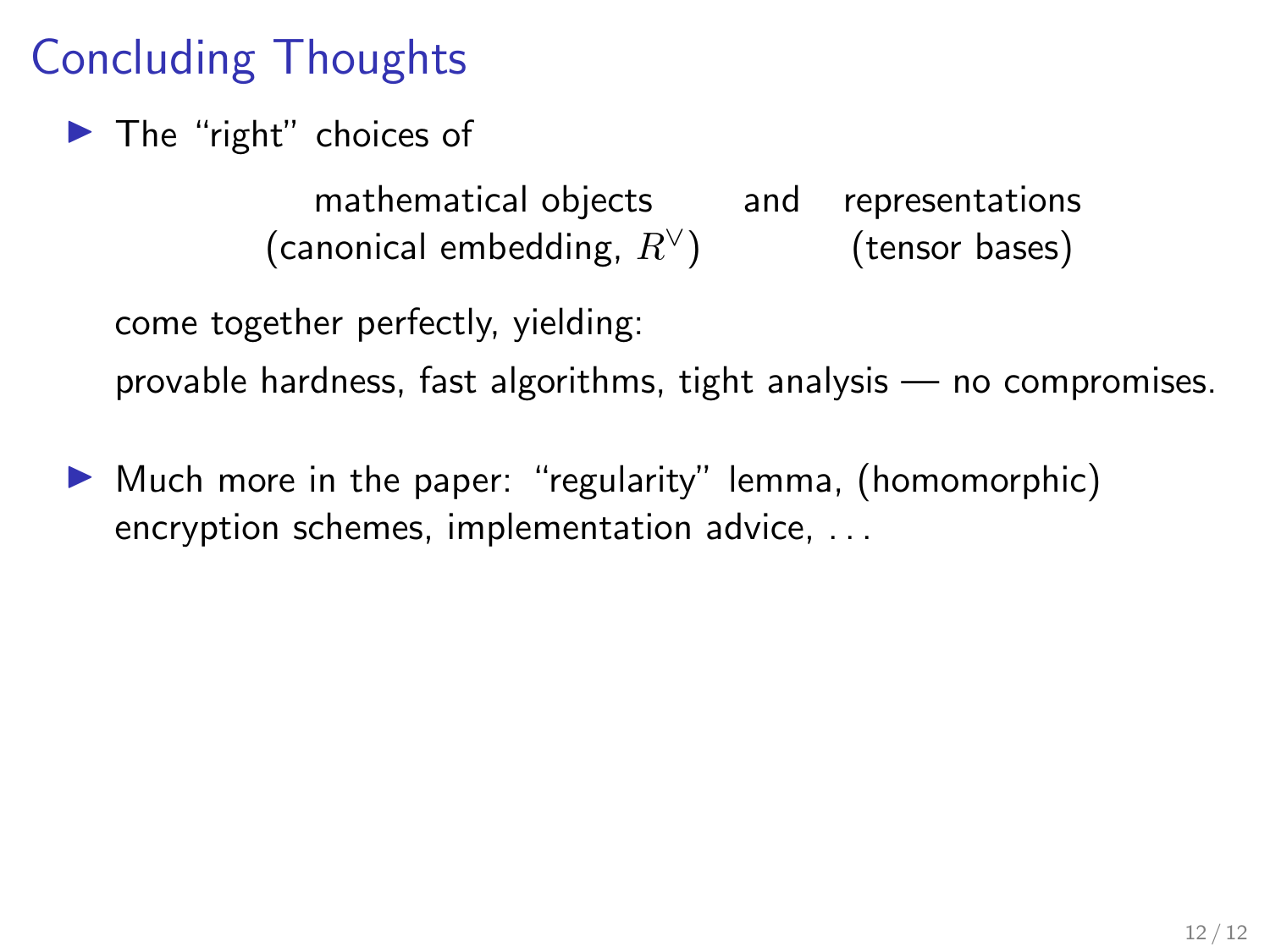# Concluding Thoughts

- The "right" choices of

  | mathematical objects | and | representations |
  |---|---|---|
  | (canonical embedding, $R^\vee$) | | (tensor bases) |

  come together perfectly, yielding:

  provable hardness, fast algorithms, tight analysis — no compromises.

- Much more in the paper: "regularity" lemma, (homomorphic) encryption schemes, implementation advice, ...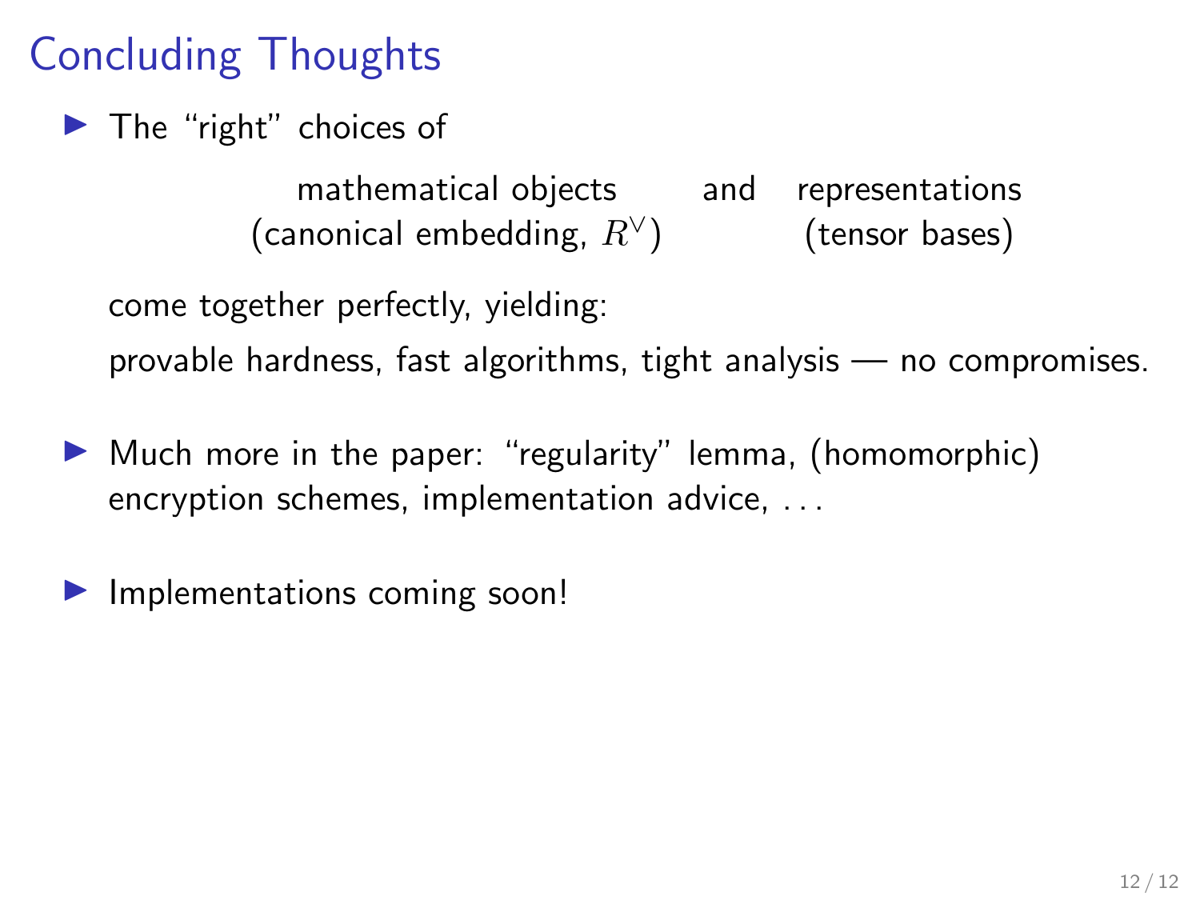# Concluding Thoughts

- The "right" choices of

  mathematical objects (canonical embedding, $R^\vee$) and representations (tensor bases)

  come together perfectly, yielding:

  provable hardness, fast algorithms, tight analysis — no compromises.

- Much more in the paper: "regularity" lemma, (homomorphic) encryption schemes, implementation advice, ...

- Implementations coming soon!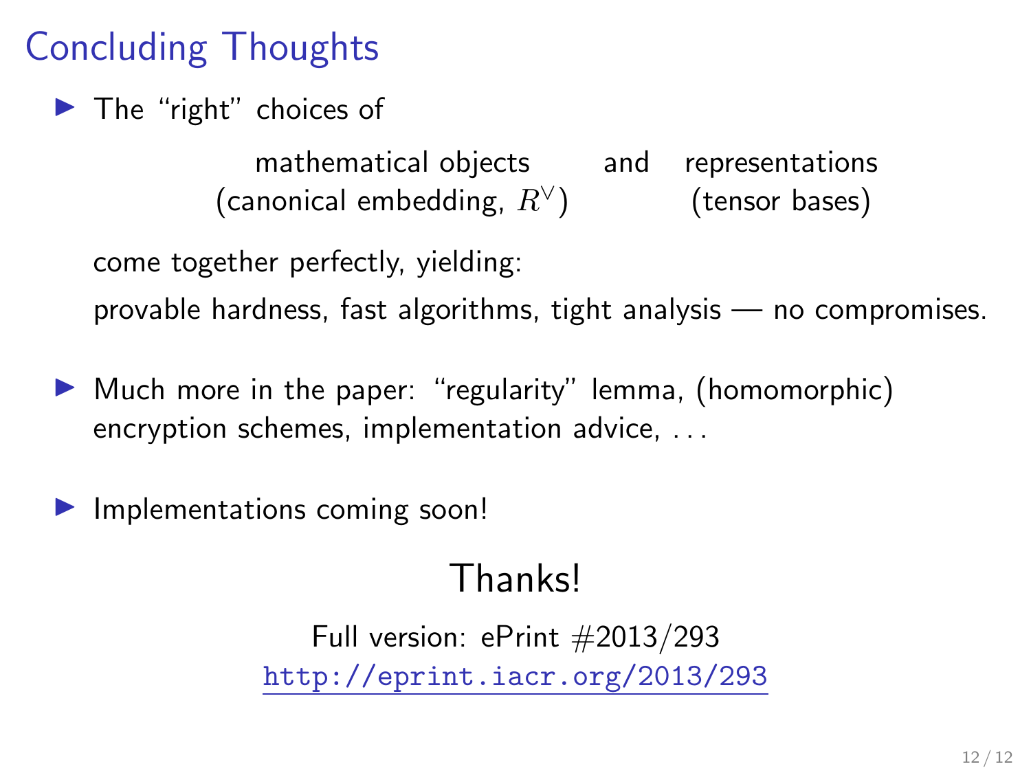# Concluding Thoughts

- The "right" choices of

  mathematical objects (canonical embedding, $R^\vee$) and representations (tensor bases)

  come together perfectly, yielding:

  provable hardness, fast algorithms, tight analysis — no compromises.

- Much more in the paper: "regularity" lemma, (homomorphic) encryption schemes, implementation advice, ...

- Implementations coming soon!

## Thanks!

Full version: ePrint #2013/293
http://eprint.iacr.org/2013/293